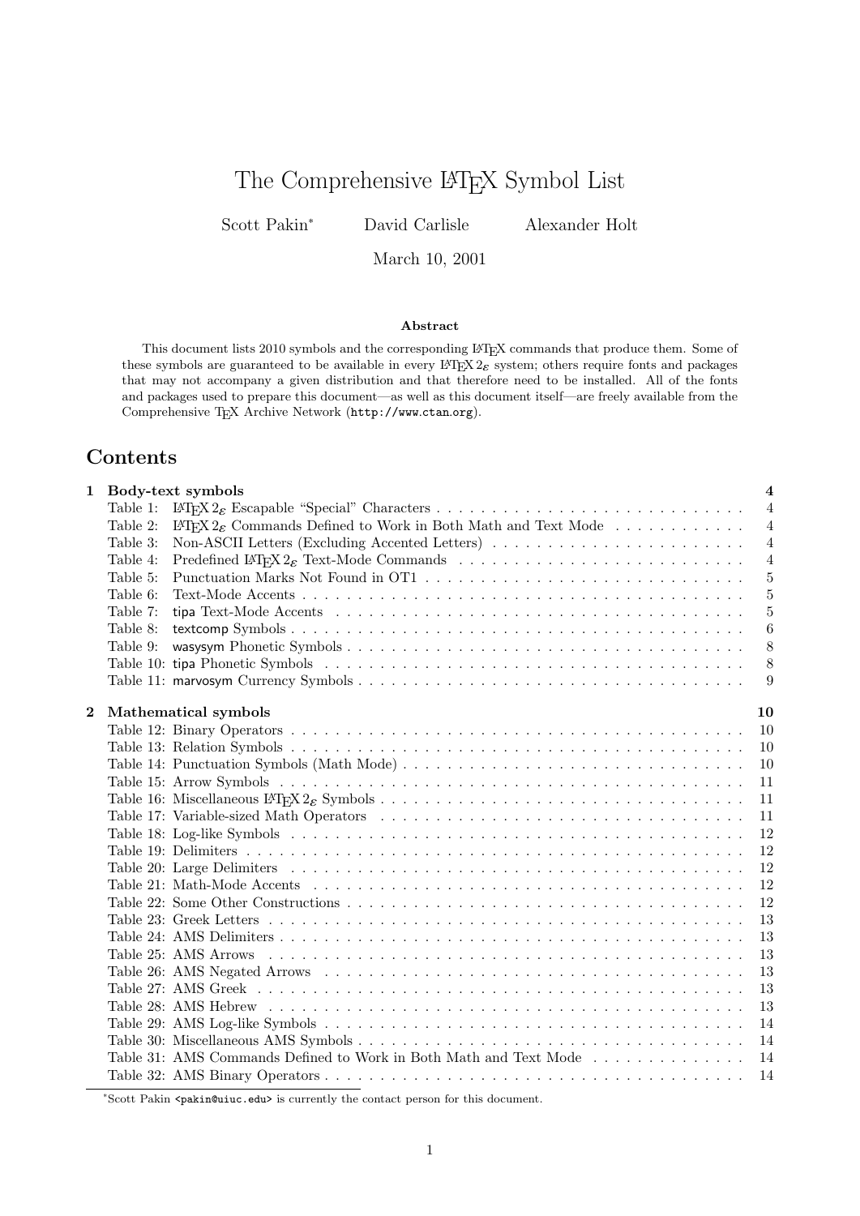# The Comprehensive LaTeX Symbol List

Scott Pakin[*] David Carlisle Alexander Holt

March 10, 2001

**Abstract**

This document lists 2010 symbols and the corresponding LaTeX commands that produce them. Some of these symbols are guaranteed to be available in every LaTeX 2ε system; others require fonts and packages that may not accompany a given distribution and that therefore need to be installed. All of the fonts and packages used to prepare this document—as well as this document itself—are freely available from the Comprehensive TeX Archive Network (`http://www.ctan.org`).

## Contents

**1 Body-text symbols** — **4**

- Table 1: LaTeX 2ε Escapable "Special" Characters . . . 4
- Table 2: LaTeX 2ε Commands Defined to Work in Both Math and Text Mode . . . 4
- Table 3: Non-ASCII Letters (Excluding Accented Letters) . . . 4
- Table 4: Predefined LaTeX 2ε Text-Mode Commands . . . 4
- Table 5: Punctuation Marks Not Found in OT1 . . . 5
- Table 6: Text-Mode Accents . . . 5
- Table 7: tipa Text-Mode Accents . . . 5
- Table 8: textcomp Symbols . . . 6
- Table 9: wasysym Phonetic Symbols . . . 8
- Table 10: tipa Phonetic Symbols . . . 8
- Table 11: marvosym Currency Symbols . . . 9

**2 Mathematical symbols** — **10**

- Table 12: Binary Operators . . . 10
- Table 13: Relation Symbols . . . 10
- Table 14: Punctuation Symbols (Math Mode) . . . 10
- Table 15: Arrow Symbols . . . 11
- Table 16: Miscellaneous LaTeX 2ε Symbols . . . 11
- Table 17: Variable-sized Math Operators . . . 11
- Table 18: Log-like Symbols . . . 12
- Table 19: Delimiters . . . 12
- Table 20: Large Delimiters . . . 12
- Table 21: Math-Mode Accents . . . 12
- Table 22: Some Other Constructions . . . 12
- Table 23: Greek Letters . . . 13
- Table 24: AMS Delimiters . . . 13
- Table 25: AMS Arrows . . . 13
- Table 26: AMS Negated Arrows . . . 13
- Table 27: AMS Greek . . . 13
- Table 28: AMS Hebrew . . . 13
- Table 29: AMS Log-like Symbols . . . 14
- Table 30: Miscellaneous AMS Symbols . . . 14
- Table 31: AMS Commands Defined to Work in Both Math and Text Mode . . . 14
- Table 32: AMS Binary Operators . . . 14

[*] Scott Pakin `<pakin@uiuc.edu>` is currently the contact person for this document.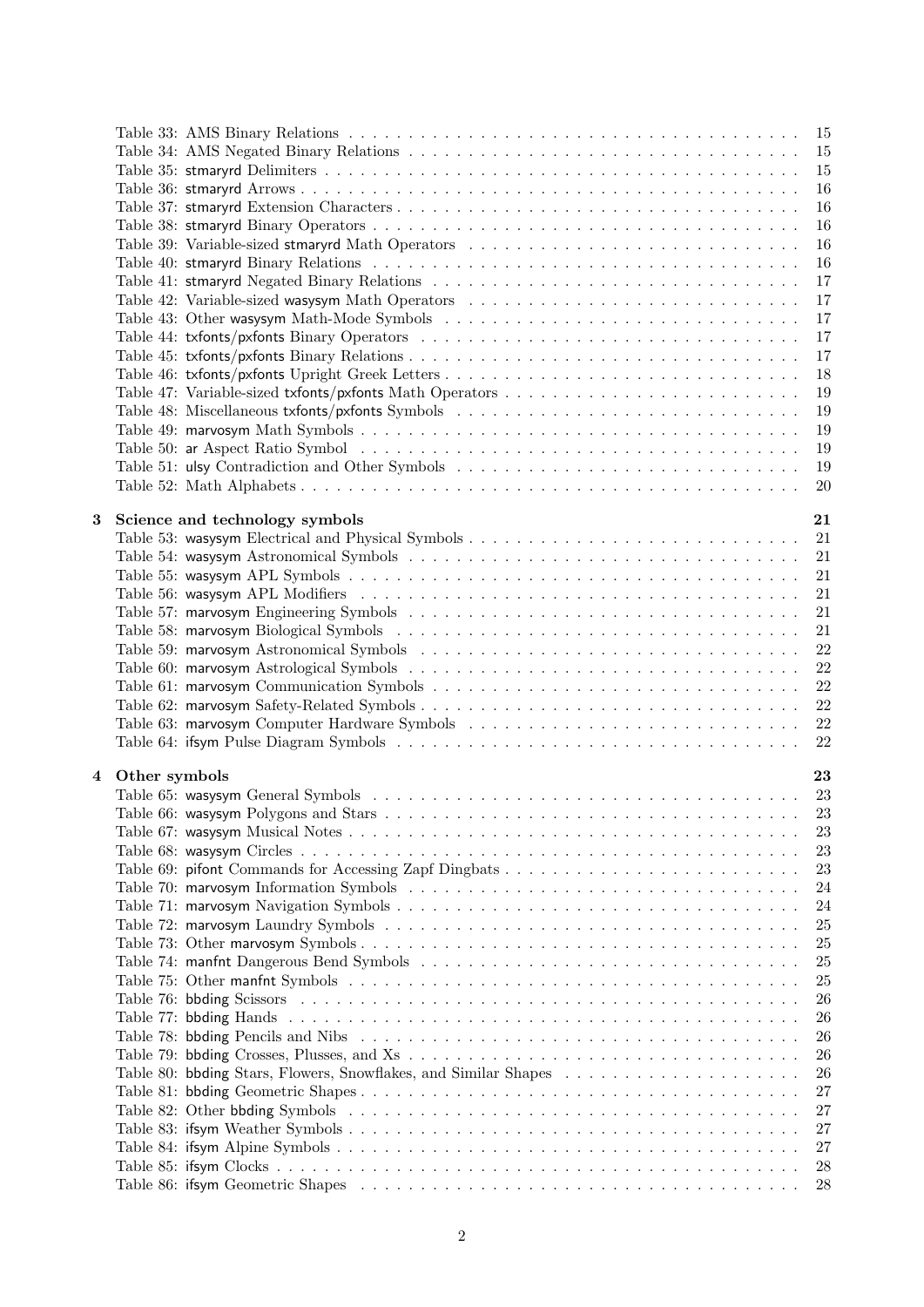Table 33: AMS Binary Relations . . . . . . . . . . 15
Table 34: AMS Negated Binary Relations . . . . . . . . . . 15
Table 35: stmaryrd Delimiters . . . . . . . . . . 15
Table 36: stmaryrd Arrows . . . . . . . . . . 16
Table 37: stmaryrd Extension Characters . . . . . . . . . . 16
Table 38: stmaryrd Binary Operators . . . . . . . . . . 16
Table 39: Variable-sized stmaryrd Math Operators . . . . . . . . . . 16
Table 40: stmaryrd Binary Relations . . . . . . . . . . 16
Table 41: stmaryrd Negated Binary Relations . . . . . . . . . . 17
Table 42: Variable-sized wasysym Math Operators . . . . . . . . . . 17
Table 43: Other wasysym Math-Mode Symbols . . . . . . . . . . 17
Table 44: txfonts/pxfonts Binary Operators . . . . . . . . . . 17
Table 45: txfonts/pxfonts Binary Relations . . . . . . . . . . 17
Table 46: txfonts/pxfonts Upright Greek Letters . . . . . . . . . . 18
Table 47: Variable-sized txfonts/pxfonts Math Operators . . . . . . . . . . 19
Table 48: Miscellaneous txfonts/pxfonts Symbols . . . . . . . . . . 19
Table 49: marvosym Math Symbols . . . . . . . . . . 19
Table 50: ar Aspect Ratio Symbol . . . . . . . . . . 19
Table 51: ulsy Contradiction and Other Symbols . . . . . . . . . . 19
Table 52: Math Alphabets . . . . . . . . . . 20

**3 Science and technology symbols** **21**

Table 53: wasysym Electrical and Physical Symbols . . . . . . . . . . 21
Table 54: wasysym Astronomical Symbols . . . . . . . . . . 21
Table 55: wasysym APL Symbols . . . . . . . . . . 21
Table 56: wasysym APL Modifiers . . . . . . . . . . 21
Table 57: marvosym Engineering Symbols . . . . . . . . . . 21
Table 58: marvosym Biological Symbols . . . . . . . . . . 21
Table 59: marvosym Astronomical Symbols . . . . . . . . . . 22
Table 60: marvosym Astrological Symbols . . . . . . . . . . 22
Table 61: marvosym Communication Symbols . . . . . . . . . . 22
Table 62: marvosym Safety-Related Symbols . . . . . . . . . . 22
Table 63: marvosym Computer Hardware Symbols . . . . . . . . . . 22
Table 64: ifsym Pulse Diagram Symbols . . . . . . . . . . 22

**4 Other symbols** **23**

Table 65: wasysym General Symbols . . . . . . . . . . 23
Table 66: wasysym Polygons and Stars . . . . . . . . . . 23
Table 67: wasysym Musical Notes . . . . . . . . . . 23
Table 68: wasysym Circles . . . . . . . . . . 23
Table 69: pifont Commands for Accessing Zapf Dingbats . . . . . . . . . . 23
Table 70: marvosym Information Symbols . . . . . . . . . . 24
Table 71: marvosym Navigation Symbols . . . . . . . . . . 24
Table 72: marvosym Laundry Symbols . . . . . . . . . . 25
Table 73: Other marvosym Symbols . . . . . . . . . . 25
Table 74: manfnt Dangerous Bend Symbols . . . . . . . . . . 25
Table 75: Other manfnt Symbols . . . . . . . . . . 25
Table 76: bbding Scissors . . . . . . . . . . 26
Table 77: bbding Hands . . . . . . . . . . 26
Table 78: bbding Pencils and Nibs . . . . . . . . . . 26
Table 79: bbding Crosses, Plusses, and Xs . . . . . . . . . . 26
Table 80: bbding Stars, Flowers, Snowflakes, and Similar Shapes . . . . . . . . . . 26
Table 81: bbding Geometric Shapes . . . . . . . . . . 27
Table 82: Other bbding Symbols . . . . . . . . . . 27
Table 83: ifsym Weather Symbols . . . . . . . . . . 27
Table 84: ifsym Alpine Symbols . . . . . . . . . . 27
Table 85: ifsym Clocks . . . . . . . . . . 28
Table 86: ifsym Geometric Shapes . . . . . . . . . . 28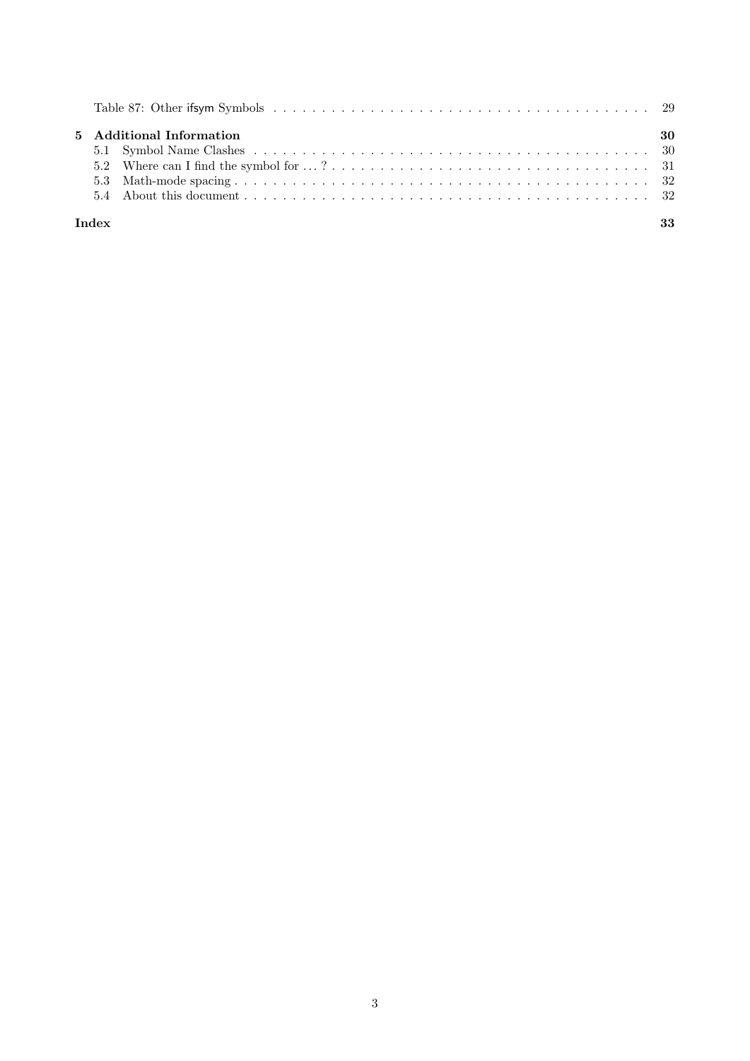Table 87: Other ifsym Symbols . . . . . . . . . . . . . . . . . . . . . . . . . . . . . . . . . . . . . . . 29

**5 Additional Information** **30**

5.1 Symbol Name Clashes . . . . . . . . . . . . . . . . . . . . . . . . . . . . . . . . . . . . . . . . . . 30

5.2 Where can I find the symbol for . . . ? . . . . . . . . . . . . . . . . . . . . . . . . . . . . . . . . 31

5.3 Math-mode spacing . . . . . . . . . . . . . . . . . . . . . . . . . . . . . . . . . . . . . . . . . . 32

5.4 About this document . . . . . . . . . . . . . . . . . . . . . . . . . . . . . . . . . . . . . . . . . 32

**Index** **33**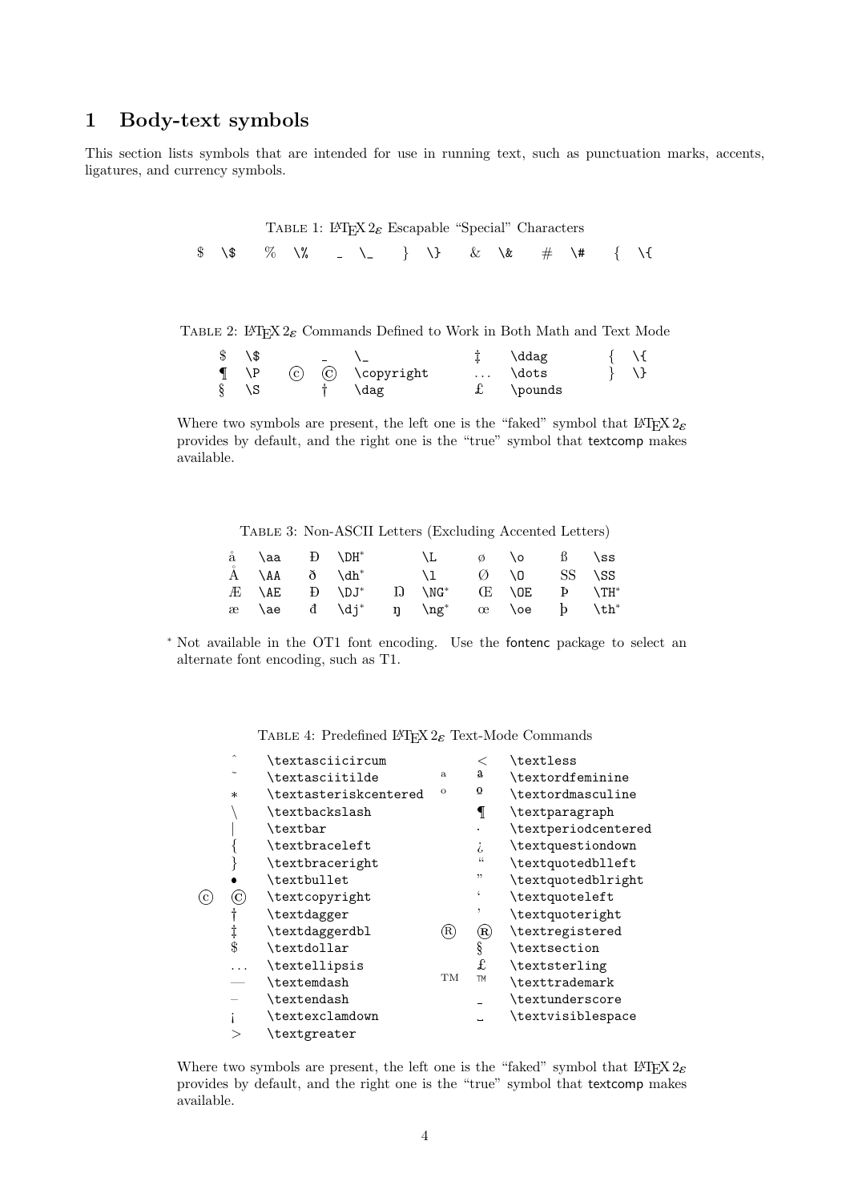# 1 Body-text symbols

This section lists symbols that are intended for use in running text, such as punctuation marks, accents, ligatures, and currency symbols.

TABLE 1: LaTeX 2ε Escapable "Special" Characters

| | | | | | | | | | | | | | |
|---|---|---|---|---|---|---|---|---|---|---|---|---|---|
| $ | \$ | % | \% | _ | \_ | } | \} | & | \& | # | \# | { | \{ |

TABLE 2: LaTeX 2ε Commands Defined to Work in Both Math and Text Mode

| | | | | | | | | | |
|---|---|---|---|---|---|---|---|---|---|
| $ | \$ | | _ | \_ | ‡ | \ddag | { | \{ |
| ¶ | \P | ⓒ | © | \copyright | ... | \dots | } | \} |
| § | \S | | † | \dag | £ | \pounds | | |

Where two symbols are present, the left one is the "faked" symbol that LaTeX 2ε provides by default, and the right one is the "true" symbol that textcomp makes available.

TABLE 3: Non-ASCII Letters (Excluding Accented Letters)

| | | | | | | | | | | | |
|---|---|---|---|---|---|---|---|---|---|---|---|
| å | \aa | Đ | \DH* | Ł | \L | ø | \o | ß | \ss |
| Å | \AA | ð | \dh* | ł | \l | Ø | \O | SS | \SS |
| Æ | \AE | Đ | \DJ* | Ŋ | \NG* | Œ | \OE | Þ | \TH* |
| æ | \ae | đ | \dj* | ŋ | \ng* | œ | \oe | þ | \th* |

\* Not available in the OT1 font encoding. Use the fontenc package to select an alternate font encoding, such as T1.

TABLE 4: Predefined LaTeX 2ε Text-Mode Commands

| | | | | | |
|---|---|---|---|---|---|
| | ˆ | \textasciicircum | | < | \textless |
| | ˜ | \textasciitilde | ª | ª | \textordfeminine |
| | ∗ | \textasteriskcentered | º | º | \textordmasculine |
| | \ | \textbackslash | | ¶ | \textparagraph |
| | \| | \textbar | | · | \textperiodcentered |
| | { | \textbraceleft | | ¿ | \textquestiondown |
| | } | \textbraceright | | " | \textquotedblleft |
| | • | \textbullet | | " | \textquotedblright |
| ⓒ | © | \textcopyright | | ' | \textquoteleft |
| | † | \textdagger | | ' | \textquoteright |
| | ‡ | \textdaggerdbl | Ⓡ | ® | \textregistered |
| | $ | \textdollar | | § | \textsection |
| | ... | \textellipsis | | £ | \textsterling |
| | — | \textemdash | TM | ™ | \texttrademark |
| | – | \textendash | | _ | \textunderscore |
| | ¡ | \textexclamdown | | ␣ | \textvisiblespace |
| | > | \textgreater | | | |

Where two symbols are present, the left one is the "faked" symbol that LaTeX 2ε provides by default, and the right one is the "true" symbol that textcomp makes available.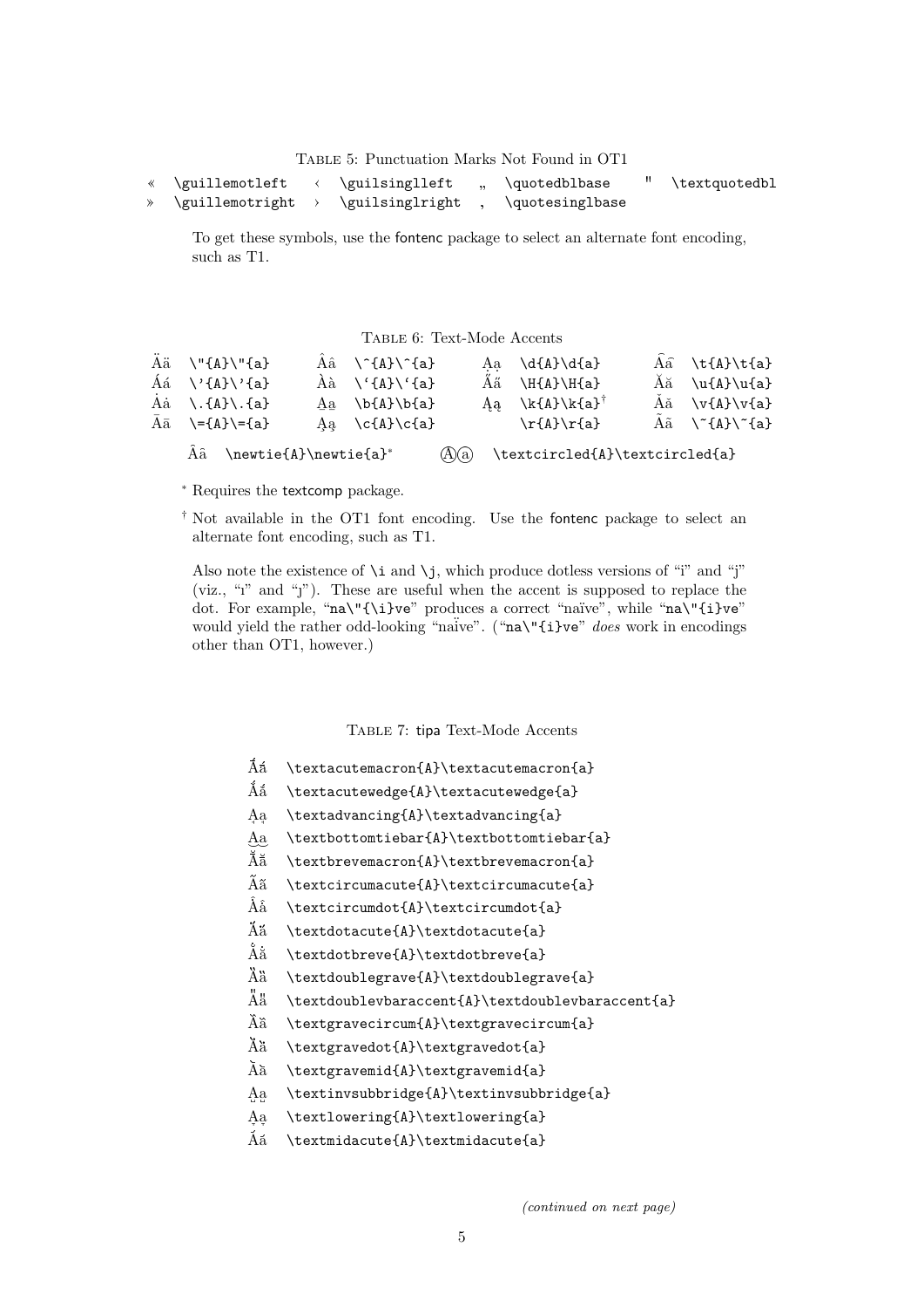Table 5: Punctuation Marks Not Found in OT1

| | | | | | | | |
|---|---|---|---|---|---|---|---|
| « | `\guillemotleft` | ‹ | `\guilsinglleft` | „ | `\quotedblbase` | " | `\textquotedbl` |
| » | `\guillemotright` | › | `\guilsinglright` | ‚ | `\quotesinglbase` | | |

To get these symbols, use the fontenc package to select an alternate font encoding, such as T1.

Table 6: Text-Mode Accents

| | | | | | | | |
|---|---|---|---|---|---|---|---|
| Ää | `\"{A}\"{a}` | Ââ | `\^{A}\^{a}` | Ạạ | `\d{A}\d{a}` | A͡a | `\t{A}\t{a}` |
| Áá | `\'{A}\'{a}` | Àà | `` \`{A}\`{a} `` | A̋a̋ | `\H{A}\H{a}` | Ăă | `\u{A}\u{a}` |
| Ȧȧ | `\.{A}\.{a}` | A̱a̱ | `\b{A}\b{a}` | Ąą | `\k{A}\k{a}`[†] | Ǎǎ | `\v{A}\v{a}` |
| Āā | `\={A}\={a}` | A̧a̧ | `\c{A}\c{a}` | Åå | `\r{A}\r{a}` | Ãã | `\~{A}\~{a}` |

| | | | |
|---|---|---|---|
| A͡a | `\newtie{A}\newtie{a}`[*] | Ⓐⓐ | `\textcircled{A}\textcircled{a}` |

[*] Requires the textcomp package.

[†] Not available in the OT1 font encoding. Use the fontenc package to select an alternate font encoding, such as T1.

Also note the existence of `\i` and `\j`, which produce dotless versions of "i" and "j" (viz., "ı" and "ȷ"). These are useful when the accent is supposed to replace the dot. For example, "`na\"{\i}ve`" produces a correct "naïve", while "`na\"{i}ve`" would yield the rather odd-looking "naï̇ve". ("`na\"{i}ve`" *does* work in encodings other than OT1, however.)

Table 7: tipa Text-Mode Accents

| | |
|---|---|
| Ā́ā́ | `\textacutemacron{A}\textacutemacron{a}` |
| Ǎ́ǎ́ | `\textacutewedge{A}\textacutewedge{a}` |
| A̟a̟ | `\textadvancing{A}\textadvancing{a}` |
| A͜a | `\textbottomtiebar{A}\textbottomtiebar{a}` |
| Ă̄ă̄ | `\textbrevemacron{A}\textbrevemacron{a}` |
| Ấấ | `\textcircumacute{A}\textcircumacute{a}` |
| Âȧ | `\textcircumdot{A}\textcircumdot{a}` |
| Ȧ́ȧ́ | `\textdotacute{A}\textdotacute{a}` |
| Ȧ̆ȧ̆ | `\textdotbreve{A}\textdotbreve{a}` |
| Ȁȁ | `\textdoublegrave{A}\textdoublegrave{a}` |
| A̎a̎ | `\textdoublevbaraccent{A}\textdoublevbaraccent{a}` |
| Ầầ | `\textgravecircum{A}\textgravecircum{a}` |
| Ȧ̀ȧ̀ | `\textgravedot{A}\textgravedot{a}` |
| Àà | `\textgravemid{A}\textgravemid{a}` |
| A̺a̺ | `\textinvsubbridge{A}\textinvsubbridge{a}` |
| A̞a̞ | `\textlowering{A}\textlowering{a}` |
| Áá | `\textmidacute{A}\textmidacute{a}` |

*(continued on next page)*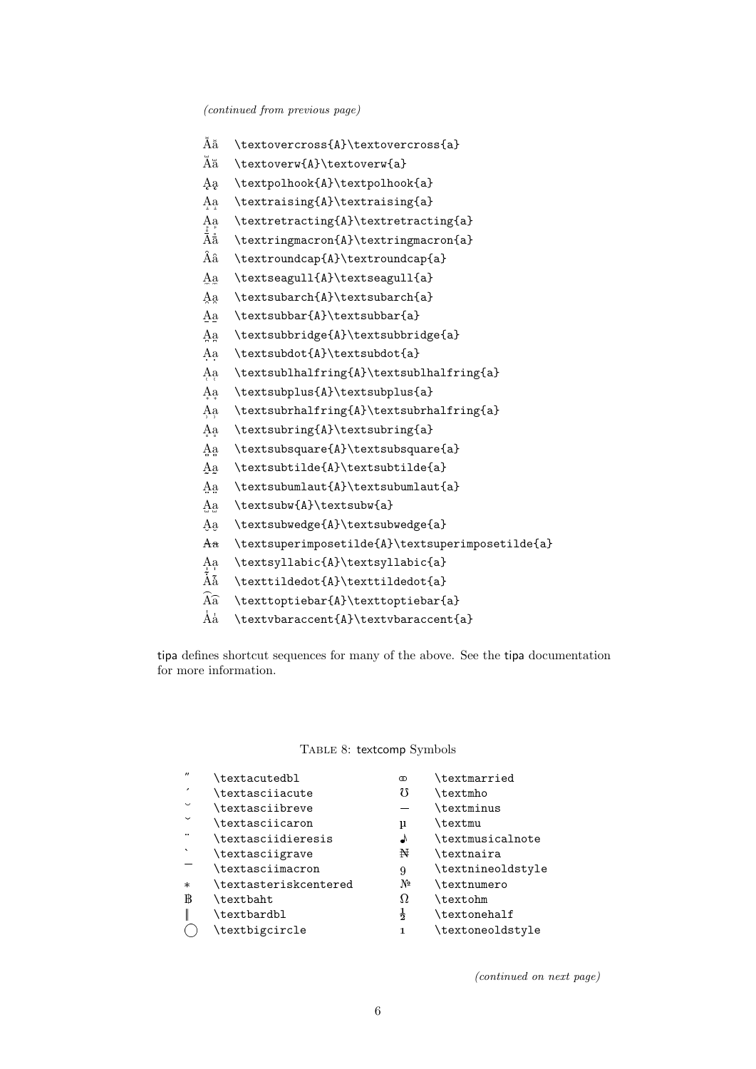*(continued from previous page)*

| | |
|---|---|
| A̽a̽ | `\textovercross{A}\textovercross{a}` |
| Ăă | `\textoverw{A}\textoverw{a}` |
| Ąą | `\textpolhook{A}\textpolhook{a}` |
| A̝a̝ | `\textraising{A}\textraising{a}` |
| A̠a̠ | `\textretracting{A}\textretracting{a}` |
| Āā | `\textringmacron{A}\textringmacron{a}` |
| Ââ | `\textroundcap{A}\textroundcap{a}` |
| A̼a̼ | `\textseagull{A}\textseagull{a}` |
| A̯a̯ | `\textsubarch{A}\textsubarch{a}` |
| A̱a̱ | `\textsubbar{A}\textsubbar{a}` |
| A̪a̪ | `\textsubbridge{A}\textsubbridge{a}` |
| Ạạ | `\textsubdot{A}\textsubdot{a}` |
| A̜a̜ | `\textsublhalfring{A}\textsublhalfring{a}` |
| A̟a̟ | `\textsubplus{A}\textsubplus{a}` |
| A̹a̹ | `\textsubrhalfring{A}\textsubrhalfring{a}` |
| Ḁḁ | `\textsubring{A}\textsubring{a}` |
| A̻a̻ | `\textsubsquare{A}\textsubsquare{a}` |
| A̰a̰ | `\textsubtilde{A}\textsubtilde{a}` |
| A̤a̤ | `\textsubumlaut{A}\textsubumlaut{a}` |
| A̫a̫ | `\textsubw{A}\textsubw{a}` |
| A̬a̬ | `\textsubwedge{A}\textsubwedge{a}` |
| A̴a̴ | `\textsuperimposetilde{A}\textsuperimposetilde{a}` |
| A̩a̩ | `\textsyllabic{A}\textsyllabic{a}` |
| Ãã | `\texttildedot{A}\texttildedot{a}` |
| A͡a | `\texttoptiebar{A}\texttoptiebar{a}` |
| A̍a̍ | `\textvbaraccent{A}\textvbaraccent{a}` |

tipa defines shortcut sequences for many of the above. See the tipa documentation for more information.

Table 8: textcomp Symbols

| | | | |
|---|---|---|---|
| ˝ | `\textacutedbl` | ⚭ | `\textmarried` |
| ´ | `\textasciiacute` | ℧ | `\textmho` |
| ˘ | `\textasciibreve` | − | `\textminus` |
| ˇ | `\textasciicaron` | µ | `\textmu` |
| ¨ | `\textasciidieresis` | ♪ | `\textmusicalnote` |
| ` | `\textasciigrave` | ₦ | `\textnaira` |
| ¯ | `\textasciimacron` | 9 | `\textnineoldstyle` |
| ∗ | `\textasteriskcentered` | № | `\textnumero` |
| ฿ | `\textbaht` | Ω | `\textohm` |
| ‖ | `\textbardbl` | ½ | `\textonehalf` |
| ◯ | `\textbigcircle` | 1 | `\textoneoldstyle` |

*(continued on next page)*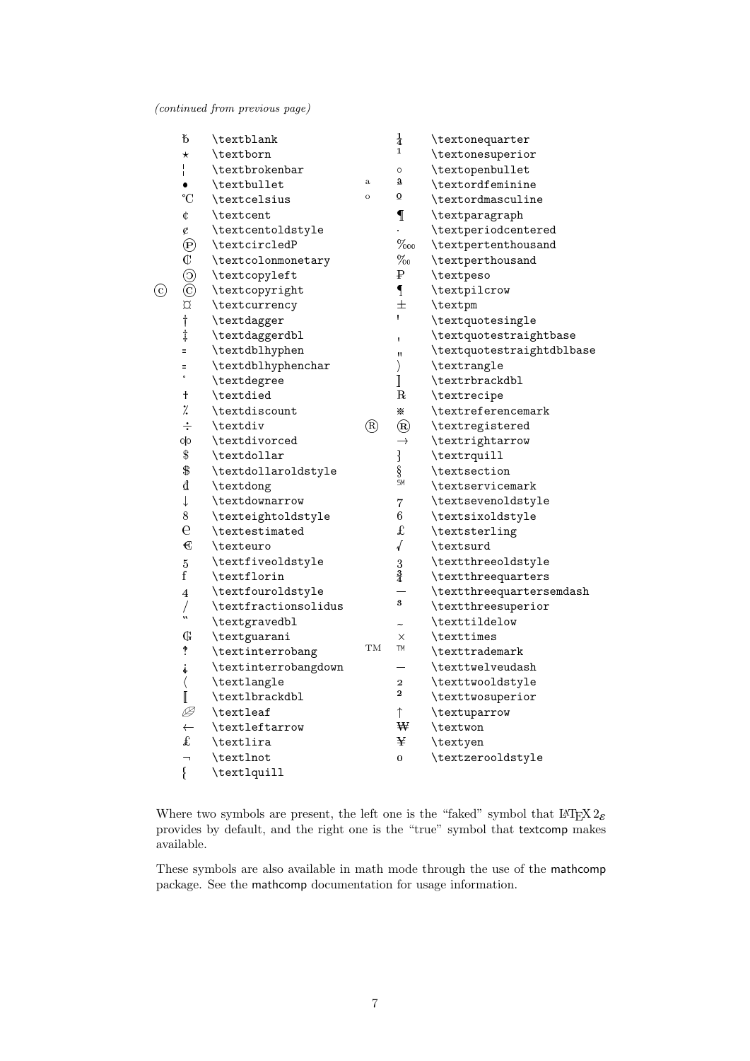*(continued from previous page)*

| | | | | | |
|---|---|---|---|---|---|
| | ƀ | \textblank | | ¼ | \textonequarter |
| | ⋆ | \textborn | | ¹ | \textonesuperior |
| | ¦ | \textbrokenbar | | ◦ | \textopenbullet |
| | • | \textbullet | a | ª | \textordfeminine |
| | ℃ | \textcelsius | o | º | \textordmasculine |
| | ¢ | \textcent | | ¶ | \textparagraph |
| | ¢ | \textcentoldstyle | | · | \textperiodcentered |
| | ℗ | \textcircledP | | ‱ | \textpertenthousand |
| | ₡ | \textcolonmonetary | | ‰ | \textperthousand |
| | 🄯 | \textcopyleft | | ₱ | \textpeso |
| ⓒ | © | \textcopyright | | ¶ | \textpilcrow |
| | ¤ | \textcurrency | | ± | \textpm |
| | † | \textdagger | | ' | \textquotesingle |
| | ‡ | \textdaggerdbl | | ‚ | \textquotestraightbase |
| | ⹀ | \textdblhyphen | | „ | \textquotestraightdblbase |
| | ⹀ | \textdblhyphenchar | | 〉 | \textrangle |
| | ˚ | \textdegree | | ⟧ | \textrbrackdbl |
| | † | \textdied | | ℞ | \textrecipe |
| | ⁒ | \textdiscount | | ※ | \textreferencemark |
| | ÷ | \textdiv | Ⓡ | ® | \textregistered |
| | ⚮ | \textdivorced | | → | \textrightarrow |
| | $ | \textdollar | | ⁆ | \textrquill |
| | $ | \textdollaroldstyle | | § | \textsection |
| | ₫ | \textdong | | ℠ | \textservicemark |
| | ↓ | \textdownarrow | | 7 | \textsevenoldstyle |
| | 8 | \texteightoldstyle | | 6 | \textsixoldstyle |
| | ℮ | \textestimated | | £ | \textsterling |
| | € | \texteuro | | √ | \textsurd |
| | 5 | \textfiveoldstyle | | 3 | \textthreeoldstyle |
| | ƒ | \textflorin | | ¾ | \textthreequarters |
| | 4 | \textfouroldstyle | | — | \textthreequartersemdash |
| | ⁄ | \textfractionsolidus | | ³ | \textthreesuperior |
| | ˵ | \textgravedbl | | ˷ | \texttildelow |
| | ₲ | \textguarani | | × | \texttimes |
| | ‽ | \textinterrobang | TM | ™ | \texttrademark |
| | ⸘ | \textinterrobangdown | | — | \texttwelveudash |
| | 〈 | \textlangle | | 2 | \texttwooldstyle |
| | ⟦ | \textlbrackdbl | | ² | \texttwosuperior |
| | 🙠 | \textleaf | | ↑ | \textuparrow |
| | ← | \textleftarrow | | ₩ | \textwon |
| | ₤ | \textlira | | ¥ | \textyen |
| | ¬ | \textlnot | | 0 | \textzerooldstyle |
| | ⁅ | \textlquill | | | |

Where two symbols are present, the left one is the "faked" symbol that LaTeX 2ε provides by default, and the right one is the "true" symbol that textcomp makes available.

These symbols are also available in math mode through the use of the mathcomp package. See the mathcomp documentation for usage information.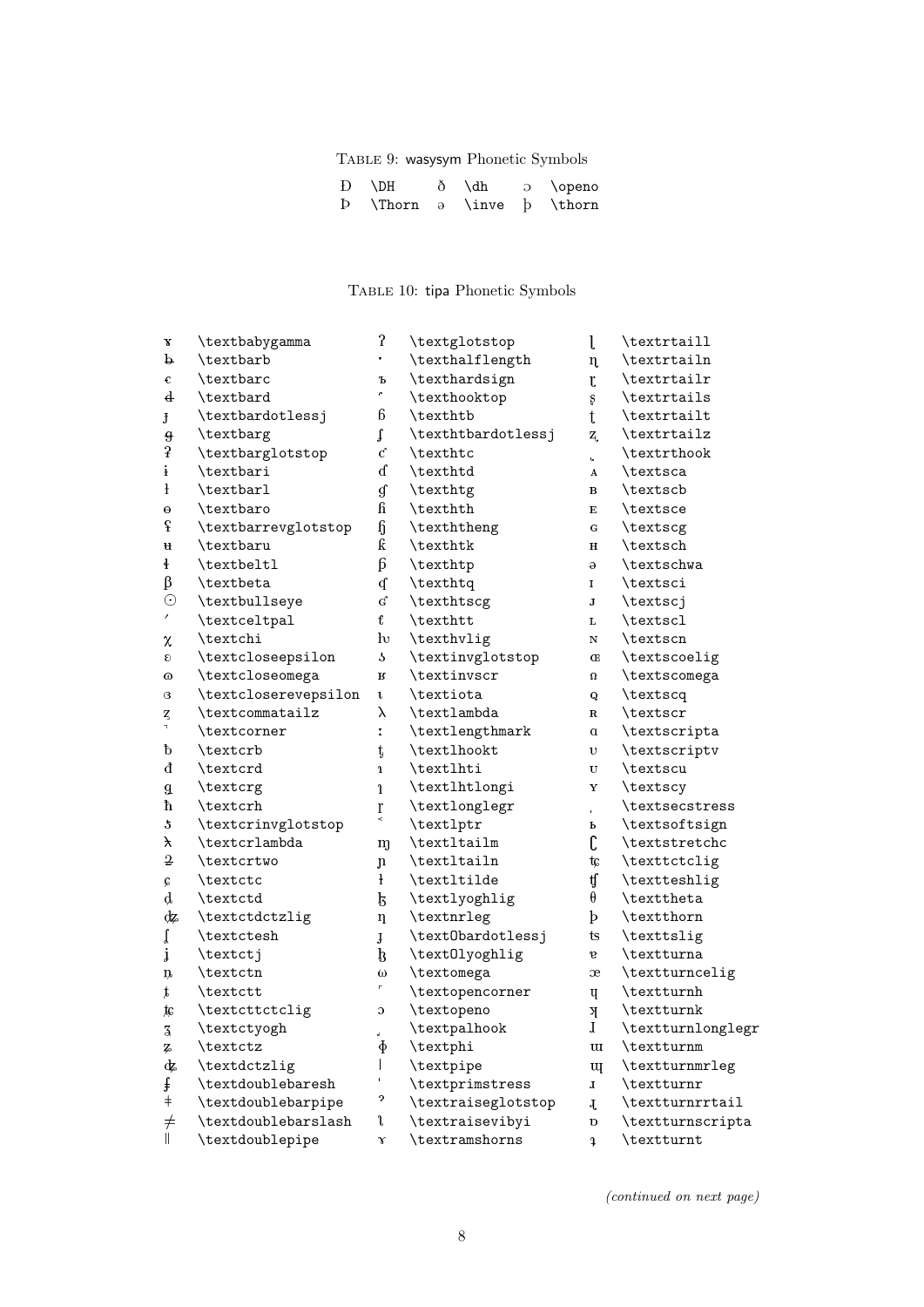Table 9: wasysym Phonetic Symbols

| | | | | | |
|---|---|---|---|---|---|
| Đ | \DH | ð | \dh | ɔ | \openo |
| Þ | \Thorn | ə | \inve | þ | \thorn |

Table 10: tipa Phonetic Symbols

| | | | | | |
|---|---|---|---|---|---|
| ɤ | \textbabygamma | ʔ | \textglotstop | ɭ | \textrtaill |
| ƀ | \textbarb | ˑ | \texthalflength | ɳ | \textrtailn |
| ȼ | \textbarc | ъ | \texthardsign | ɽ | \textrtailr |
| đ | \textbard | ʼ | \texthooktop | ʂ | \textrtails |
| ɟ | \textbardotlessj | ɓ | \texthtb | ʈ | \textrtailt |
| ǥ | \textbarg | ʄ | \texthtbardotlessj | ʐ | \textrtailz |
| ʡ | \textbarglotstop | ƈ | \texthtc | ˞ | \textrthook |
| ɨ | \textbari | ɗ | \texthtd | ᴀ | \textsca |
| ł | \textbarl | ɠ | \texthtg | ʙ | \textscb |
| ɵ | \textbaro | ɦ | \texthth | ᴇ | \textsce |
| ʢ | \textbarrevglotstop | ɧ | \texththeng | ɢ | \textscg |
| ʉ | \textbaru | ƙ | \texthtk | ʜ | \textsch |
| ɬ | \textbeltl | ƥ | \texthtp | ə | \textschwa |
| β | \textbeta | ʠ | \texthtq | ɪ | \textsci |
| ʘ | \textbullseye | ʛ | \texthtscg | ᴊ | \textscj |
| ˏ | \textceltpal | ƭ | \texthtt | ʟ | \textscl |
| χ | \textchi | ɧ | \texthvlig | ɴ | \textscn |
| ɛ | \textcloseepsilon | ʖ | \textinvglotstop | ɶ | \textscoelig |
| ɷ | \textcloseomega | ʁ | \textinvscr | ꭥ | \textscomega |
| ɞ | \textcloserevepsilon | ɩ | \textiota | ꞯ | \textscq |
| ʓ | \textcommatailz | λ | \textlambda | ʀ | \textscr |
| ˺ | \textcorner | ː | \textlengthmark | ɑ | \textscripta |
| ƀ | \textcrb | ƫ | \textlhookt | ʋ | \textscriptv |
| đ | \textcrd | ɿ | \textlhti | ᴜ | \textscu |
| ǥ | \textcrg | ɿ | \textlhtlongi | ʏ | \textscy |
| ħ | \textcrh | ɼ | \textlonglegr | ˌ | \textsecstress |
| ʕ | \textcrinvglotstop | ˂ | \textlptr | ь | \textsoftsign |
| ƛ | \textcrlambda | ɱ | \textltailm | ʗ | \textstretchc |
| ƻ | \textcrtwo | ɲ | \textltailn | ʨ | \texttctclig |
| ç | \textctc | ɫ | \textltilde | ʧ | \textteshlig |
| ȡ | \textctd | ɮ | \textlyoghlig | θ | \texttheta |
| ʥ | \textctdctzlig | ŋ | \textnrleg | þ | \textthorn |
| ʆ | \textctesh | ɟ | \textObardotlessj | ʦ | \texttslig |
| ʝ | \textctj | ɮ | \textOlyoghlig | ɐ | \textturna |
| ȵ | \textctn | ω | \textomega | ᴂ | \textturncelig |
| ȶ | \textctt | ˹ | \textopencorner | ɥ | \textturnh |
| ʨ | \textcttctclig | ɔ | \textopeno | ʞ | \textturnk |
| ʓ | \textctyogh | ̡ | \textpalhook | ɺ | \textturnlonglegr |
| ʑ | \textctz | ɸ | \textphi | ɯ | \textturnm |
| ʥ | \textdctzlig | ǀ | \textpipe | ɰ | \textturnmrleg |
| ǂ | \textdoublebaresh | ˈ | \textprimstress | ɹ | \textturnr |
| ǂ | \textdoublebarpipe | ˀ | \textraiseglotstop | ɻ | \textturnrrtail |
| ≠ | \textdoublebarslash | ʅ | \textraisevibyi | ɒ | \textturnscripta |
| ǁ | \textdoublepipe | ɤ | \textramshorns | ʇ | \textturnt |

*(continued on next page)*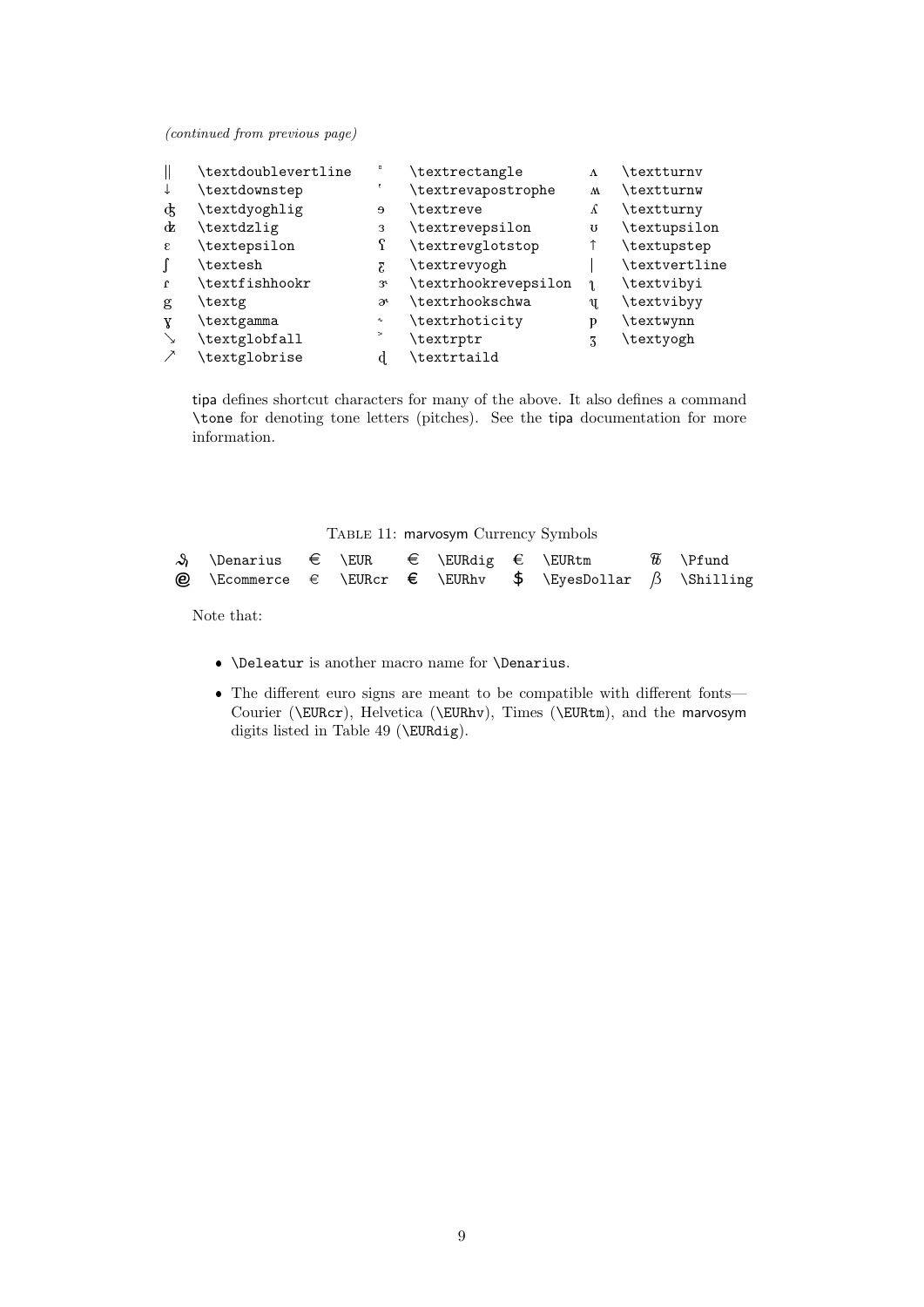*(continued from previous page)*

| | | | | | |
|---|---|---|---|---|---|
| ‖ | \textdoublevertline | ▫ | \textrectangle | ʌ | \textturnv |
| ↓ | \textdownstep | ʻ | \textrevapostrophe | ʍ | \textturnw |
| ʤ | \textdyoghlig | ɘ | \textreve | ʎ | \textturny |
| ʣ | \textdzlig | ɜ | \textrevepsilon | ʊ | \textupsilon |
| ɛ | \textepsilon | ʕ | \textrevglotstop | ↑ | \textupstep |
| ʃ | \textesh | ƹ | \textrevyogh | \| | \textvertline |
| ɾ | \textfishhookr | ɝ | \textrhookrevepsilon | ɿ | \textvibyi |
| ɡ | \textg | ɚ | \textrhookschwa | ʯ | \textvibyy |
| ɣ | \textgamma | ˞ | \textrhoticity | ƿ | \textwynn |
| ↘ | \textglobfall | ˃ | \textrptr | ʒ | \textyogh |
| ↗ | \textglobrise | ɖ | \textrtaild | | |

tipa defines shortcut characters for many of the above. It also defines a command \tone for denoting tone letters (pitches). See the tipa documentation for more information.

Table 11: marvosym Currency Symbols

| | | | | | | | | | |
|---|---|---|---|---|---|---|---|---|---|
| ₰ | \Denarius | € | \EUR | € | \EURdig | € | \EURtm | ₶ | \Pfund |
| @ | \Ecommerce | € | \EURcr | € | \EURhv | $ | \EyesDollar | $\beta$ | \Shilling |

Note that:

- \Deleatur is another macro name for \Denarius.
- The different euro signs are meant to be compatible with different fonts—Courier (\EURcr), Helvetica (\EURhv), Times (\EURtm), and the marvosym digits listed in Table 49 (\EURdig).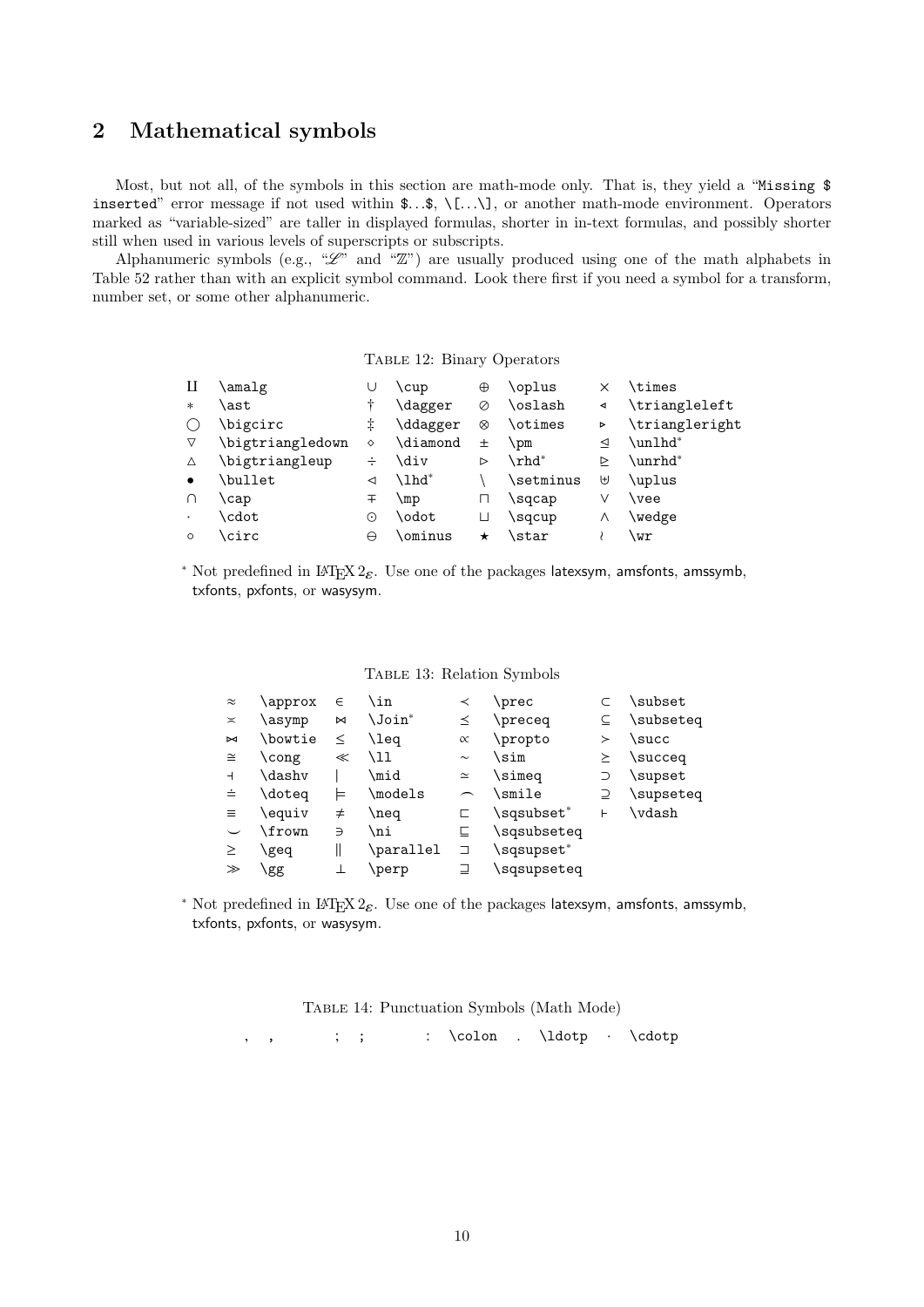## 2 Mathematical symbols

Most, but not all, of the symbols in this section are math-mode only. That is, they yield a "`Missing $ inserted`" error message if not used within `$...$`, `\[...\]`, or another math-mode environment. Operators marked as "variable-sized" are taller in displayed formulas, shorter in in-text formulas, and possibly shorter still when used in various levels of superscripts or subscripts.

Alphanumeric symbols (e.g., "$\mathscr{L}$" and "$\mathbb{Z}$") are usually produced using one of the math alphabets in Table 52 rather than with an explicit symbol command. Look there first if you need a symbol for a transform, number set, or some other alphanumeric.

Table 12: Binary Operators

| | | | | | | | |
|---|---|---|---|---|---|---|---|
| $\amalg$ | `\amalg` | $\cup$ | `\cup` | $\oplus$ | `\oplus` | $\times$ | `\times` |
| $\ast$ | `\ast` | $\dagger$ | `\dagger` | $\oslash$ | `\oslash` | $\triangleleft$ | `\triangleleft` |
| $\bigcirc$ | `\bigcirc` | $\ddagger$ | `\ddagger` | $\otimes$ | `\otimes` | $\triangleright$ | `\triangleright` |
| $\bigtriangledown$ | `\bigtriangledown` | $\diamond$ | `\diamond` | $\pm$ | `\pm` | $\unlhd$ | `\unlhd`* |
| $\bigtriangleup$ | `\bigtriangleup` | $\div$ | `\div` | $\rhd$ | `\rhd`* | $\unrhd$ | `\unrhd`* |
| $\bullet$ | `\bullet` | $\lhd$ | `\lhd`* | $\setminus$ | `\setminus` | $\uplus$ | `\uplus` |
| $\cap$ | `\cap` | $\mp$ | `\mp` | $\sqcap$ | `\sqcap` | $\vee$ | `\vee` |
| $\cdot$ | `\cdot` | $\odot$ | `\odot` | $\sqcup$ | `\sqcup` | $\wedge$ | `\wedge` |
| $\circ$ | `\circ` | $\ominus$ | `\ominus` | $\star$ | `\star` | $\wr$ | `\wr` |

\* Not predefined in LaTeX 2ε. Use one of the packages latexsym, amsfonts, amssymb, txfonts, pxfonts, or wasysym.

Table 13: Relation Symbols

| | | | | | | | |
|---|---|---|---|---|---|---|---|
| $\approx$ | `\approx` | $\in$ | `\in` | $\prec$ | `\prec` | $\subset$ | `\subset` |
| $\asymp$ | `\asymp` | $\Join$ | `\Join`* | $\preceq$ | `\preceq` | $\subseteq$ | `\subseteq` |
| $\bowtie$ | `\bowtie` | $\leq$ | `\leq` | $\propto$ | `\propto` | $\succ$ | `\succ` |
| $\cong$ | `\cong` | $\ll$ | `\ll` | $\sim$ | `\sim` | $\succeq$ | `\succeq` |
| $\dashv$ | `\dashv` | $\mid$ | `\mid` | $\simeq$ | `\simeq` | $\supset$ | `\supset` |
| $\doteq$ | `\doteq` | $\models$ | `\models` | $\smile$ | `\smile` | $\supseteq$ | `\supseteq` |
| $\equiv$ | `\equiv` | $\neq$ | `\neq` | $\sqsubset$ | `\sqsubset`* | $\vdash$ | `\vdash` |
| $\frown$ | `\frown` | $\ni$ | `\ni` | $\sqsubseteq$ | `\sqsubseteq` | | |
| $\geq$ | `\geq` | $\parallel$ | `\parallel` | $\sqsupset$ | `\sqsupset`* | | |
| $\gg$ | `\gg` | $\perp$ | `\perp` | $\sqsupseteq$ | `\sqsupseteq` | | |

\* Not predefined in LaTeX 2ε. Use one of the packages latexsym, amsfonts, amssymb, txfonts, pxfonts, or wasysym.

Table 14: Punctuation Symbols (Math Mode)

| | | | | | | | | | |
|---|---|---|---|---|---|---|---|---|---|
| , | , | ; | ; | : | `\colon` | . | `\ldotp` | · | `\cdotp` |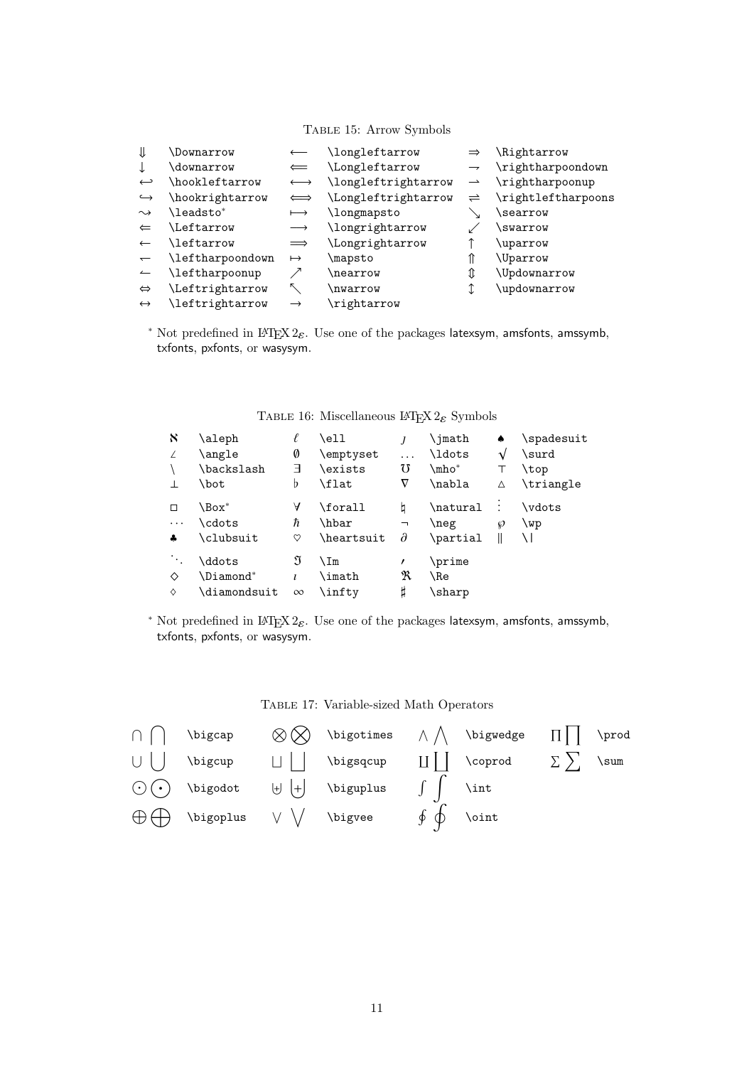TABLE 15: Arrow Symbols

| | | | | | |
|---|---|---|---|---|---|
| $\Downarrow$ | `\Downarrow` | $\longleftarrow$ | `\longleftarrow` | $\Rightarrow$ | `\Rightarrow` |
| $\downarrow$ | `\downarrow` | $\Longleftarrow$ | `\Longleftarrow` | $\rightharpoondown$ | `\rightharpoondown` |
| $\hookleftarrow$ | `\hookleftarrow` | $\longleftrightarrow$ | `\longleftrightarrow` | $\rightharpoonup$ | `\rightharpoonup` |
| $\hookrightarrow$ | `\hookrightarrow` | $\Longleftrightarrow$ | `\Longleftrightarrow` | $\rightleftharpoons$ | `\rightleftharpoons` |
| $\leadsto$ | `\leadsto`* | $\longmapsto$ | `\longmapsto` | $\searrow$ | `\searrow` |
| $\Leftarrow$ | `\Leftarrow` | $\longrightarrow$ | `\longrightarrow` | $\swarrow$ | `\swarrow` |
| $\leftarrow$ | `\leftarrow` | $\Longrightarrow$ | `\Longrightarrow` | $\uparrow$ | `\uparrow` |
| $\leftharpoondown$ | `\leftharpoondown` | $\mapsto$ | `\mapsto` | $\Uparrow$ | `\Uparrow` |
| $\leftharpoonup$ | `\leftharpoonup` | $\nearrow$ | `\nearrow` | $\Updownarrow$ | `\Updownarrow` |
| $\Leftrightarrow$ | `\Leftrightarrow` | $\nwarrow$ | `\nwarrow` | $\updownarrow$ | `\updownarrow` |
| $\leftrightarrow$ | `\leftrightarrow` | $\rightarrow$ | `\rightarrow` | | |

\* Not predefined in LaTeX 2ε. Use one of the packages latexsym, amsfonts, amssymb, txfonts, pxfonts, or wasysym.

TABLE 16: Miscellaneous LaTeX 2ε Symbols

| | | | | | | | |
|---|---|---|---|---|---|---|---|
| $\aleph$ | `\aleph` | $\ell$ | `\ell` | $\jmath$ | `\jmath` | $\spadesuit$ | `\spadesuit` |
| $\angle$ | `\angle` | $\emptyset$ | `\emptyset` | $\ldots$ | `\ldots` | $\surd$ | `\surd` |
| $\backslash$ | `\backslash` | $\exists$ | `\exists` | $\mho$ | `\mho`* | $\top$ | `\top` |
| $\bot$ | `\bot` | $\flat$ | `\flat` | $\nabla$ | `\nabla` | $\triangle$ | `\triangle` |
| $\Box$ | `\Box`* | $\forall$ | `\forall` | $\natural$ | `\natural` | $\vdots$ | `\vdots` |
| $\cdots$ | `\cdots` | $\hbar$ | `\hbar` | $\neg$ | `\neg` | $\wp$ | `\wp` |
| $\clubsuit$ | `\clubsuit` | $\heartsuit$ | `\heartsuit` | $\partial$ | `\partial` | $\|$ | `\|` |
| $\ddots$ | `\ddots` | $\Im$ | `\Im` | $\prime$ | `\prime` | | |
| $\Diamond$ | `\Diamond`* | $\imath$ | `\imath` | $\Re$ | `\Re` | | |
| $\diamondsuit$ | `\diamondsuit` | $\infty$ | `\infty` | $\sharp$ | `\sharp` | | |

\* Not predefined in LaTeX 2ε. Use one of the packages latexsym, amsfonts, amssymb, txfonts, pxfonts, or wasysym.

TABLE 17: Variable-sized Math Operators

| | | | | | | | |
|---|---|---|---|---|---|---|---|
| $\bigcap$ | `\bigcap` | $\bigotimes$ | `\bigotimes` | $\bigwedge$ | `\bigwedge` | $\prod$ | `\prod` |
| $\bigcup$ | `\bigcup` | $\bigsqcup$ | `\bigsqcup` | $\coprod$ | `\coprod` | $\sum$ | `\sum` |
| $\bigodot$ | `\bigodot` | $\biguplus$ | `\biguplus` | $\int$ | `\int` | | |
| $\bigoplus$ | `\bigoplus` | $\bigvee$ | `\bigvee` | $\oint$ | `\oint` | | |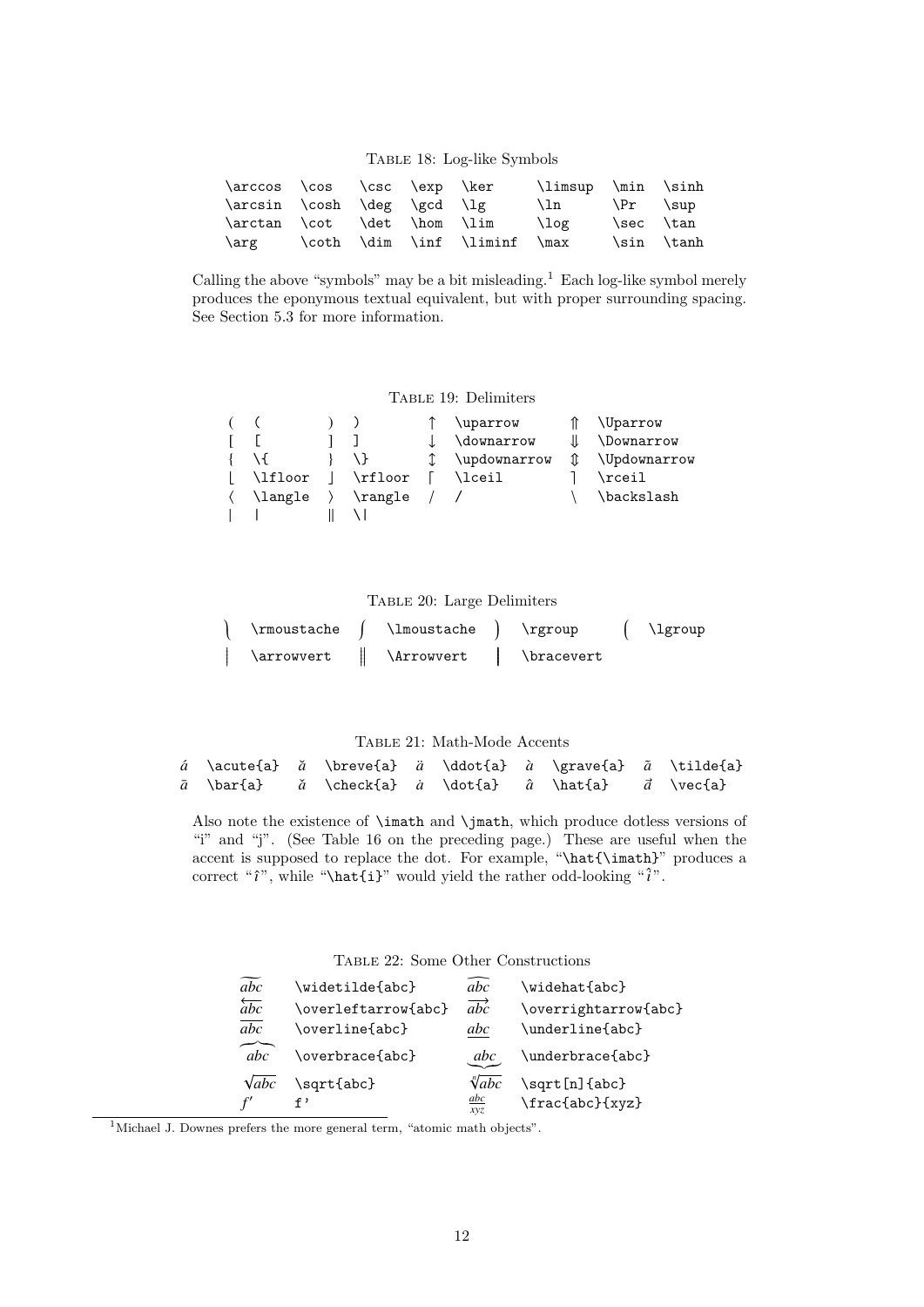Table 18: Log-like Symbols

| | | | | | | | |
|---|---|---|---|---|---|---|---|
| `\arccos` | `\cos` | `\csc` | `\exp` | `\ker` | `\limsup` | `\min` | `\sinh` |
| `\arcsin` | `\cosh` | `\deg` | `\gcd` | `\lg` | `\ln` | `\Pr` | `\sup` |
| `\arctan` | `\cot` | `\det` | `\hom` | `\lim` | `\log` | `\sec` | `\tan` |
| `\arg` | `\coth` | `\dim` | `\inf` | `\liminf` | `\max` | `\sin` | `\tanh` |

Calling the above "symbols" may be a bit misleading.[1] Each log-like symbol merely produces the eponymous textual equivalent, but with proper surrounding spacing. See Section 5.3 for more information.

Table 19: Delimiters

| | | | | | | | |
|---|---|---|---|---|---|---|---|
| $($ | `(` | $)$ | `)` | $\uparrow$ | `\uparrow` | $\Uparrow$ | `\Uparrow` |
| $[$ | `[` | $]$ | `]` | $\downarrow$ | `\downarrow` | $\Downarrow$ | `\Downarrow` |
| $\{$ | `\{` | $\}$ | `\}` | $\updownarrow$ | `\updownarrow` | $\Updownarrow$ | `\Updownarrow` |
| $\lfloor$ | `\lfloor` | $\rfloor$ | `\rfloor` | $\lceil$ | `\lceil` | $\rceil$ | `\rceil` |
| $\langle$ | `\langle` | $\rangle$ | `\rangle` | $/$ | `/` | $\backslash$ | `\backslash` |
| $\vert$ | `\|` | $\Vert$ | `\\|` | | | | |

Table 20: Large Delimiters

| | | | | | | | |
|---|---|---|---|---|---|---|---|
| $\rmoustache$ | `\rmoustache` | $\lmoustache$ | `\lmoustache` | $\rgroup$ | `\rgroup` | $\lgroup$ | `\lgroup` |
| $\arrowvert$ | `\arrowvert` | $\Arrowvert$ | `\Arrowvert` | $\bracevert$ | `\bracevert` | | |

Table 21: Math-Mode Accents

| | | | | | | | | | |
|---|---|---|---|---|---|---|---|---|---|
| $\acute{a}$ | `\acute{a}` | $\breve{a}$ | `\breve{a}` | $\ddot{a}$ | `\ddot{a}` | $\grave{a}$ | `\grave{a}` | $\tilde{a}$ | `\tilde{a}` |
| $\bar{a}$ | `\bar{a}` | $\check{a}$ | `\check{a}` | $\dot{a}$ | `\dot{a}` | $\hat{a}$ | `\hat{a}` | $\vec{a}$ | `\vec{a}` |

Also note the existence of `\imath` and `\jmath`, which produce dotless versions of "i" and "j". (See Table 16 on the preceding page.) These are useful when the accent is supposed to replace the dot. For example, "`\hat{\imath}`" produces a correct "$\hat{\imath}$", while "`\hat{i}`" would yield the rather odd-looking "$\hat{i}$".

Table 22: Some Other Constructions

| | | | |
|---|---|---|---|
| $\widetilde{abc}$ | `\widetilde{abc}` | $\widehat{abc}$ | `\widehat{abc}` |
| $\overleftarrow{abc}$ | `\overleftarrow{abc}` | $\overrightarrow{abc}$ | `\overrightarrow{abc}` |
| $\overline{abc}$ | `\overline{abc}` | $\underline{abc}$ | `\underline{abc}` |
| $\overbrace{abc}$ | `\overbrace{abc}` | $\underbrace{abc}$ | `\underbrace{abc}` |
| $\sqrt{abc}$ | `\sqrt{abc}` | $\sqrt[n]{abc}$ | `\sqrt[n]{abc}` |
| $f'$ | `f'` | $\frac{abc}{xyz}$ | `\frac{abc}{xyz}` |

[1] Michael J. Downes prefers the more general term, "atomic math objects".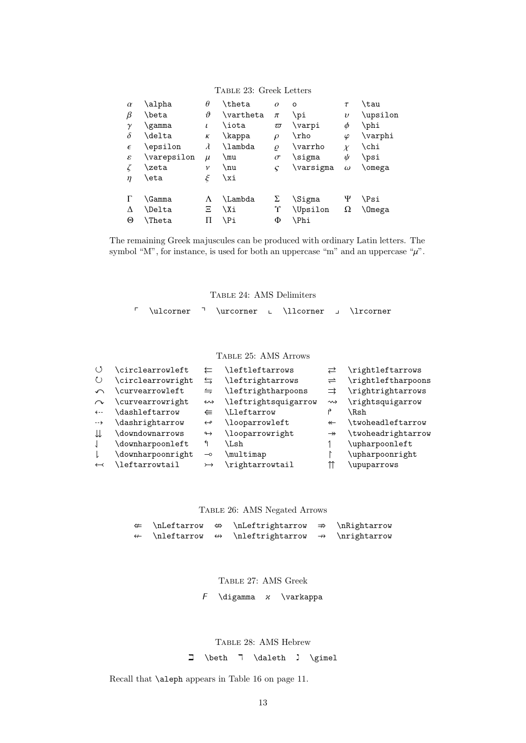Table 23: Greek Letters

| | | | | | | | |
|---|---|---|---|---|---|---|---|
| $\alpha$ | \alpha | $\theta$ | \theta | $o$ | o | $\tau$ | \tau |
| $\beta$ | \beta | $\vartheta$ | \vartheta | $\pi$ | \pi | $\upsilon$ | \upsilon |
| $\gamma$ | \gamma | $\iota$ | \iota | $\varpi$ | \varpi | $\phi$ | \phi |
| $\delta$ | \delta | $\kappa$ | \kappa | $\rho$ | \rho | $\varphi$ | \varphi |
| $\epsilon$ | \epsilon | $\lambda$ | \lambda | $\varrho$ | \varrho | $\chi$ | \chi |
| $\varepsilon$ | \varepsilon | $\mu$ | \mu | $\sigma$ | \sigma | $\psi$ | \psi |
| $\zeta$ | \zeta | $\nu$ | \nu | $\varsigma$ | \varsigma | $\omega$ | \omega |
| $\eta$ | \eta | $\xi$ | \xi | | | | |
| $\Gamma$ | \Gamma | $\Lambda$ | \Lambda | $\Sigma$ | \Sigma | $\Psi$ | \Psi |
| $\Delta$ | \Delta | $\Xi$ | \Xi | $\Upsilon$ | \Upsilon | $\Omega$ | \Omega |
| $\Theta$ | \Theta | $\Pi$ | \Pi | $\Phi$ | \Phi | | |

The remaining Greek majuscules can be produced with ordinary Latin letters. The symbol "M", for instance, is used for both an uppercase "m" and an uppercase "$\mu$".

Table 24: AMS Delimiters

| | | | | | | | |
|---|---|---|---|---|---|---|---|
| $\ulcorner$ | \ulcorner | $\urcorner$ | \urcorner | $\llcorner$ | \llcorner | $\lrcorner$ | \lrcorner |

Table 25: AMS Arrows

| | | | | | |
|---|---|---|---|---|---|
| $\circlearrowleft$ | \circlearrowleft | $\leftleftarrows$ | \leftleftarrows | $\rightleftarrows$ | \rightleftarrows |
| $\circlearrowright$ | \circlearrowright | $\leftrightarrows$ | \leftrightarrows | $\rightleftharpoons$ | \rightleftharpoons |
| $\curvearrowleft$ | \curvearrowleft | $\leftrightharpoons$ | \leftrightharpoons | $\rightrightarrows$ | \rightrightarrows |
| $\curvearrowright$ | \curvearrowright | $\leftrightsquigarrow$ | \leftrightsquigarrow | $\rightsquigarrow$ | \rightsquigarrow |
| $\dashleftarrow$ | \dashleftarrow | $\Lleftarrow$ | \Lleftarrow | $\Rsh$ | \Rsh |
| $\dashrightarrow$ | \dashrightarrow | $\looparrowleft$ | \looparrowleft | $\twoheadleftarrow$ | \twoheadleftarrow |
| $\downdownarrows$ | \downdownarrows | $\looparrowright$ | \looparrowright | $\twoheadrightarrow$ | \twoheadrightarrow |
| $\downharpoonleft$ | \downharpoonleft | $\Lsh$ | \Lsh | $\upharpoonleft$ | \upharpoonleft |
| $\downharpoonright$ | \downharpoonright | $\multimap$ | \multimap | $\upharpoonright$ | \upharpoonright |
| $\leftarrowtail$ | \leftarrowtail | $\rightarrowtail$ | \rightarrowtail | $\upuparrows$ | \upuparrows |

Table 26: AMS Negated Arrows

| | | | | | |
|---|---|---|---|---|---|
| $\nLeftarrow$ | \nLeftarrow | $\nLeftrightarrow$ | \nLeftrightarrow | $\nRightarrow$ | \nRightarrow |
| $\nleftarrow$ | \nleftarrow | $\nleftrightarrow$ | \nleftrightarrow | $\nrightarrow$ | \nrightarrow |

Table 27: AMS Greek

| | | | |
|---|---|---|---|
| $\digamma$ | \digamma | $\varkappa$ | \varkappa |

Table 28: AMS Hebrew

| | | | | | |
|---|---|---|---|---|---|
| $\beth$ | \beth | $\daleth$ | \daleth | $\gimel$ | \gimel |

Recall that \aleph appears in Table 16 on page 11.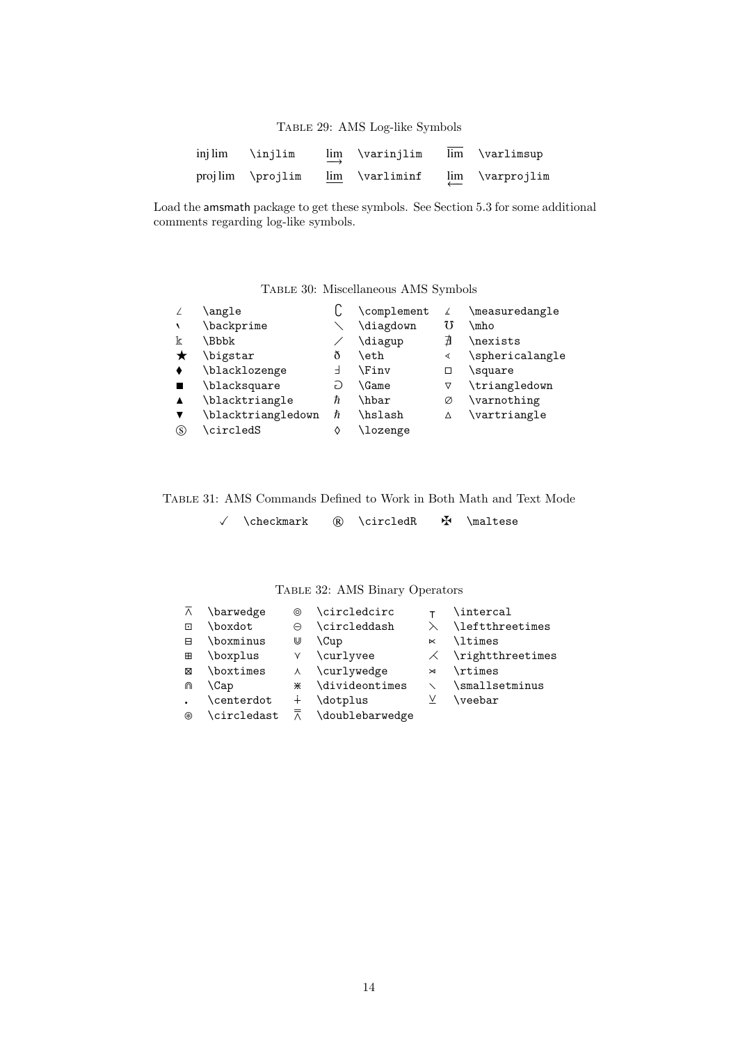Table 29: AMS Log-like Symbols

| | | | | | |
|---|---|---|---|---|---|
| $\operatorname{inj\,lim}$ | \injlim | $\varinjlim$ | \varinjlim | $\varlimsup$ | \varlimsup |
| $\operatorname{proj\,lim}$ | \projlim | $\varliminf$ | \varliminf | $\varprojlim$ | \varprojlim |

Load the amsmath package to get these symbols. See Section 5.3 for some additional comments regarding log-like symbols.

Table 30: Miscellaneous AMS Symbols

| | | | | | |
|---|---|---|---|---|---|
| $\angle$ | \angle | $\complement$ | \complement | $\measuredangle$ | \measuredangle |
| $\backprime$ | \backprime | $\diagdown$ | \diagdown | $\mho$ | \mho |
| $\Bbbk$ | \Bbbk | $\diagup$ | \diagup | $\nexists$ | \nexists |
| $\bigstar$ | \bigstar | $\eth$ | \eth | $\sphericalangle$ | \sphericalangle |
| $\blacklozenge$ | \blacklozenge | $\Finv$ | \Finv | $\square$ | \square |
| $\blacksquare$ | \blacksquare | $\Game$ | \Game | $\triangledown$ | \triangledown |
| $\blacktriangle$ | \blacktriangle | $\hbar$ | \hbar | $\varnothing$ | \varnothing |
| $\blacktriangledown$ | \blacktriangledown | $\hslash$ | \hslash | $\vartriangle$ | \vartriangle |
| $\circledS$ | \circledS | $\lozenge$ | \lozenge | | |

Table 31: AMS Commands Defined to Work in Both Math and Text Mode

| | | | | | |
|---|---|---|---|---|---|
| $\checkmark$ | \checkmark | $\circledR$ | \circledR | $\maltese$ | \maltese |

Table 32: AMS Binary Operators

| | | | | | |
|---|---|---|---|---|---|
| $\barwedge$ | \barwedge | $\circledcirc$ | \circledcirc | $\intercal$ | \intercal |
| $\boxdot$ | \boxdot | $\circleddash$ | \circleddash | $\leftthreetimes$ | \leftthreetimes |
| $\boxminus$ | \boxminus | $\Cup$ | \Cup | $\ltimes$ | \ltimes |
| $\boxplus$ | \boxplus | $\curlyvee$ | \curlyvee | $\rightthreetimes$ | \rightthreetimes |
| $\boxtimes$ | \boxtimes | $\curlywedge$ | \curlywedge | $\rtimes$ | \rtimes |
| $\Cap$ | \Cap | $\divideontimes$ | \divideontimes | $\smallsetminus$ | \smallsetminus |
| $\centerdot$ | \centerdot | $\dotplus$ | \dotplus | $\veebar$ | \veebar |
| $\circledast$ | \circledast | $\doublebarwedge$ | \doublebarwedge | | |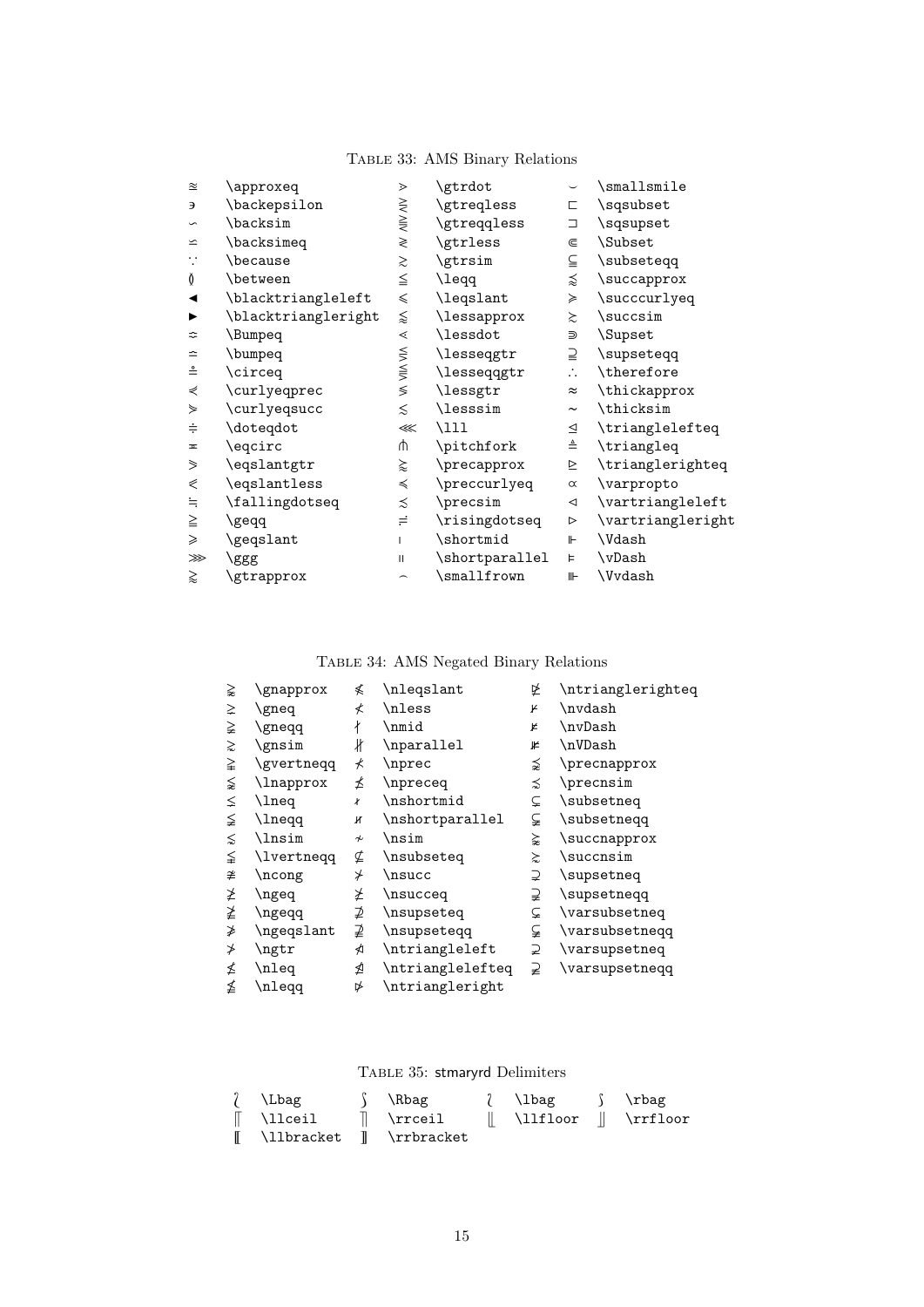Table 33: AMS Binary Relations

| Symbol | Command | Symbol | Command | Symbol | Command |
|---|---|---|---|---|---|
| $\approxeq$ | \approxeq | $\gtrdot$ | \gtrdot | $\smallsmile$ | \smallsmile |
| $\backepsilon$ | \backepsilon | $\gtreqless$ | \gtreqless | $\sqsubset$ | \sqsubset |
| $\backsim$ | \backsim | $\gtreqqless$ | \gtreqqless | $\sqsupset$ | \sqsupset |
| $\backsimeq$ | \backsimeq | $\gtrless$ | \gtrless | $\Subset$ | \Subset |
| $\because$ | \because | $\gtrsim$ | \gtrsim | $\subseteqq$ | \subseteqq |
| $\between$ | \between | $\leqq$ | \leqq | $\succapprox$ | \succapprox |
| $\blacktriangleleft$ | \blacktriangleleft | $\leqslant$ | \leqslant | $\succcurlyeq$ | \succcurlyeq |
| $\blacktriangleright$ | \blacktriangleright | $\lessapprox$ | \lessapprox | $\succsim$ | \succsim |
| $\Bumpeq$ | \Bumpeq | $\lessdot$ | \lessdot | $\Supset$ | \Supset |
| $\bumpeq$ | \bumpeq | $\lesseqgtr$ | \lesseqgtr | $\supseteqq$ | \supseteqq |
| $\circeq$ | \circeq | $\lesseqqgtr$ | \lesseqqgtr | $\therefore$ | \therefore |
| $\curlyeqprec$ | \curlyeqprec | $\lessgtr$ | \lessgtr | $\thickapprox$ | \thickapprox |
| $\curlyeqsucc$ | \curlyeqsucc | $\lesssim$ | \lesssim | $\thicksim$ | \thicksim |
| $\doteqdot$ | \doteqdot | $\lll$ | \lll | $\trianglelefteq$ | \trianglelefteq |
| $\eqcirc$ | \eqcirc | $\pitchfork$ | \pitchfork | $\triangleq$ | \triangleq |
| $\eqslantgtr$ | \eqslantgtr | $\precapprox$ | \precapprox | $\trianglerighteq$ | \trianglerighteq |
| $\eqslantless$ | \eqslantless | $\preccurlyeq$ | \preccurlyeq | $\varpropto$ | \varpropto |
| $\fallingdotseq$ | \fallingdotseq | $\precsim$ | \precsim | $\vartriangleleft$ | \vartriangleleft |
| $\geqq$ | \geqq | $\risingdotseq$ | \risingdotseq | $\vartriangleright$ | \vartriangleright |
| $\geqslant$ | \geqslant | $\shortmid$ | \shortmid | $\Vdash$ | \Vdash |
| $\ggg$ | \ggg | $\shortparallel$ | \shortparallel | $\vDash$ | \vDash |
| $\gtrapprox$ | \gtrapprox | $\smallfrown$ | \smallfrown | $\Vvdash$ | \Vvdash |

Table 34: AMS Negated Binary Relations

| Symbol | Command | Symbol | Command | Symbol | Command |
|---|---|---|---|---|---|
| $\gnapprox$ | \gnapprox | $\nleqslant$ | \nleqslant | $\ntrianglerighteq$ | \ntrianglerighteq |
| $\gneq$ | \gneq | $\nless$ | \nless | $\nvdash$ | \nvdash |
| $\gneqq$ | \gneqq | $\nmid$ | \nmid | $\nvDash$ | \nvDash |
| $\gnsim$ | \gnsim | $\nparallel$ | \nparallel | $\nVDash$ | \nVDash |
| $\gvertneqq$ | \gvertneqq | $\nprec$ | \nprec | $\precnapprox$ | \precnapprox |
| $\lnapprox$ | \lnapprox | $\npreceq$ | \npreceq | $\precnsim$ | \precnsim |
| $\lneq$ | \lneq | $\nshortmid$ | \nshortmid | $\subsetneq$ | \subsetneq |
| $\lneqq$ | \lneqq | $\nshortparallel$ | \nshortparallel | $\subsetneqq$ | \subsetneqq |
| $\lnsim$ | \lnsim | $\nsim$ | \nsim | $\succnapprox$ | \succnapprox |
| $\lvertneqq$ | \lvertneqq | $\nsubseteq$ | \nsubseteq | $\succnsim$ | \succnsim |
| $\ncong$ | \ncong | $\nsucc$ | \nsucc | $\supsetneq$ | \supsetneq |
| $\ngeq$ | \ngeq | $\nsucceq$ | \nsucceq | $\supsetneqq$ | \supsetneqq |
| $\ngeqq$ | \ngeqq | $\nsupseteq$ | \nsupseteq | $\varsubsetneq$ | \varsubsetneq |
| $\ngeqslant$ | \ngeqslant | $\nsupseteqq$ | \nsupseteqq | $\varsubsetneqq$ | \varsubsetneqq |
| $\ngtr$ | \ngtr | $\ntriangleleft$ | \ntriangleleft | $\varsupsetneq$ | \varsupsetneq |
| $\nleq$ | \nleq | $\ntrianglelefteq$ | \ntrianglelefteq | $\varsupsetneqq$ | \varsupsetneqq |
| $\nleqq$ | \nleqq | $\ntriangleright$ | \ntriangleright | | |

Table 35: stmaryrd Delimiters

| Symbol | Command | Symbol | Command | Symbol | Command | Symbol | Command |
|---|---|---|---|---|---|---|---|
| $\Lbag$ | \Lbag | $\Rbag$ | \Rbag | $\lbag$ | \lbag | $\rbag$ | \rbag |
| $\llceil$ | \llceil | $\rrceil$ | \rrceil | $\llfloor$ | \llfloor | $\rrfloor$ | \rrfloor |
| $\llbracket$ | \llbracket | $\rrbracket$ | \rrbracket | | | | |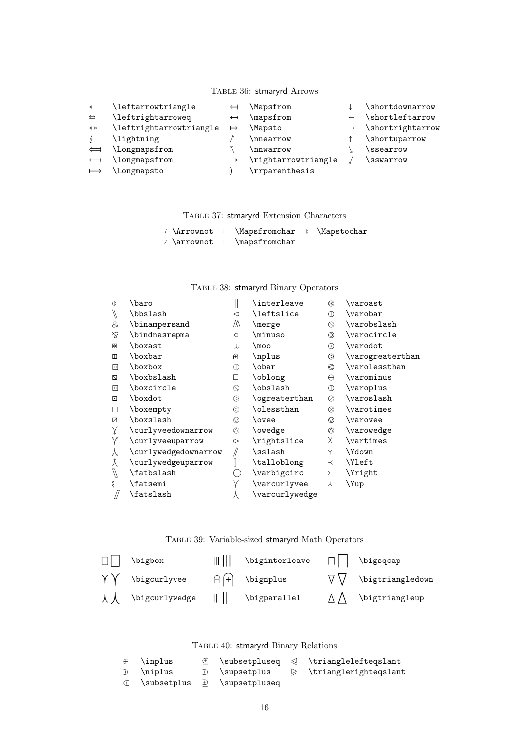Table 36: stmaryrd Arrows

| Symbol | Command | Symbol | Command | Symbol | Command |
|---|---|---|---|---|---|
| ⇽ | \leftarrowtriangle | ⤆ | \Mapsfrom | ↓ | \shortdownarrow |
| ⇆ | \leftrightarroweq | ↤ | \mapsfrom | ← | \shortleftarrow |
| ⇿ | \leftrightarrowtriangle | ⤇ | \Mapsto | → | \shortrightarrow |
| ↯ | \lightning | ↗ | \nnearrow | ↑ | \shortuparrow |
| ⟽ | \Longmapsfrom | ↖ | \nnwarrow | ↘ | \ssearrow |
| ⟻ | \longmapsfrom | ⇾ | \rightarrowtriangle | ↙ | \sswarrow |
| ⟾ | \Longmapsto | ⦈ | \rrparenthesis | | |

Table 37: stmaryrd Extension Characters

| Symbol | Command | Symbol | Command | Symbol | Command |
|---|---|---|---|---|---|
| / | \Arrownot | ∣ | \Mapsfromchar | ⫲ | \Mapstochar |
| / | \arrownot | ∣ | \mapsfromchar | | |

Table 38: stmaryrd Binary Operators

| Symbol | Command | Symbol | Command | Symbol | Command |
|---|---|---|---|---|---|
| ⏀ | \baro | ⫴ | \interleave | ⊛ | \varoast |
| ⑊ | \bbslash | ◅ | \leftslice | ⦶ | \varobar |
| & | \binampersand | ⩖ | \merge | ⦸ | \varobslash |
| ⅋ | \bindnasrepma | ⦵ | \minuso | ⊚ | \varocircle |
| ⧆ | \boxast | ⫠ | \moo | ⊙ | \varodot |
| ◫ | \boxbar | ⩀ | \nplus | ⧁ | \varogreaterthan |
| ⧈ | \boxbox | ⦶ | \obar | ⧀ | \varolessthan |
| ⧅ | \boxbslash | ⎕ | \oblong | ⊖ | \varominus |
| ⧇ | \boxcircle | ⦸ | \obslash | ⊕ | \varoplus |
| ⊡ | \boxdot | ⧁ | \ogreaterthan | ⊘ | \varoslash |
| □ | \boxempty | ⧀ | \olessthan | ⊗ | \varotimes |
| ⧄ | \boxslash | ⦼ | \ovee | ⦼ | \varovee |
| ⋎ | \curlyveedownarrow | ⦻ | \owedge | ⦻ | \varowedge |
| ⋎ | \curlyveeuparrow | ▻ | \rightslice | × | \vartimes |
| ⋏ | \curlywedgedownarrow | ⫽ | \sslash | ⅄ | \Ydown |
| ⋏ | \curlywedgeuparrow | ⎕ | \talloblong | ⤙ | \Yleft |
| ⑊ | \fatbslash | ◯ | \varbigcirc | ⤚ | \Yright |
| ⨟ | \fatsemi | ⋎ | \varcurlyvee | ⅄ | \Yup |
| ⫽ | \fatslash | ⋏ | \varcurlywedge | | |

Table 39: Variable-sized stmaryrd Math Operators

| Symbol | Command | Symbol | Command | Symbol | Command |
|---|---|---|---|---|---|
| □ □ | \bigbox | ⫼ ⫼ | \biginterleave | ⊓ ⊓ | \bigsqcap |
| ⋎ ⋎ | \bigcurlyvee | ⩀ ⩀ | \bignplus | ▽ ▽ | \bigtriangledown |
| ⋏ ⋏ | \bigcurlywedge | ∥ ∥ | \bigparallel | △ △ | \bigtriangleup |

Table 40: stmaryrd Binary Relations

| Symbol | Command | Symbol | Command | Symbol | Command |
|---|---|---|---|---|---|
| ⋹ | \inplus | ⫃ | \subsetpluseq | ⊴ | \trianglelefteqslant |
| ⋼ | \niplus | ⫀ | \supsetplus | ⊵ | \trianglerighteqslant |
| ⪿ | \subsetplus | ⫄ | \supsetpluseq | | |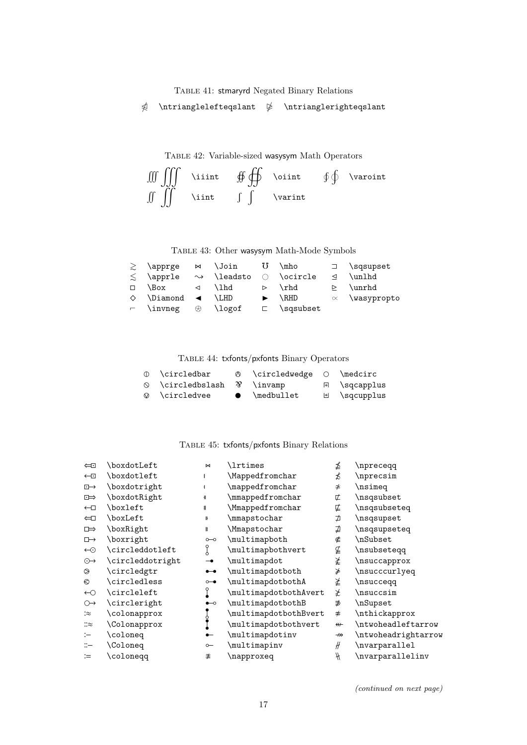Table 41: stmaryrd Negated Binary Relations

| Symbol | Command | Symbol | Command |
|---|---|---|---|
| ⋬ | \ntrianglelefteqslant | ⋭ | \ntrianglerighteqslant |

Table 42: Variable-sized wasysym Math Operators

| Symbol | Command | Symbol | Command | Symbol | Command |
|---|---|---|---|---|---|
| ∭ ∭ | \iiint | ∯ ∯ | \oiint | ∮ ∮ | \varoint |
| ∬ ∬ | \iint | ∫ ∫ | \varint | | |

Table 43: Other wasysym Math-Mode Symbols

| Symbol | Command | Symbol | Command | Symbol | Command | Symbol | Command |
|---|---|---|---|---|---|---|---|
| ≳ | \apprge | ⋈ | \Join | ℧ | \mho | ⊐ | \sqsupset |
| ≲ | \apprle | ⇝ | \leadsto | ○ | \ocircle | ⊴ | \unlhd |
| □ | \Box | ◁ | \lhd | ▷ | \rhd | ⊵ | \unrhd |
| ◇ | \Diamond | ◀ | \LHD | ▶ | \RHD | ∝ | \wasypropto |
| ⌐ | \invneg | ⊛ | \logof | ⊏ | \sqsubset | | |

Table 44: txfonts/pxfonts Binary Operators

| Symbol | Command | Symbol | Command | Symbol | Command |
|---|---|---|---|---|---|
| ⦶ | \circledbar | ⊼ | \circledwedge | ○ | \medcirc |
| ⦸ | \circledbslash | ⅋ | \invamp | ⊓ | \sqcapplus |
| ⊽ | \circledvee | ● | \medbullet | ⊔ | \sqcupplus |

Table 45: txfonts/pxfonts Binary Relations

| Symbol | Command | Symbol | Command | Symbol | Command |
|---|---|---|---|---|---|
| ⇐⊡ | \boxdotLeft | ⋈ | \lrtimes | ⪯̸ | \npreceqq |
| ←⊡ | \boxdotleft | ⫞ | \Mappedfromchar | ⋨ | \nprecsim |
| ⊡→ | \boxdotright | ⫞ | \mappedfromchar | ≄ | \nsimeq |
| ⊡⇒ | \boxdotRight | ⫞ | \mmappedfromchar | ⊏̸ | \nsqsubset |
| ←□ | \boxleft | ⫞ | \Mmappedfromchar | ⋢ | \nsqsubseteq |
| ⇐□ | \boxLeft | ⊧ | \mmapstochar | ⊐̸ | \nsqsupset |
| □⇒ | \boxRight | ⊧ | \Mmapstochar | ⋣ | \nsqsupseteq |
| □→ | \boxright | ⧟ | \multimapboth | ⋐̸ | \nSubset |
| ←⊙ | \circleddotleft | ⧟ | \multimapbothvert | ⫅̸ | \nsubseteqq |
| ⊙→ | \circleddotright | ⊸ | \multimapdot | ⪸̸ | \nsuccapprox |
| ⧁ | \circledgtr | ⧟ | \multimapdotboth | ⋡ | \nsucccurlyeq |
| ⧀ | \circledless | ⧟ | \multimapdotbothA | ⪰̸ | \nsucceqq |
| ←○ | \circleleft | ⧟ | \multimapdotbothAvert | ⋩ | \nsuccsim |
| ○→ | \circleright | ⧟ | \multimapdotbothB | ⋑̸ | \nSupset |
| :≈ | \colonapprox | ⧟ | \multimapdotbothBvert | ≉ | \nthickapprox |
| ::≈ | \Colonapprox | ⧟ | \multimapdotbothvert | ↞̸ | \ntwoheadleftarrow |
| :− | \coloneq | ⟜ | \multimapdotinv | ↠̸ | \ntwoheadrightarrow |
| ::− | \Coloneq | ⟜ | \multimapinv | ⫲ | \nvarparallel |
| := | \coloneqq | ≊̸ | \napproxeq | ⫳ | \nvarparallelinv |

*(continued on next page)*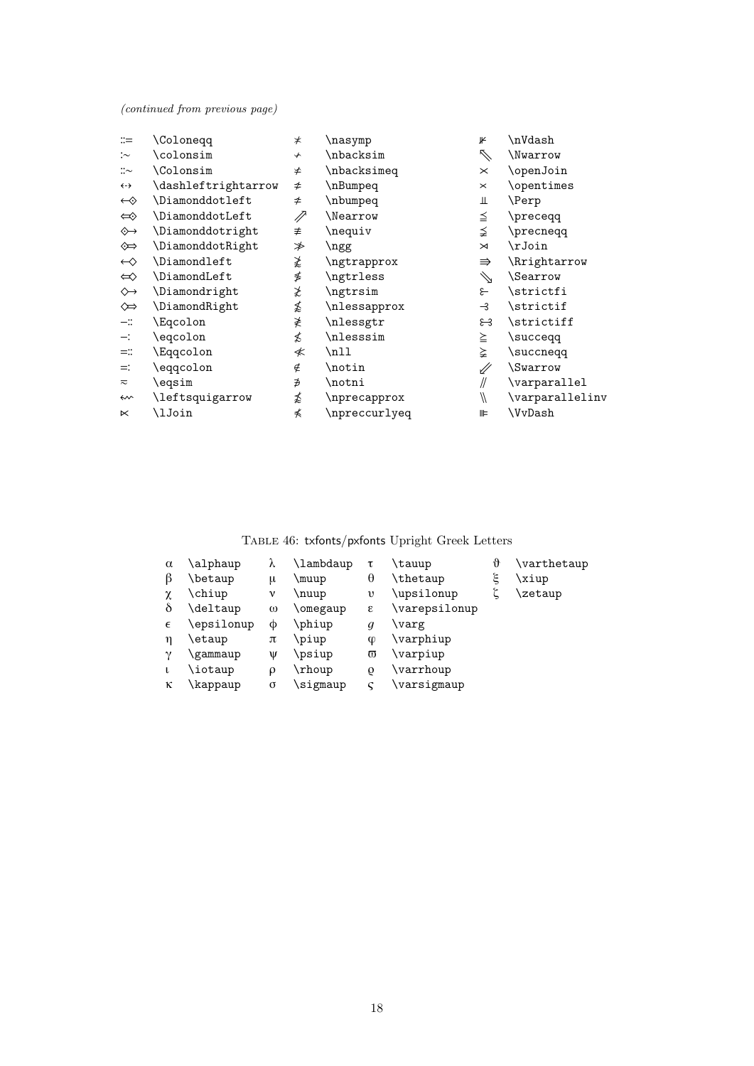*(continued from previous page)*

| | | | | | |
|---|---|---|---|---|---|
| ::= | \Coloneqq | ≭ | \nasymp | ⊯ | \nVdash |
| :∼ | \colonsim | ⋡ | \nbacksim | ⇖ | \Nwarrow |
| ::∼ | \Colonsim | ≄ | \nbacksimeq | ⟗ | \openJoin |
| ⇠⇢ | \dashleftrightarrow | ≎̸ | \nBumpeq | ⋉ | \opentimes |
| ⟜◇ | \Diamonddotleft | ≏̸ | \nbumpeq | ⫫ | \Perp |
| ⟸◇ | \DiamonddotLeft | ⇗ | \Nearrow | ≦ | \preceqq |
| ◇⟶ | \Diamonddotright | ≢ | \nequiv | ⪵ | \precneqq |
| ◇⟹ | \DiamonddotRight | ≫̸ | \ngg | ⋊ | \rJoin |
| ⟵◇ | \Diamondleft | ⪆̸ | \ngtrapprox | ⇛ | \Rrightarrow |
| ⟸◇ | \DiamondLeft | ≹ | \ngtrless | ⇘ | \Searrow |
| ◇⟶ | \Diamondright | ⋧ | \ngtrsim | ⥽ | \strictfi |
| ◇⟹ | \DiamondRight | ⪅̸ | \nlessapprox | ⥼ | \strictif |
| −:: | \Eqcolon | ≸ | \nlessgtr | ⥽⥼ | \strictiff |
| −: | \eqcolon | ⋦ | \nlesssim | ≧ | \succeqq |
| =:: | \Eqqcolon | ≪̸ | \nll | ⪶ | \succneqq |
| =: | \eqqcolon | ∉ | \notin | ⇙ | \Swarrow |
| ≂ | \eqsim | ∌ | \notni | ⫽ | \varparallel |
| ⇜ | \leftsquigarrow | ⪷̸ | \nprecapprox | ⑊ | \varparallelinv |
| ⋉ | \lJoin | ⋠ | \npreccurlyeq | ⊪ | \VvDash |

TABLE 46: txfonts/pxfonts Upright Greek Letters

| | | | | | | | |
|---|---|---|---|---|---|---|---|
| α | \alphaup | λ | \lambdaup | τ | \tauup | ϑ | \varthetaup |
| β | \betaup | μ | \muup | θ | \thetaup | ξ | \xiup |
| χ | \chiup | ν | \nuup | υ | \upsilonup | ζ | \zetaup |
| δ | \deltaup | ω | \omegaup | ε | \varepsilonup | | |
| ϵ | \epsilonup | ϕ | \phiup | $g$ | \varg | | |
| η | \etaup | π | \piup | φ | \varphiup | | |
| γ | \gammaup | ψ | \psiup | ϖ | \varpiup | | |
| ι | \iotaup | ρ | \rhoup | ϱ | \varrhoup | | |
| κ | \kappaup | σ | \sigmaup | ς | \varsigmaup | | |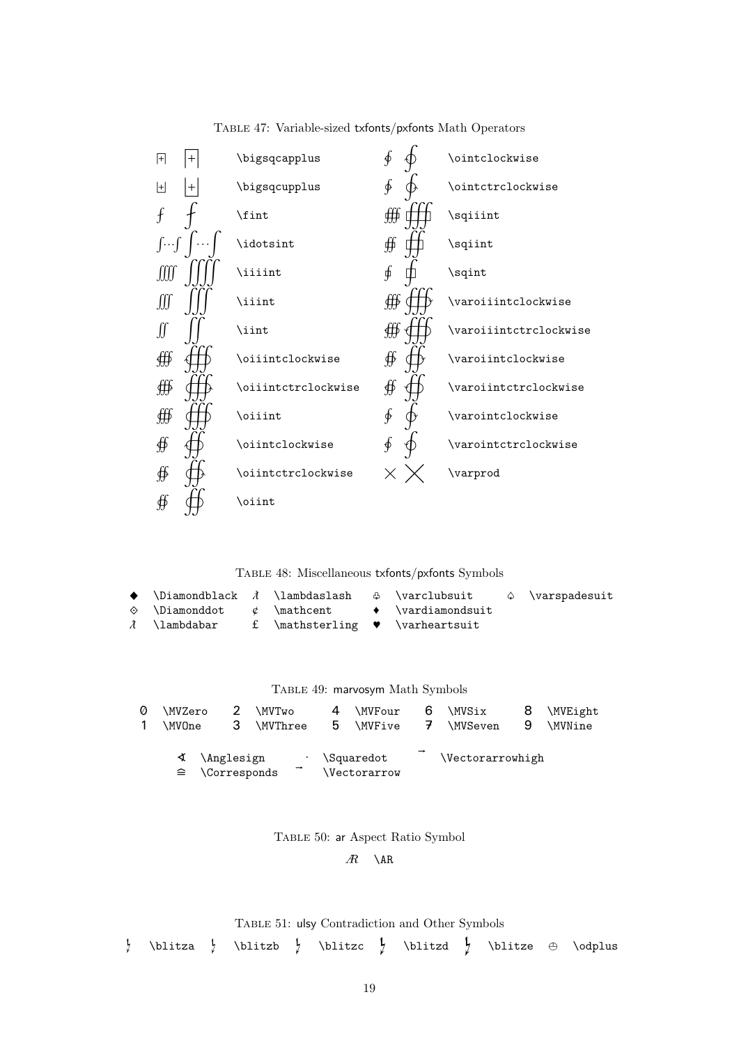Table 47: Variable-sized txfonts/pxfonts Math Operators

| Symbol | Command | Symbol | Command |
|---|---|---|---|
| ⨅ | \bigsqcapplus | ∲ | \ointclockwise |
| ⨆ | \bigsqcupplus | ∳ | \ointctrclockwise |
| ⨏ | \fint | ⨌ | \sqiiint |
| ∫⋯∫ | \idotsint | ⨌ | \sqiint |
| ⨌ | \iiiint | ⨖ | \sqint |
| ∭ | \iiint | ∰ | \varoiiintclockwise |
| ∬ | \iint | ∰ | \varoiiintctrclockwise |
| ∰ | \oiiintclockwise | ∯ | \varoiintclockwise |
| ∰ | \oiiintctrclockwise | ∯ | \varoiintctrclockwise |
| ∰ | \oiiint | ∲ | \varointclockwise |
| ∯ | \oiintclockwise | ∳ | \varointctrclockwise |
| ∯ | \oiintctrclockwise | × | \varprod |
| ∯ | \oiint | | |

Table 48: Miscellaneous txfonts/pxfonts Symbols

| Symbol | Command | Symbol | Command | Symbol | Command | Symbol | Command |
|---|---|---|---|---|---|---|---|
| ◆ | \Diamondblack | ƛ | \lambdaslash | ♧ | \varclubsuit | ♤ | \varspadesuit |
| ⟐ | \Diamonddot | ¢ | \mathcent | ♦ | \vardiamondsuit | | |
| ƛ | \lambdabar | £ | \mathsterling | ♥ | \varheartsuit | | |

Table 49: marvosym Math Symbols

| Symbol | Command | Symbol | Command | Symbol | Command | Symbol | Command | Symbol | Command |
|---|---|---|---|---|---|---|---|---|---|
| 0 | \MVZero | 2 | \MVTwo | 4 | \MVFour | 6 | \MVSix | 8 | \MVEight |
| 1 | \MVOne | 3 | \MVThree | 5 | \MVFive | 7 | \MVSeven | 9 | \MVNine |

| Symbol | Command | Symbol | Command | Symbol | Command |
|---|---|---|---|---|---|
| ∢ | \Anglesign | · | \Squaredot | → | \Vectorarrowhigh |
| ≘ | \Corresponds | → | \Vectorarrow | | |

Table 50: ar Aspect Ratio Symbol

| Symbol | Command |
|---|---|
| AR | \AR |

Table 51: ulsy Contradiction and Other Symbols

| Symbol | Command | Symbol | Command | Symbol | Command | Symbol | Command | Symbol | Command | Symbol | Command |
|---|---|---|---|---|---|---|---|---|---|---|---|
| ↯ | \blitza | ↯ | \blitzb | ↯ | \blitzc | ↯ | \blitzd | ↯ | \blitze | ⦹ | \odplus |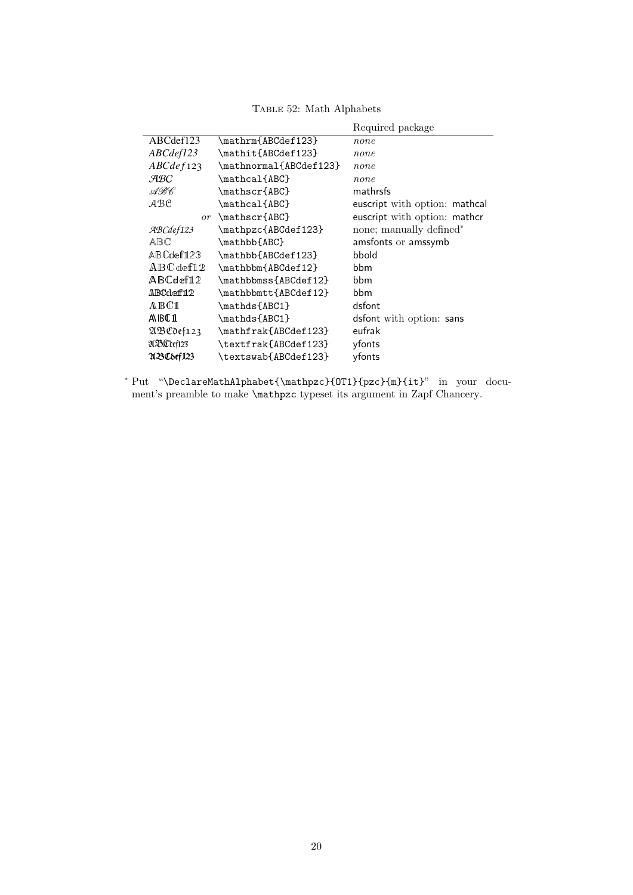Table 52: Math Alphabets

| | | Required package |
|---|---|---|
| ABCdef123 | `\mathrm{ABCdef123}` | *none* |
| *ABCdef123* | `\mathit{ABCdef123}` | *none* |
| $ABCdef123$ | `\mathnormal{ABCdef123}` | *none* |
| $\mathcal{ABC}$ | `\mathcal{ABC}` | *none* |
| $\mathscr{ABC}$ | `\mathscr{ABC}` | mathrsfs |
| $\mathcal{ABC}$ | `\mathcal{ABC}` | euscript with option: mathcal |
| *or* | `\mathscr{ABC}` | euscript with option: mathcr |
| *ABCdef123* | `\mathpzc{ABCdef123}` | none; manually defined* |
| $\mathbb{ABC}$ | `\mathbb{ABC}` | amsfonts or amssymb |
| ABCdef123 | `\mathbb{ABCdef123}` | bbold |
| ABCdef12 | `\mathbbm{ABCdef12}` | bbm |
| ABCdef12 | `\mathbbmss{ABCdef12}` | bbm |
| ABCdef12 | `\mathbbmtt{ABCdef12}` | bbm |
| ABC1 | `\mathds{ABC1}` | dsfont |
| ABC1 | `\mathds{ABC1}` | dsfont with option: sans |
| $\mathfrak{ABCdef123}$ | `\mathfrak{ABCdef123}` | eufrak |
| ABCdef123 | `\textfrak{ABCdef123}` | yfonts |
| ABCdef123 | `\textswab{ABCdef123}` | yfonts |

* Put "`\DeclareMathAlphabet{\mathpzc}{OT1}{pzc}{m}{it}`" in your document's preamble to make `\mathpzc` typeset its argument in Zapf Chancery.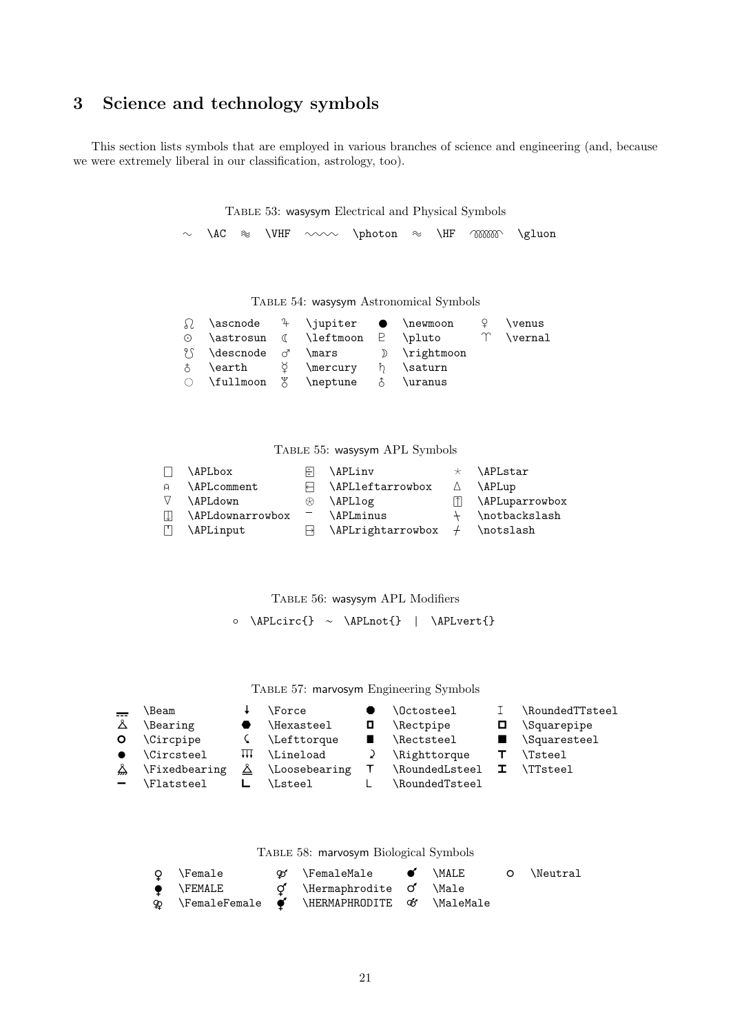## 3 Science and technology symbols

This section lists symbols that are employed in various branches of science and engineering (and, because we were extremely liberal in our classification, astrology, too).

Table 53: wasysym Electrical and Physical Symbols

| Symbol | Command | Symbol | Command | Symbol | Command | Symbol | Command | Symbol | Command |
|---|---|---|---|---|---|---|---|---|---|
| ∼ | \AC | ≋ | \VHF | 〰〰 | \photon | ≈ | \HF | ᘐᘐᘐ | \gluon |

Table 54: wasysym Astronomical Symbols

| Symbol | Command | Symbol | Command | Symbol | Command | Symbol | Command |
|---|---|---|---|---|---|---|---|
| ☊ | \ascnode | ♃ | \jupiter | ● | \newmoon | ♀ | \venus |
| ☉ | \astrosun | ☾ | \leftmoon | ♇ | \pluto | ♈ | \vernal |
| ☋ | \descnode | ♂ | \mars | ☽ | \rightmoon | | |
| ♁ | \earth | ☿ | \mercury | ♄ | \saturn | | |
| ○ | \fullmoon | ♆ | \neptune | ♅ | \uranus | | |

Table 55: wasysym APL Symbols

| Symbol | Command | Symbol | Command | Symbol | Command |
|---|---|---|---|---|---|
| ⎕ | \APLbox | ⌹ | \APLinv | ⋆ | \APLstar |
| ⍝ | \APLcomment | ⍇ | \APLleftarrowbox | △ | \APLup |
| ∇ | \APLdown | ⍟ | \APLlog | ⍐ | \APLuparrowbox |
| ⍗ | \APLdownarrowbox | ¯ | \APLminus | ⍀ | \notbackslash |
| ⍞ | \APLinput | ⍈ | \APLrightarrowbox | ⌿ | \notslash |

Table 56: wasysym APL Modifiers

| Symbol | Command | Symbol | Command | Symbol | Command |
|---|---|---|---|---|---|
| ∘ | \APLcirc{} | ∼ | \APLnot{} | \| | \APLvert{} |

Table 57: marvosym Engineering Symbols

| Symbol | Command | Symbol | Command | Symbol | Command | Symbol | Command |
|---|---|---|---|---|---|---|---|
| | \Beam | ↓ | \Force | ● | \Octosteel | I | \RoundedTTsteel |
| | \Bearing | ⬣ | \Hexasteel | ◘ | \Rectpipe | ◘ | \Squarepipe |
| ○ | \Circpipe | ☇ | \Lefttorque | ■ | \Rectsteel | ■ | \Squaresteel |
| ● | \Circsteel | | \Lineload | ☽ | \Righttorque | T | \Tsteel |
| | \Fixedbearing | | \Loosebearing | T | \RoundedLsteel | I | \TTsteel |
| ━ | \Flatsteel | L | \Lsteel | L | \RoundedTsteel | | |

Table 58: marvosym Biological Symbols

| Symbol | Command | Symbol | Command | Symbol | Command | Symbol | Command |
|---|---|---|---|---|---|---|---|
| ♀ | \Female | ⚤ | \FemaleMale | ♂ | \MALE | ○ | \Neutral |
| ♀ | \FEMALE | ⚥ | \Hermaphrodite | ♂ | \Male | | |
| ⚢ | \FemaleFemale | ⚥ | \HERMAPHRODITE | ⚣ | \MaleMale | | |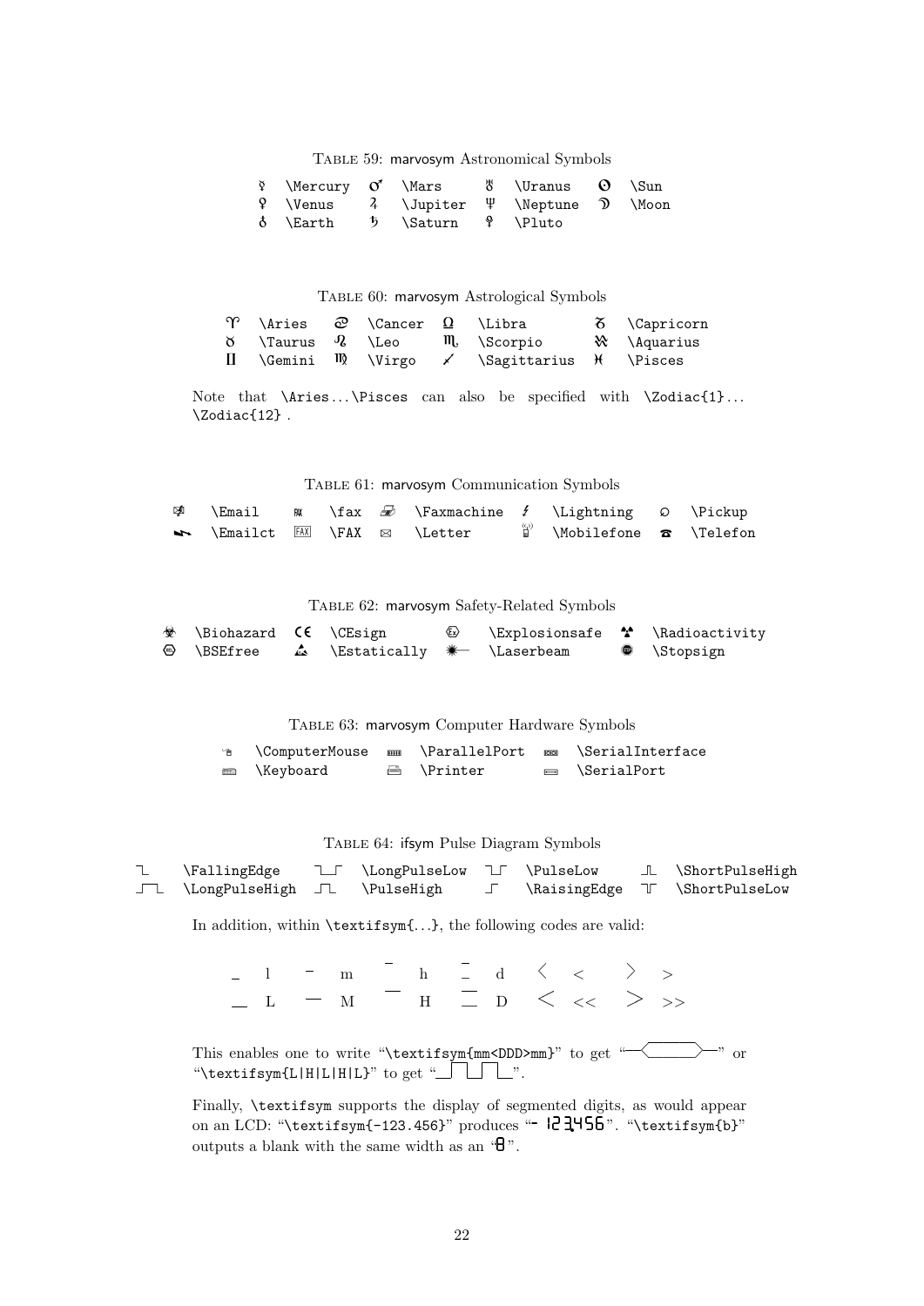Table 59: marvosym Astronomical Symbols

| | | | | | | | |
|---|---|---|---|---|---|---|---|
| ☿ | `\Mercury` | ♂ | `\Mars` | ♅ | `\Uranus` | ☉ | `\Sun` |
| ♀ | `\Venus` | ♃ | `\Jupiter` | ♆ | `\Neptune` | ☽ | `\Moon` |
| ♁ | `\Earth` | ♄ | `\Saturn` | ♇ | `\Pluto` | | |

Table 60: marvosym Astrological Symbols

| | | | | | | | |
|---|---|---|---|---|---|---|---|
| ♈ | `\Aries` | ♋ | `\Cancer` | ♎ | `\Libra` | ♑ | `\Capricorn` |
| ♉ | `\Taurus` | ♌ | `\Leo` | ♏ | `\Scorpio` | ♒ | `\Aquarius` |
| ♊ | `\Gemini` | ♍ | `\Virgo` | ♐ | `\Sagittarius` | ♓ | `\Pisces` |

Note that `\Aries`...`\Pisces` can also be specified with `\Zodiac{1}`... `\Zodiac{12}` .

Table 61: marvosym Communication Symbols

| | | | | | | | | | |
|---|---|---|---|---|---|---|---|---|---|
| | `\Email` | | `\fax` | | `\Faxmachine` | | `\Lightning` | | `\Pickup` |
| | `\Emailct` | FAX | `\FAX` | ✉ | `\Letter` | | `\Mobilefone` | ☎ | `\Telefon` |

Table 62: marvosym Safety-Related Symbols

| | | | | | | | |
|---|---|---|---|---|---|---|---|
| ☣ | `\Biohazard` | CE | `\CEsign` | | `\Explosionsafe` | ☢ | `\Radioactivity` |
| | `\BSEfree` | | `\Estatically` | | `\Laserbeam` | | `\Stopsign` |

Table 63: marvosym Computer Hardware Symbols

| | | | | | |
|---|---|---|---|---|---|
| | `\ComputerMouse` | | `\ParallelPort` | | `\SerialInterface` |
| | `\Keyboard` | | `\Printer` | | `\SerialPort` |

Table 64: ifsym Pulse Diagram Symbols

| | | | | | | | |
|---|---|---|---|---|---|---|---|
| | `\FallingEdge` | | `\LongPulseLow` | | `\PulseLow` | | `\ShortPulseHigh` |
| | `\LongPulseHigh` | | `\PulseHigh` | | `\RaisingEdge` | | `\ShortPulseLow` |

In addition, within `\textifsym{...}`, the following codes are valid:

| | | | | | | | | | | | |
|---|---|---|---|---|---|---|---|---|---|---|---|
| | l | | m | | h | | d | ⟨ | < | ⟩ | > |
| | L | | M | | H | | D | < | << | > | >> |

This enables one to write "`\textifsym{mm<DDD>mm}`" to get "" or "`\textifsym{L|H|L|H|L}`" to get "".

Finally, `\textifsym` supports the display of segmented digits, as would appear on an LCD: "`\textifsym{-123.456}`" produces "-123.456". "`\textifsym{b}`" outputs a blank with the same width as an "8".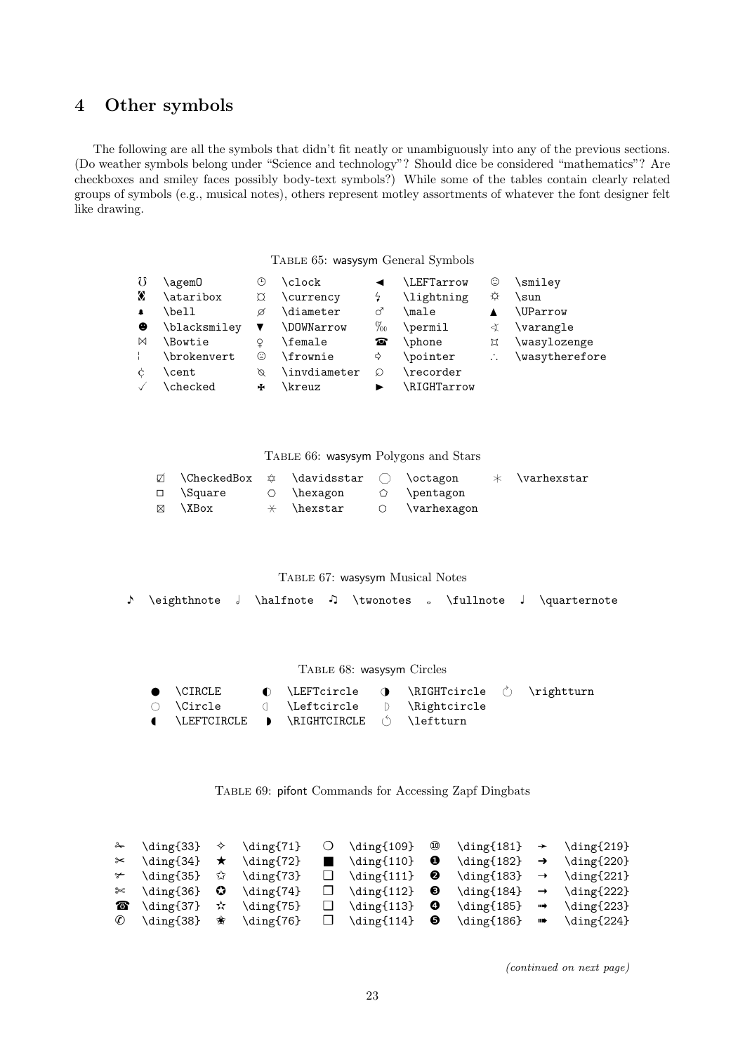## 4 Other symbols

The following are all the symbols that didn't fit neatly or unambiguously into any of the previous sections. (Do weather symbols belong under "Science and technology"? Should dice be considered "mathematics"? Are checkboxes and smiley faces possibly body-text symbols?) While some of the tables contain clearly related groups of symbols (e.g., musical notes), others represent motley assortments of whatever the font designer felt like drawing.

TABLE 65: wasysym General Symbols

| | | | | | | | |
|---|---|---|---|---|---|---|---|
| ℧ | \agemO | 🕒 | \clock | ◄ | \LEFTarrow | ☺ | \smiley |
| 🕹 | \ataribox | ¤ | \currency | ↯ | \lightning | ☼ | \sun |
| 🔔 | \bell | ⌀ | \diameter | ♂ | \male | ▲ | \UParrow |
| ☻ | \blacksmiley | ▼ | \DOWNarrow | ‰ | \permil | ∢ | \varangle |
| ⋈ | \Bowtie | ♀ | \female | ☎ | \phone | ⌑ | \wasylozenge |
| ¦ | \brokenvert | ☹ | \frownie | ➪ | \pointer | ∴ | \wasytherefore |
| ¢ | \cent | ⍉ | \invdiameter | ⌕ | \recorder | | |
| ✓ | \checked | ✠ | \kreuz | ► | \RIGHTarrow | | |

TABLE 66: wasysym Polygons and Stars

| | | | | | | | |
|---|---|---|---|---|---|---|---|
| ☑ | \CheckedBox | ✡ | \davidsstar | ◯ | \octagon | ✳ | \varhexstar |
| □ | \Square | ⬡ | \hexagon | ⬠ | \pentagon | | |
| ☒ | \XBox | ✳ | \hexstar | ⬡ | \varhexagon | | |

TABLE 67: wasysym Musical Notes

| | | | | | | | | | |
|---|---|---|---|---|---|---|---|---|---|
| ♪ | \eighthnote | 𝅗𝅥 | \halfnote | ♫ | \twonotes | 𝅝 | \fullnote | ♩ | \quarternote |

TABLE 68: wasysym Circles

| | | | | | | | |
|---|---|---|---|---|---|---|---|
| ● | \CIRCLE | ◐ | \LEFTcircle | ◑ | \RIGHTcircle | ↻ | \rightturn |
| ○ | \Circle | ◖ | \Leftcircle | ◗ | \Rightcircle | | |
| ◖ | \LEFTCIRCLE | ◗ | \RIGHTCIRCLE | ↺ | \leftturn | | |

TABLE 69: pifont Commands for Accessing Zapf Dingbats

| | | | | | | | | | |
|---|---|---|---|---|---|---|---|---|---|
| ✁ | \ding{33} | ✧ | \ding{71} | ❍ | \ding{109} | ➉ | \ding{181} | ➛ | \ding{219} |
| ✂ | \ding{34} | ★ | \ding{72} | ■ | \ding{110} | ❶ | \ding{182} | ➜ | \ding{220} |
| ✃ | \ding{35} | ✩ | \ding{73} | ❏ | \ding{111} | ❷ | \ding{183} | ➝ | \ding{221} |
| ✄ | \ding{36} | ✪ | \ding{74} | ❐ | \ding{112} | ❸ | \ding{184} | ➞ | \ding{222} |
| ☎ | \ding{37} | ✫ | \ding{75} | ❑ | \ding{113} | ❹ | \ding{185} | ➟ | \ding{223} |
| ✆ | \ding{38} | ✬ | \ding{76} | ❒ | \ding{114} | ❺ | \ding{186} | ➠ | \ding{224} |

*(continued on next page)*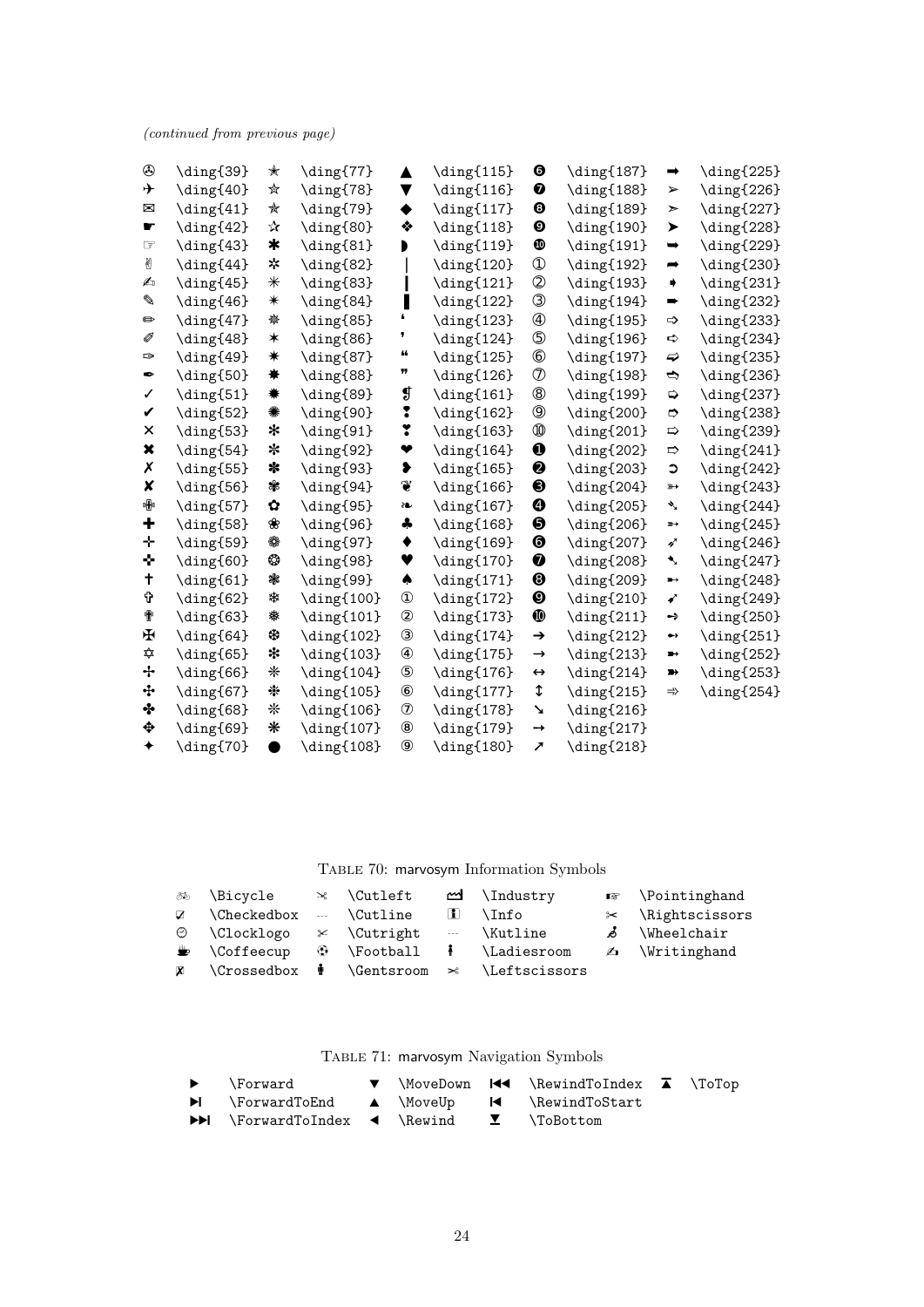*(continued from previous page)*

| | | | | | | | | | |
|---|---|---|---|---|---|---|---|---|---|
| ✇ | \ding{39} | ✭ | \ding{77} | ▲ | \ding{115} | ❻ | \ding{187} | ➡ | \ding{225} |
| ✈ | \ding{40} | ✮ | \ding{78} | ▼ | \ding{116} | ❼ | \ding{188} | ➢ | \ding{226} |
| ✉ | \ding{41} | ✯ | \ding{79} | ◆ | \ding{117} | ❽ | \ding{189} | ➣ | \ding{227} |
| ☛ | \ding{42} | ✰ | \ding{80} | ❖ | \ding{118} | ❾ | \ding{190} | ➤ | \ding{228} |
| ☞ | \ding{43} | ✱ | \ding{81} | ◗ | \ding{119} | ❿ | \ding{191} | ➥ | \ding{229} |
| ✌ | \ding{44} | ✲ | \ding{82} | ❘ | \ding{120} | ① | \ding{192} | ➦ | \ding{230} |
| ✍ | \ding{45} | ✳ | \ding{83} | ❙ | \ding{121} | ② | \ding{193} | ➧ | \ding{231} |
| ✎ | \ding{46} | ✴ | \ding{84} | ❚ | \ding{122} | ③ | \ding{194} | ➨ | \ding{232} |
| ✏ | \ding{47} | ✵ | \ding{85} | ❛ | \ding{123} | ④ | \ding{195} | ➩ | \ding{233} |
| ✐ | \ding{48} | ✶ | \ding{86} | ❜ | \ding{124} | ⑤ | \ding{196} | ➪ | \ding{234} |
| ✑ | \ding{49} | ✷ | \ding{87} | ❝ | \ding{125} | ⑥ | \ding{197} | ➫ | \ding{235} |
| ✒ | \ding{50} | ✸ | \ding{88} | ❞ | \ding{126} | ⑦ | \ding{198} | ➬ | \ding{236} |
| ✓ | \ding{51} | ✹ | \ding{89} | ❡ | \ding{161} | ⑧ | \ding{199} | ➭ | \ding{237} |
| ✔ | \ding{52} | ✺ | \ding{90} | ❢ | \ding{162} | ⑨ | \ding{200} | ➮ | \ding{238} |
| ✕ | \ding{53} | ✻ | \ding{91} | ❣ | \ding{163} | ⑩ | \ding{201} | ➯ | \ding{239} |
| ✖ | \ding{54} | ✼ | \ding{92} | ❤ | \ding{164} | ❶ | \ding{202} | ➱ | \ding{241} |
| ✗ | \ding{55} | ✽ | \ding{93} | ❥ | \ding{165} | ❷ | \ding{203} | ➲ | \ding{242} |
| ✘ | \ding{56} | ✾ | \ding{94} | ❦ | \ding{166} | ❸ | \ding{204} | ➳ | \ding{243} |
| ✙ | \ding{57} | ✿ | \ding{95} | ❧ | \ding{167} | ❹ | \ding{205} | ➴ | \ding{244} |
| ✚ | \ding{58} | ❀ | \ding{96} | ♣ | \ding{168} | ❺ | \ding{206} | ➵ | \ding{245} |
| ✛ | \ding{59} | ❁ | \ding{97} | ♦ | \ding{169} | ❻ | \ding{207} | ➶ | \ding{246} |
| ✜ | \ding{60} | ❂ | \ding{98} | ♥ | \ding{170} | ❼ | \ding{208} | ➷ | \ding{247} |
| ✝ | \ding{61} | ❃ | \ding{99} | ♠ | \ding{171} | ❽ | \ding{209} | ➸ | \ding{248} |
| ✞ | \ding{62} | ❄ | \ding{100} | ① | \ding{172} | ❾ | \ding{210} | ➹ | \ding{249} |
| ✟ | \ding{63} | ❅ | \ding{101} | ② | \ding{173} | ❿ | \ding{211} | ➺ | \ding{250} |
| ✠ | \ding{64} | ❆ | \ding{102} | ③ | \ding{174} | ➔ | \ding{212} | ➻ | \ding{251} |
| ✡ | \ding{65} | ❇ | \ding{103} | ④ | \ding{175} | → | \ding{213} | ➼ | \ding{252} |
| ✢ | \ding{66} | ❈ | \ding{104} | ⑤ | \ding{176} | ↔ | \ding{214} | ➽ | \ding{253} |
| ✣ | \ding{67} | ❉ | \ding{105} | ⑥ | \ding{177} | ↕ | \ding{215} | ➾ | \ding{254} |
| ✤ | \ding{68} | ❊ | \ding{106} | ⑦ | \ding{178} | ➘ | \ding{216} | | |
| ✥ | \ding{69} | ❋ | \ding{107} | ⑧ | \ding{179} | ➙ | \ding{217} | | |
| ✦ | \ding{70} | ● | \ding{108} | ⑨ | \ding{180} | ➚ | \ding{218} | | |

TABLE 70: marvosym Information Symbols

| | | | | | | | |
|---|---|---|---|---|---|---|---|
| 🚲 | \Bicycle | ✂ | \Cutleft | 🏭 | \Industry | ☞ | \Pointinghand |
| ☑ | \Checkedbox | --- | \Cutline | ℹ | \Info | ✂ | \Rightscissors |
| ⏲ | \Clocklogo | ✂ | \Cutright | --- | \Kutline | ♿ | \Wheelchair |
| ☕ | \Coffeecup | ⚽ | \Football | 🚺 | \Ladiesroom | ✍ | \Writinghand |
| ☒ | \Crossedbox | 🚹 | \Gentsroom | ✂ | \Leftscissors | | |

TABLE 71: marvosym Navigation Symbols

| | | | | | | | |
|---|---|---|---|---|---|---|---|
| ▶ | \Forward | ▼ | \MoveDown | ⏮ | \RewindToIndex | ⏫ | \ToTop |
| ⏭ | \ForwardToEnd | ▲ | \MoveUp | ⏮ | \RewindToStart | | |
| ⏭ | \ForwardToIndex | ◀ | \Rewind | ⏬ | \ToBottom | | |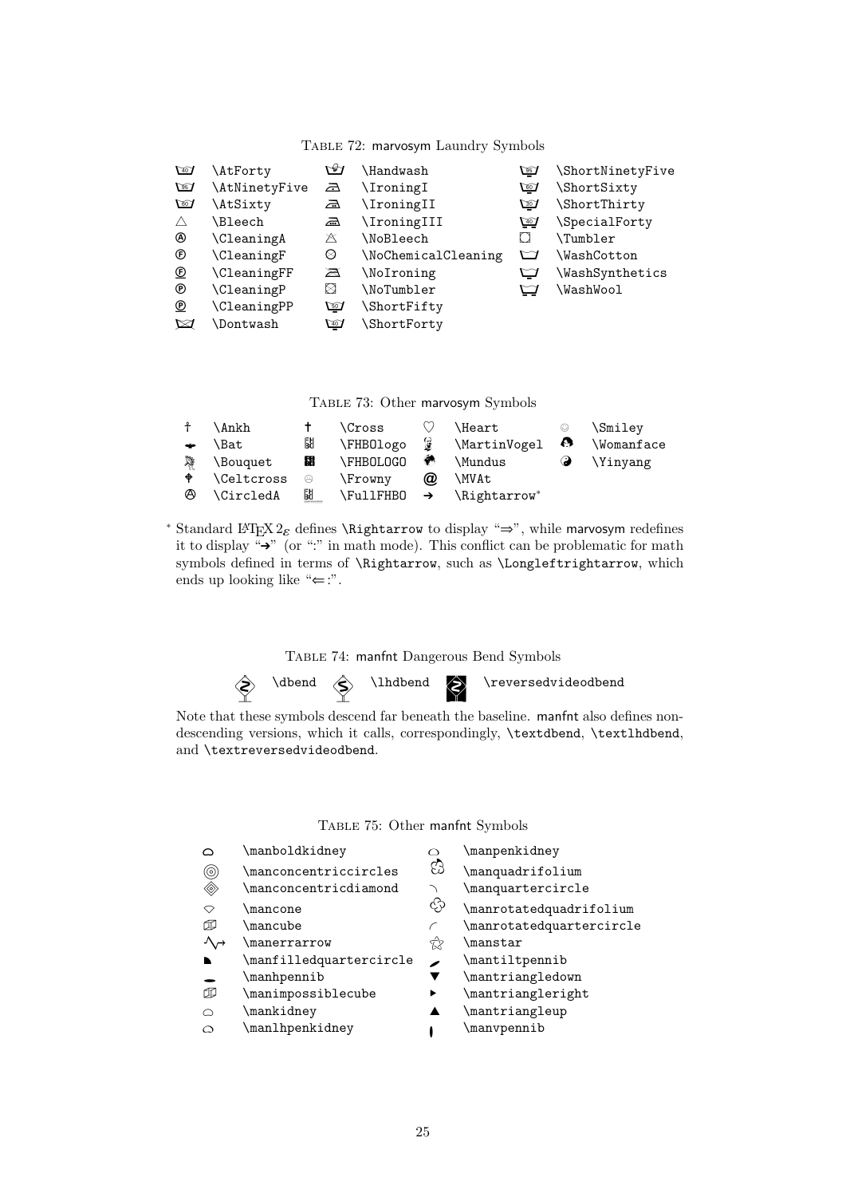Table 72: marvosym Laundry Symbols

| Symbol | Command | Symbol | Command | Symbol | Command |
|---|---|---|---|---|---|
| | \AtForty | | \Handwash | | \ShortNinetyFive |
| | \AtNinetyFive | | \IroningI | | \ShortSixty |
| | \AtSixty | | \IroningII | | \ShortThirty |
| △ | \Bleech | | \IroningIII | | \SpecialForty |
| Ⓐ | \CleaningA | | \NoBleech | | \Tumbler |
| Ⓕ | \CleaningF | | \NoChemicalCleaning | | \WashCotton |
| | \CleaningFF | | \NoIroning | | \WashSynthetics |
| Ⓟ | \CleaningP | | \NoTumbler | | \WashWool |
| | \CleaningPP | | \ShortFifty | | |
| | \Dontwash | | \ShortForty | | |

Table 73: Other marvosym Symbols

| Symbol | Command | Symbol | Command | Symbol | Command | Symbol | Command |
|---|---|---|---|---|---|---|---|
| ☥ | \Ankh | ✝ | \Cross | ♡ | \Heart | ☺ | \Smiley |
| | \Bat | | \FHBOlogo | | \MartinVogel | | \Womanface |
| | \Bouquet | | \FHBOLOGO | | \Mundus | ☯ | \Yinyang |
| | \Celtcross | ☹ | \Frowny | @ | \MVAt | | |
| Ⓐ | \CircledA | | \FullFHBO | ➔ | \Rightarrow* | | |

* Standard LaTeX $2_\varepsilon$ defines \Rightarrow to display "⇒", while marvosym redefines it to display "➔" (or ":" in math mode). This conflict can be problematic for math symbols defined in terms of \Rightarrow, such as \Longleftrightarrow, which ends up looking like "⇐:".

Table 74: manfnt Dangerous Bend Symbols

| Symbol | Command | Symbol | Command | Symbol | Command |
|---|---|---|---|---|---|
| | \dbend | | \lhdbend | | \reversedvideodbend |

Note that these symbols descend far beneath the baseline. manfnt also defines non-descending versions, which it calls, correspondingly, \textdbend, \textlhdbend, and \textreversedvideodbend.

Table 75: Other manfnt Symbols

| Symbol | Command | Symbol | Command |
|---|---|---|---|
| | \manboldkidney | | \manpenkidney |
| ◎ | \manconcentriccircles | | \manquadrifolium |
| | \manconcentricdiamond | | \manquartercircle |
| | \mancone | | \manrotatedquadrifolium |
| | \mancube | | \manrotatedquartercircle |
| | \manerrarrow | | \manstar |
| | \manfilledquartercircle | | \mantiltpennib |
| | \manhpennib | ▼ | \mantriangledown |
| | \manimpossiblecube | ▸ | \mantriangleright |
| | \mankidney | ▲ | \mantriangleup |
| | \manlhpenkidney | | \manvpennib |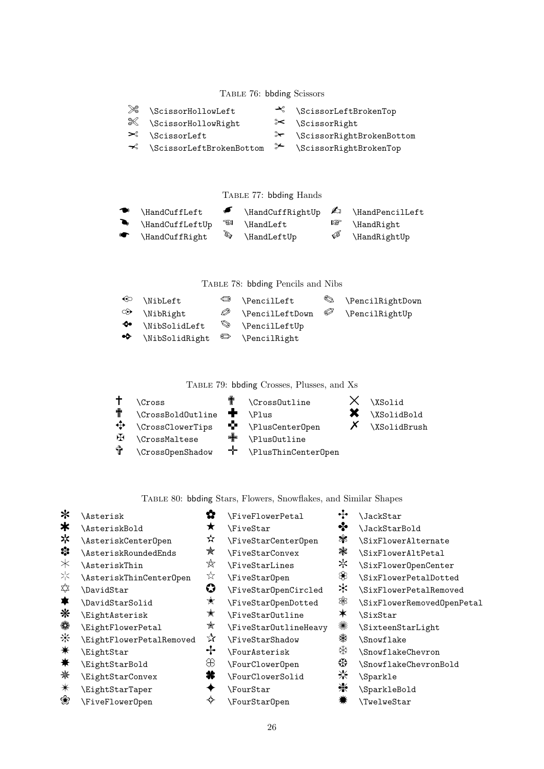Table 76: bbding Scissors

| Symbol | Command | Symbol | Command |
|---|---|---|---|
| ✂ | \ScissorHollowLeft | ✁ | \ScissorLeftBrokenTop |
| ✄ | \ScissorHollowRight | ✂ | \ScissorRight |
| ✂ | \ScissorLeft | ✃ | \ScissorRightBrokenBottom |
| ✁ | \ScissorLeftBrokenBottom | ✃ | \ScissorRightBrokenTop |

Table 77: bbding Hands

| Symbol | Command | Symbol | Command | Symbol | Command |
|---|---|---|---|---|---|
| ☚ | \HandCuffLeft | ☛ | \HandCuffRightUp | ✍ | \HandPencilLeft |
| ☚ | \HandCuffLeftUp | ☜ | \HandLeft | ☞ | \HandRight |
| ☛ | \HandCuffRight | ☜ | \HandLeftUp | ☞ | \HandRightUp |

Table 78: bbding Pencils and Nibs

| Symbol | Command | Symbol | Command | Symbol | Command |
|---|---|---|---|---|---|
| ✑ | \NibLeft | ✏ | \PencilLeft | ✎ | \PencilRightDown |
| ✑ | \NibRight | ✐ | \PencilLeftDown | ✐ | \PencilRightUp |
| ✒ | \NibSolidLeft | ✎ | \PencilLeftUp | | |
| ✒ | \NibSolidRight | ✏ | \PencilRight | | |

Table 79: bbding Crosses, Plusses, and Xs

| Symbol | Command | Symbol | Command | Symbol | Command |
|---|---|---|---|---|---|
| ✝ | \Cross | ✟ | \CrossOutline | ✕ | \XSolid |
| ✟ | \CrossBoldOutline | ✚ | \Plus | ✖ | \XSolidBold |
| ✥ | \CrossClowerTips | ✜ | \PlusCenterOpen | ✗ | \XSolidBrush |
| ✠ | \CrossMaltese | ✛ | \PlusOutline | | |
| ✞ | \CrossOpenShadow | ✢ | \PlusThinCenterOpen | | |

Table 80: bbding Stars, Flowers, Snowflakes, and Similar Shapes

| Symbol | Command | Symbol | Command | Symbol | Command |
|---|---|---|---|---|---|
| ✻ | \Asterisk | ✿ | \FiveFlowerPetal | ✢ | \JackStar |
| ✱ | \AsteriskBold | ★ | \FiveStar | ✤ | \JackStarBold |
| ✲ | \AsteriskCenterOpen | ✫ | \FiveStarCenterOpen | ✾ | \SixFlowerAlternate |
| ✽ | \AsteriskRoundedEnds | ✭ | \FiveStarConvex | ❃ | \SixFlowerAltPetal |
| ✳ | \AsteriskThin | ✯ | \FiveStarLines | ✼ | \SixFlowerOpenCenter |
| ✺ | \AsteriskThinCenterOpen | ☆ | \FiveStarOpen | ❀ | \SixFlowerPetalDotted |
| ✡ | \DavidStar | ✪ | \FiveStarOpenCircled | ✼ | \SixFlowerPetalRemoved |
| ✶ | \DavidStarSolid | ✬ | \FiveStarOpenDotted | ❁ | \SixFlowerRemovedOpenPetal |
| ❋ | \EightAsterisk | ✮ | \FiveStarOutline | ✶ | \SixStar |
| ❁ | \EightFlowerPetal | ✯ | \FiveStarOutlineHeavy | ✺ | \SixteenStarLight |
| ❊ | \EightFlowerPetalRemoved | ✰ | \FiveStarShadow | ❄ | \Snowflake |
| ✷ | \EightStar | ✢ | \FourAsterisk | ❅ | \SnowflakeChevron |
| ✸ | \EightStarBold | ✥ | \FourClowerOpen | ❆ | \SnowflakeChevronBold |
| ✹ | \EightStarConvex | ✤ | \FourClowerSolid | ❇ | \Sparkle |
| ✴ | \EightStarTaper | ✦ | \FourStar | ❈ | \SparkleBold |
| ❀ | \FiveFlowerOpen | ✧ | \FourStarOpen | ✹ | \TwelweStar |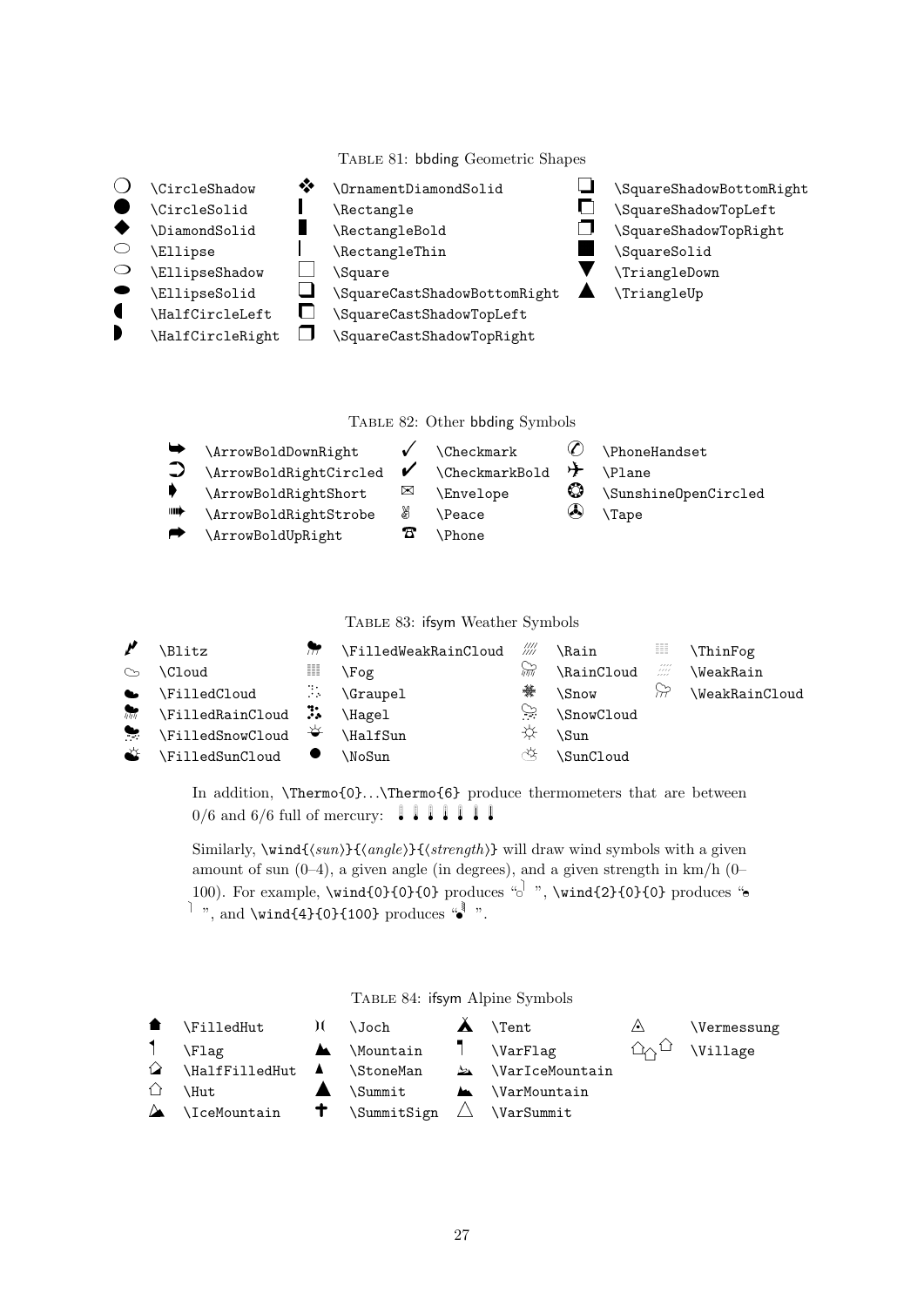Table 81: bbding Geometric Shapes

| Symbol | Command | Symbol | Command | Symbol | Command |
|---|---|---|---|---|---|
| ❍ | `\CircleShadow` | ❖ | `\OrnamentDiamondSolid` | ❏ | `\SquareShadowBottomRight` |
| ● | `\CircleSolid` | ❙ | `\Rectangle` | ❐ | `\SquareShadowTopLeft` |
| ◆ | `\DiamondSolid` | ❚ | `\RectangleBold` | ❑ | `\SquareShadowTopRight` |
| ⬭ | `\Ellipse` | ❘ | `\RectangleThin` | ■ | `\SquareSolid` |
| ⬭ | `\EllipseShadow` | □ | `\Square` | ▼ | `\TriangleDown` |
| ⬬ | `\EllipseSolid` | ❏ | `\SquareCastShadowBottomRight` | ▲ | `\TriangleUp` |
| ◖ | `\HalfCircleLeft` | ❐ | `\SquareCastShadowTopLeft` | | |
| ◗ | `\HalfCircleRight` | ❑ | `\SquareCastShadowTopRight` | | |

Table 82: Other bbding Symbols

| Symbol | Command | Symbol | Command | Symbol | Command |
|---|---|---|---|---|---|
| ➥ | `\ArrowBoldDownRight` | ✓ | `\Checkmark` | ✆ | `\PhoneHandset` |
| ➲ | `\ArrowBoldRightCircled` | ✔ | `\CheckmarkBold` | ✈ | `\Plane` |
| ➧ | `\ArrowBoldRightShort` | ✉ | `\Envelope` | ❂ | `\SunshineOpenCircled` |
| ➠ | `\ArrowBoldRightStrobe` | ✌ | `\Peace` | ✇ | `\Tape` |
| ➦ | `\ArrowBoldUpRight` | ☎ | `\Phone` | | |

Table 83: ifsym Weather Symbols

| Symbol | Command | Symbol | Command | Symbol | Command | Symbol | Command |
|---|---|---|---|---|---|---|---|
| | `\Blitz` | | `\FilledWeakRainCloud` | | `\Rain` | | `\ThinFog` |
| | `\Cloud` | | `\Fog` | | `\RainCloud` | | `\WeakRain` |
| | `\FilledCloud` | | `\Graupel` | | `\Snow` | | `\WeakRainCloud` |
| | `\FilledRainCloud` | | `\Hagel` | | `\SnowCloud` | | |
| | `\FilledSnowCloud` | | `\HalfSun` | | `\Sun` | | |
| | `\FilledSunCloud` | | `\NoSun` | | `\SunCloud` | | |

In addition, `\Thermo{0}`...`\Thermo{6}` produce thermometers that are between 0/6 and 6/6 full of mercury:

Similarly, `\wind{`⟨*sun*⟩`}{`⟨*angle*⟩`}{`⟨*strength*⟩`}` will draw wind symbols with a given amount of sun (0–4), a given angle (in degrees), and a given strength in km/h (0–100). For example, `\wind{0}{0}{0}` produces " ", `\wind{2}{0}{0}` produces " ", and `\wind{4}{0}{100}` produces " ".

Table 84: ifsym Alpine Symbols

| Symbol | Command | Symbol | Command | Symbol | Command | Symbol | Command |
|---|---|---|---|---|---|---|---|
| | `\FilledHut` | | `\Joch` | | `\Tent` | | `\Vermessung` |
| | `\Flag` | | `\Mountain` | | `\VarFlag` | | `\Village` |
| | `\HalfFilledHut` | | `\StoneMan` | | `\VarIceMountain` | | |
| | `\Hut` | | `\Summit` | | `\VarMountain` | | |
| | `\IceMountain` | | `\SummitSign` | | `\VarSummit` | | |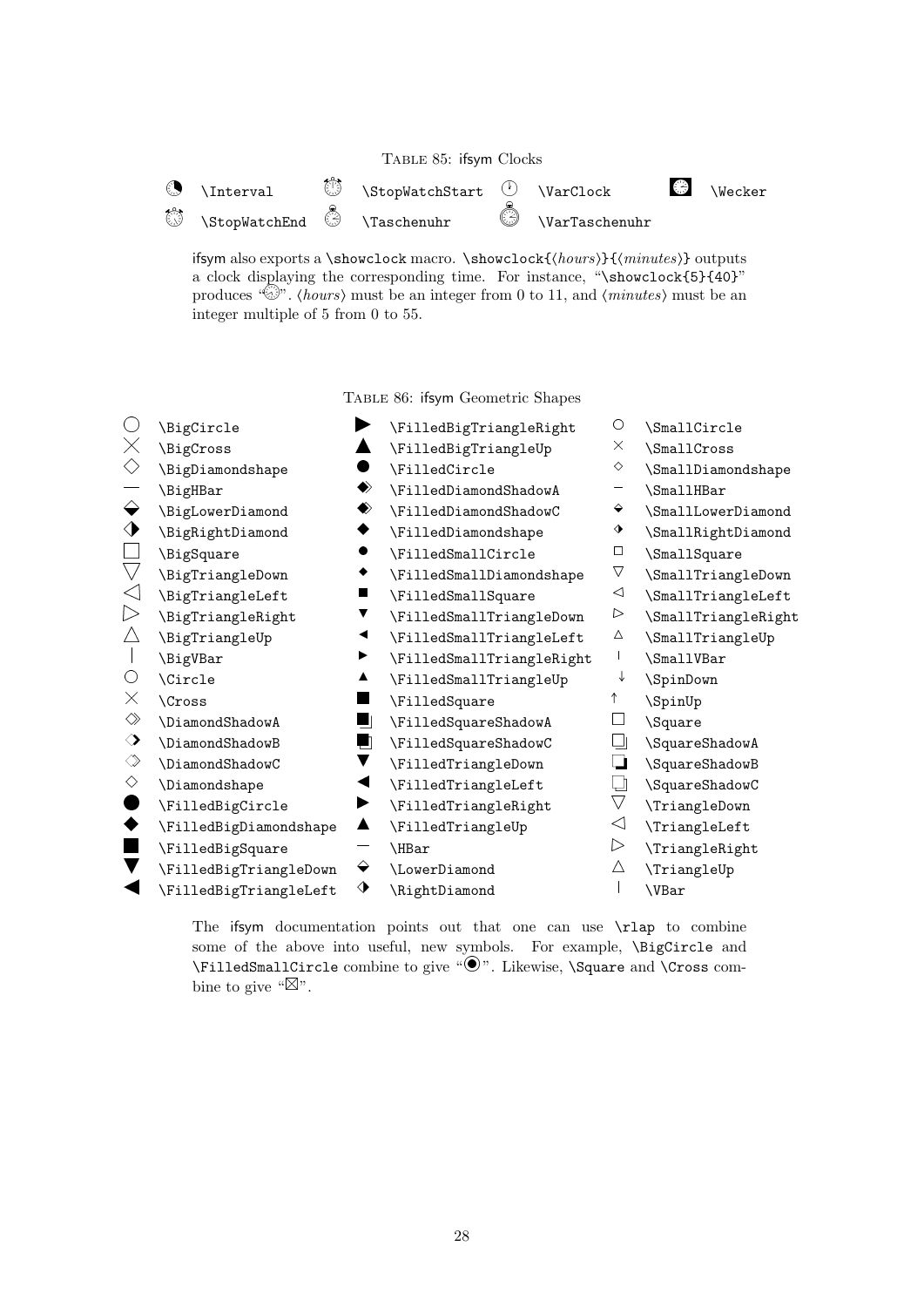Table 85: ifsym Clocks

| Symbol | Command | Symbol | Command | Symbol | Command | Symbol | Command |
|---|---|---|---|---|---|---|---|
| ◔ | `\Interval` | ⏱ | `\StopWatchStart` | 🕐 | `\VarClock` | ⏰ | `\Wecker` |
| ⏱ | `\StopWatchEnd` | ⏱ | `\Taschenuhr` | ⏱ | `\VarTaschenuhr` | | |

ifsym also exports a `\showclock` macro. `\showclock{⟨hours⟩}{⟨minutes⟩}` outputs a clock displaying the corresponding time. For instance, "`\showclock{5}{40}`" produces "🕔". ⟨*hours*⟩ must be an integer from 0 to 11, and ⟨*minutes*⟩ must be an integer multiple of 5 from 0 to 55.

Table 86: ifsym Geometric Shapes

| Symbol | Command | Symbol | Command | Symbol | Command |
|---|---|---|---|---|---|
| ◯ | `\BigCircle` | ▶ | `\FilledBigTriangleRight` | ○ | `\SmallCircle` |
| ╳ | `\BigCross` | ▲ | `\FilledBigTriangleUp` | × | `\SmallCross` |
| ◇ | `\BigDiamondshape` | ● | `\FilledCircle` | ◇ | `\SmallDiamondshape` |
| — | `\BigHBar` | ◆ | `\FilledDiamondShadowA` | – | `\SmallHBar` |
| ⬙ | `\BigLowerDiamond` | ◆ | `\FilledDiamondShadowC` | ⬙ | `\SmallLowerDiamond` |
| ◗ | `\BigRightDiamond` | ◆ | `\FilledDiamondshape` | ◗ | `\SmallRightDiamond` |
| □ | `\BigSquare` | ● | `\FilledSmallCircle` | □ | `\SmallSquare` |
| ▽ | `\BigTriangleDown` | ◆ | `\FilledSmallDiamondshape` | ▽ | `\SmallTriangleDown` |
| ◁ | `\BigTriangleLeft` | ■ | `\FilledSmallSquare` | ◁ | `\SmallTriangleLeft` |
| ▷ | `\BigTriangleRight` | ▼ | `\FilledSmallTriangleDown` | ▷ | `\SmallTriangleRight` |
| △ | `\BigTriangleUp` | ◀ | `\FilledSmallTriangleLeft` | △ | `\SmallTriangleUp` |
| \| | `\BigVBar` | ▶ | `\FilledSmallTriangleRight` | \| | `\SmallVBar` |
| ○ | `\Circle` | ▲ | `\FilledSmallTriangleUp` | ↓ | `\SpinDown` |
| × | `\Cross` | ■ | `\FilledSquare` | ↑ | `\SpinUp` |
| ◇ | `\DiamondShadowA` | ■ | `\FilledSquareShadowA` | □ | `\Square` |
| ◇ | `\DiamondShadowB` | ■ | `\FilledSquareShadowC` | □ | `\SquareShadowA` |
| ◇ | `\DiamondShadowC` | ▼ | `\FilledTriangleDown` | □ | `\SquareShadowB` |
| ◇ | `\Diamondshape` | ◀ | `\FilledTriangleLeft` | □ | `\SquareShadowC` |
| ● | `\FilledBigCircle` | ▶ | `\FilledTriangleRight` | ▽ | `\TriangleDown` |
| ◆ | `\FilledBigDiamondshape` | ▲ | `\FilledTriangleUp` | ◁ | `\TriangleLeft` |
| ■ | `\FilledBigSquare` | — | `\HBar` | ▷ | `\TriangleRight` |
| ▼ | `\FilledBigTriangleDown` | ⬙ | `\LowerDiamond` | △ | `\TriangleUp` |
| ◀ | `\FilledBigTriangleLeft` | ◗ | `\RightDiamond` | \| | `\VBar` |

The ifsym documentation points out that one can use `\rlap` to combine some of the above into useful, new symbols. For example, `\BigCircle` and `\FilledSmallCircle` combine to give "◉". Likewise, `\Square` and `\Cross` combine to give "⊠".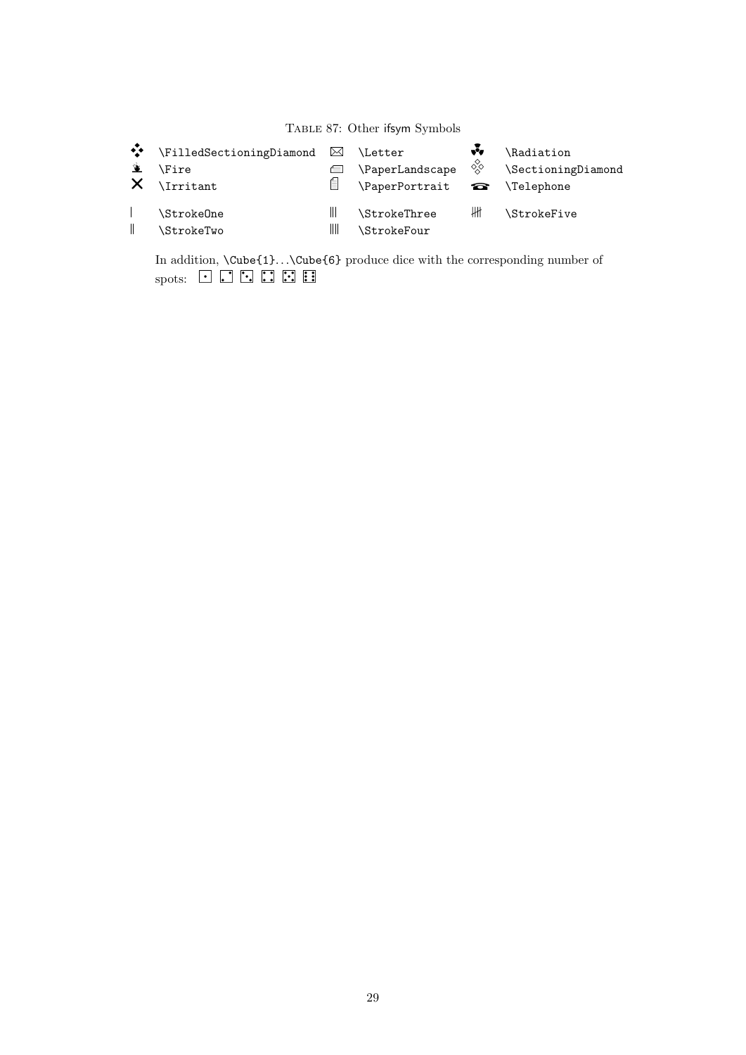Table 87: Other ifsym Symbols

| | | | | | |
|---|---|---|---|---|---|
| ❖ | `\FilledSectioningDiamond` | ⌧ | `\Letter` | | `\Radiation` |
| | `\Fire` | | `\PaperLandscape` | | `\SectioningDiamond` |
| ✕ | `\Irritant` | | `\PaperPortrait` | ☎ | `\Telephone` |
| \| | `\StrokeOne` | \|\|\| | `\StrokeThree` | | `\StrokeFive` |
| \|\| | `\StrokeTwo` | \|\|\|\| | `\StrokeFour` | | |

In addition, `\Cube{1}`...`\Cube{6}` produce dice with the corresponding number of spots: ⚀ ⚁ ⚂ ⚃ ⚄ ⚅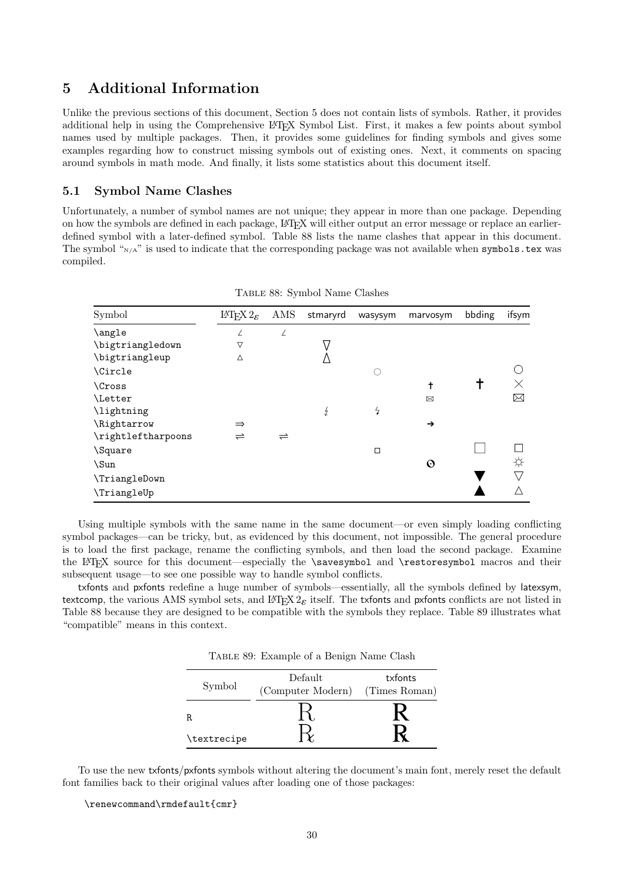# 5 Additional Information

Unlike the previous sections of this document, Section 5 does not contain lists of symbols. Rather, it provides additional help in using the Comprehensive LaTeX Symbol List. First, it makes a few points about symbol names used by multiple packages. Then, it provides some guidelines for finding symbols and gives some examples regarding how to construct missing symbols out of existing ones. Next, it comments on spacing around symbols in math mode. And finally, it lists some statistics about this document itself.

## 5.1 Symbol Name Clashes

Unfortunately, a number of symbol names are not unique; they appear in more than one package. Depending on how the symbols are defined in each package, LaTeX will either output an error message or replace an earlier-defined symbol with a later-defined symbol. Table 88 lists the name clashes that appear in this document. The symbol "N/A" is used to indicate that the corresponding package was not available when symbols.tex was compiled.

Table 88: Symbol Name Clashes

| Symbol | LaTeX 2ε | AMS | stmaryrd | wasysym | marvosym | bbding | ifsym |
|---|---|---|---|---|---|---|---|
| \angle | ∠ | ∠ | | | | | |
| \bigtriangledown | ▽ | | ▽ | | | | |
| \bigtriangleup | △ | | △ | | | | |
| \Circle | | | | ○ | | | ○ |
| \Cross | | | | | † | ✝ | × |
| \Letter | | | | | ✉ | | ✉ |
| \lightning | | | ↯ | ↯ | | | |
| \Rightarrow | ⇒ | | | | ➔ | | |
| \rightleftharpoons | ⇌ | ⇌ | | | | | |
| \Square | | | | □ | | □ | □ |
| \Sun | | | | | ☉ | | ☼ |
| \TriangleDown | | | | | | ▼ | ▽ |
| \TriangleUp | | | | | | ▲ | △ |

Using multiple symbols with the same name in the same document—or even simply loading conflicting symbol packages—can be tricky, but, as evidenced by this document, not impossible. The general procedure is to load the first package, rename the conflicting symbols, and then load the second package. Examine the LaTeX source for this document—especially the \savesymbol and \restoresymbol macros and their subsequent usage—to see one possible way to handle symbol conflicts.

txfonts and pxfonts redefine a huge number of symbols—essentially, all the symbols defined by latexsym, textcomp, the various AMS symbol sets, and LaTeX 2ε itself. The txfonts and pxfonts conflicts are not listed in Table 88 because they are designed to be compatible with the symbols they replace. Table 89 illustrates what "compatible" means in this context.

Table 89: Example of a Benign Name Clash

| Symbol | Default (Computer Modern) | txfonts (Times Roman) |
|---|---|---|
| R | ℛ | **R** |
| \textrecipe | ℞ | **℞** |

To use the new txfonts/pxfonts symbols without altering the document's main font, merely reset the default font families back to their original values after loading one of those packages:

```
\renewcommand\rmdefault{cmr}
```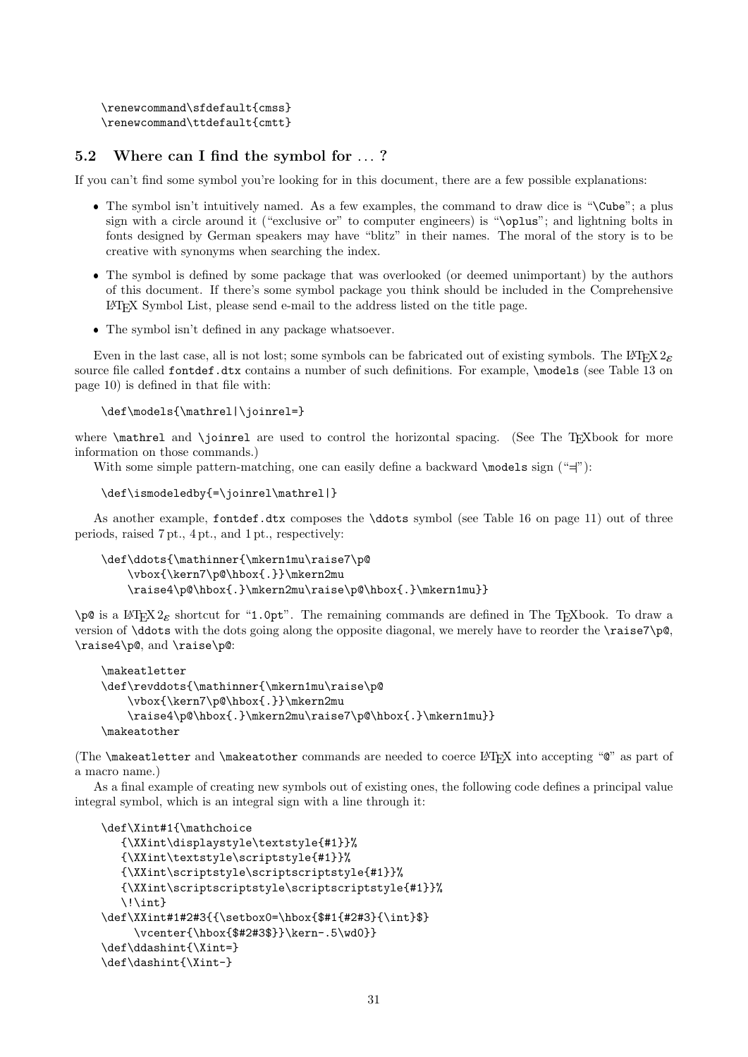```
\renewcommand\sfdefault{cmss}
\renewcommand\ttdefault{cmtt}
```

## 5.2 Where can I find the symbol for ... ?

If you can't find some symbol you're looking for in this document, there are a few possible explanations:

- The symbol isn't intuitively named. As a few examples, the command to draw dice is "`\Cube`"; a plus sign with a circle around it ("exclusive or" to computer engineers) is "`\oplus`"; and lightning bolts in fonts designed by German speakers may have "blitz" in their names. The moral of the story is to be creative with synonyms when searching the index.
- The symbol is defined by some package that was overlooked (or deemed unimportant) by the authors of this document. If there's some symbol package you think should be included in the Comprehensive LaTeX Symbol List, please send e-mail to the address listed on the title page.
- The symbol isn't defined in any package whatsoever.

Even in the last case, all is not lost; some symbols can be fabricated out of existing symbols. The LaTeX 2ε source file called `fontdef.dtx` contains a number of such definitions. For example, `\models` (see Table 13 on page 10) is defined in that file with:

```
\def\models{\mathrel|\joinrel=}
```

where `\mathrel` and `\joinrel` are used to control the horizontal spacing. (See The TeXbook for more information on those commands.)

With some simple pattern-matching, one can easily define a backward `\models` sign ("$=\!|$"):

```
\def\ismodeledby{=\joinrel\mathrel|}
```

As another example, `fontdef.dtx` composes the `\ddots` symbol (see Table 16 on page 11) out of three periods, raised 7 pt., 4 pt., and 1 pt., respectively:

```
\def\ddots{\mathinner{\mkern1mu\raise7\p@
    \vbox{\kern7\p@\hbox{.}}\mkern2mu
    \raise4\p@\hbox{.}\mkern2mu\raise\p@\hbox{.}\mkern1mu}}
```

`\p@` is a LaTeX 2ε shortcut for "`1.0pt`". The remaining commands are defined in The TeXbook. To draw a version of `\ddots` with the dots going along the opposite diagonal, we merely have to reorder the `\raise7\p@`, `\raise4\p@`, and `\raise\p@`:

```
\makeatletter
\def\revddots{\mathinner{\mkern1mu\raise\p@
    \vbox{\kern7\p@\hbox{.}}\mkern2mu
    \raise4\p@\hbox{.}\mkern2mu\raise7\p@\hbox{.}\mkern1mu}}
\makeatother
```

(The `\makeatletter` and `\makeatother` commands are needed to coerce LaTeX into accepting "`@`" as part of a macro name.)

As a final example of creating new symbols out of existing ones, the following code defines a principal value integral symbol, which is an integral sign with a line through it:

```
\def\Xint#1{\mathchoice
   {\XXint\displaystyle\textstyle{#1}}%
   {\XXint\textstyle\scriptstyle{#1}}%
   {\XXint\scriptstyle\scriptscriptstyle{#1}}%
   {\XXint\scriptscriptstyle\scriptscriptstyle{#1}}%
   \!\int}
\def\XXint#1#2#3{{\setbox0=\hbox{$#1{#2#3}{\int}$}
     \vcenter{\hbox{$#2#3$}}\kern-.5\wd0}}
\def\ddashint{\Xint=}
\def\dashint{\Xint-}
```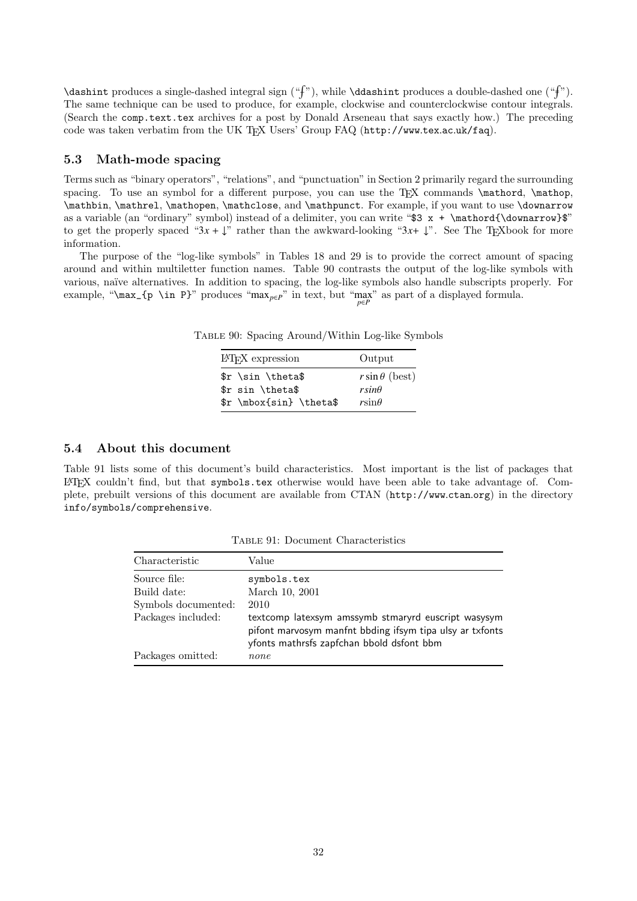`\dashint` produces a single-dashed integral sign ("⨍"), while `\ddashint` produces a double-dashed one ("⨎"). The same technique can be used to produce, for example, clockwise and counterclockwise contour integrals. (Search the `comp.text.tex` archives for a post by Donald Arseneau that says exactly how.) The preceding code was taken verbatim from the UK TEX Users' Group FAQ (`http://www.tex.ac.uk/faq`).

### 5.3 Math-mode spacing

Terms such as "binary operators", "relations", and "punctuation" in Section 2 primarily regard the surrounding spacing. To use an symbol for a different purpose, you can use the TEX commands `\mathord`, `\mathop`, `\mathbin`, `\mathrel`, `\mathopen`, `\mathclose`, and `\mathpunct`. For example, if you want to use `\downarrow` as a variable (an "ordinary" symbol) instead of a delimiter, you can write "`$3 x + \mathord{\downarrow}$`" to get the properly spaced "$3x + {\downarrow}$" rather than the awkward-looking "$3x+ \downarrow$". See The TEXbook for more information.

The purpose of the "log-like symbols" in Tables 18 and 29 is to provide the correct amount of spacing around and within multiletter function names. Table 90 contrasts the output of the log-like symbols with various, naïve alternatives. In addition to spacing, the log-like symbols also handle subscripts properly. For example, "`\max_{p \in P}`" produces "$\max_{p \in P}$" in text, but "$\displaystyle\max_{p \in P}$" as part of a displayed formula.

Table 90: Spacing Around/Within Log-like Symbols

| LATEX expression | Output |
|---|---|
| `$r \sin \theta$` | $r \sin \theta$ (best) |
| `$r sin \theta$` | $r sin \theta$ |
| `$r \mbox{sin} \theta$` | $r\mbox{sin}\theta$ |

### 5.4 About this document

Table 91 lists some of this document's build characteristics. Most important is the list of packages that LATEX couldn't find, but that `symbols.tex` otherwise would have been able to take advantage of. Complete, prebuilt versions of this document are available from CTAN (`http://www.ctan.org`) in the directory `info/symbols/comprehensive`.

Table 91: Document Characteristics

| Characteristic | Value |
|---|---|
| Source file: | `symbols.tex` |
| Build date: | March 10, 2001 |
| Symbols documented: | 2010 |
| Packages included: | textcomp latexsym amssymb stmaryrd euscript wasysym pifont marvosym manfnt bbding ifsym tipa ulsy ar txfonts yfonts mathrsfs zapfchan bbold dsfont bbm |
| Packages omitted: | *none* |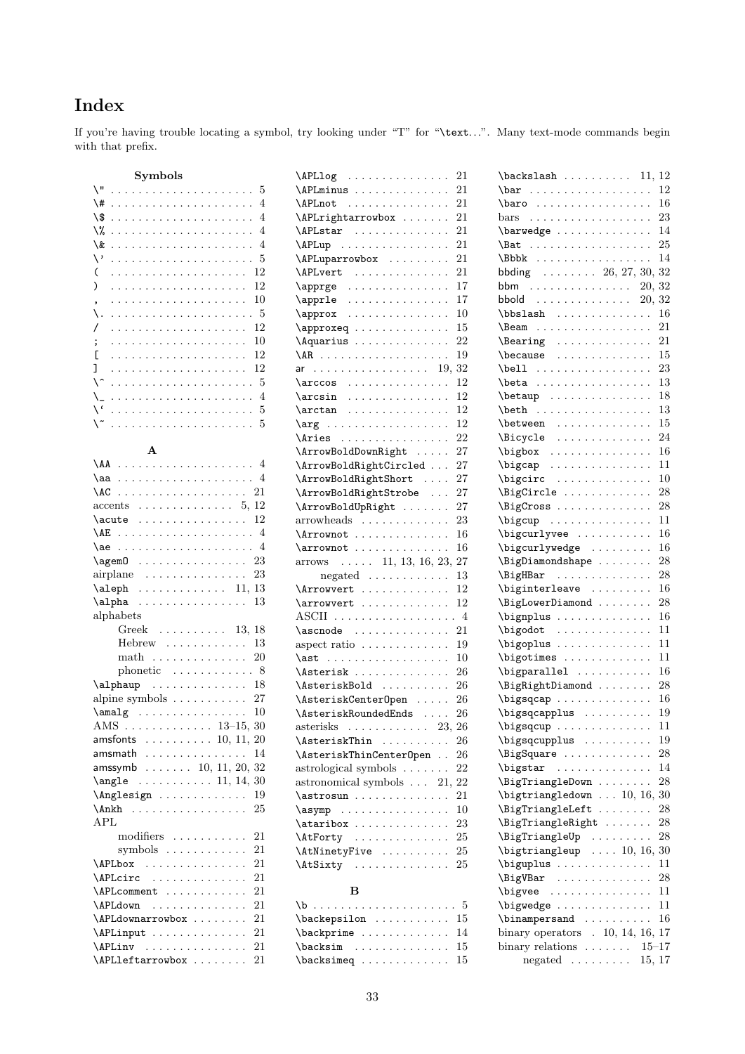# Index

If you're having trouble locating a symbol, try looking under "T" for "\text...". Many text-mode commands begin with that prefix.

### Symbols

- `\"` ..... 5
- `\#` ..... 4
- `\$` ..... 4
- `\%` ..... 4
- `\&` ..... 4
- `\'` ..... 5
- `(` ..... 12
- `)` ..... 12
- `,` ..... 10
- `\.` ..... 5
- `/` ..... 12
- `;` ..... 10
- `[` ..... 12
- `]` ..... 12
- `\^` ..... 5
- `\_` ..... 4
- `` \` `` ..... 5
- `\~` ..... 5

### A

- `\AA` ..... 4
- `\aa` ..... 4
- `\AC` ..... 21
- accents ..... 5, 12
- `\acute` ..... 12
- `\AE` ..... 4
- `\ae` ..... 4
- `\agemO` ..... 23
- airplane ..... 23
- `\aleph` ..... 11, 13
- `\alpha` ..... 13
- alphabets
  - Greek ..... 13, 18
  - Hebrew ..... 13
  - math ..... 20
  - phonetic ..... 8
- `\alphaup` ..... 18
- alpine symbols ..... 27
- `\amalg` ..... 10
- AMS ..... 13–15, 30
- `amsfonts` ..... 10, 11, 20
- `amsmath` ..... 14
- `amssymb` ..... 10, 11, 20, 32
- `\angle` ..... 11, 14, 30
- `\Anglesign` ..... 19
- `\Ankh` ..... 25
- APL
  - modifiers ..... 21
  - symbols ..... 21
- `\APLbox` ..... 21
- `\APLcirc` ..... 21
- `\APLcomment` ..... 21
- `\APLdown` ..... 21
- `\APLdownarrowbox` ..... 21
- `\APLinput` ..... 21
- `\APLinv` ..... 21
- `\APLleftarrowbox` ..... 21
- `\APLlog` ..... 21
- `\APLminus` ..... 21
- `\APLnot` ..... 21
- `\APLrightarrowbox` ..... 21
- `\APLstar` ..... 21
- `\APLup` ..... 21
- `\APLuparrowbox` ..... 21
- `\APLvert` ..... 21
- `\apprge` ..... 17
- `\apprle` ..... 17
- `\approx` ..... 10
- `\approxeq` ..... 15
- `\Aquarius` ..... 22
- `\AR` ..... 19
- `ar` ..... 19, 32
- `\arccos` ..... 12
- `\arcsin` ..... 12
- `\arctan` ..... 12
- `\arg` ..... 12
- `\Aries` ..... 22
- `\ArrowBoldDownRight` ..... 27
- `\ArrowBoldRightCircled` ..... 27
- `\ArrowBoldRightShort` ..... 27
- `\ArrowBoldRightStrobe` ..... 27
- `\ArrowBoldUpRight` ..... 27
- arrowheads ..... 23
- `\Arrownot` ..... 16
- `\arrownot` ..... 16
- arrows ..... 11, 13, 16, 23, 27
  - negated ..... 13
- `\Arrowvert` ..... 12
- `\arrowvert` ..... 12
- ASCII ..... 4
- `\ascnode` ..... 21
- aspect ratio ..... 19
- `\ast` ..... 10
- `\Asterisk` ..... 26
- `\AsteriskBold` ..... 26
- `\AsteriskCenterOpen` ..... 26
- `\AsteriskRoundedEnds` ..... 26
- asterisks ..... 23, 26
- `\AsteriskThin` ..... 26
- `\AsteriskThinCenterOpen` ..... 26
- astrological symbols ..... 22
- astronomical symbols ..... 21, 22
- `\astrosun` ..... 21
- `\asymp` ..... 10
- `\ataribox` ..... 23
- `\AtForty` ..... 25
- `\AtNinetyFive` ..... 25
- `\AtSixty` ..... 25

### B

- `\b` ..... 5
- `\backepsilon` ..... 15
- `\backprime` ..... 14
- `\backsim` ..... 15
- `\backsimeq` ..... 15
- `\backslash` ..... 11, 12
- `\bar` ..... 12
- `\baro` ..... 16
- bars ..... 23
- `\barwedge` ..... 14
- `\Bat` ..... 25
- `\Bbbk` ..... 14
- `bbding` ..... 26, 27, 30, 32
- `bbm` ..... 20, 32
- `bbold` ..... 20, 32
- `\bbslash` ..... 16
- `\Beam` ..... 21
- `\Bearing` ..... 21
- `\because` ..... 15
- `\bell` ..... 23
- `\beta` ..... 13
- `\betaup` ..... 18
- `\beth` ..... 13
- `\between` ..... 15
- `\Bicycle` ..... 24
- `\bigbox` ..... 16
- `\bigcap` ..... 11
- `\bigcirc` ..... 10
- `\BigCircle` ..... 28
- `\BigCross` ..... 28
- `\bigcup` ..... 11
- `\bigcurlyvee` ..... 16
- `\bigcurlywedge` ..... 16
- `\BigDiamondshape` ..... 28
- `\BigHBar` ..... 28
- `\biginterleave` ..... 16
- `\BigLowerDiamond` ..... 28
- `\bignplus` ..... 16
- `\bigodot` ..... 11
- `\bigoplus` ..... 11
- `\bigotimes` ..... 11
- `\bigparallel` ..... 16
- `\BigRightDiamond` ..... 28
- `\bigsqcap` ..... 16
- `\bigsqcapplus` ..... 19
- `\bigsqcup` ..... 11
- `\bigsqcupplus` ..... 19
- `\BigSquare` ..... 28
- `\bigstar` ..... 14
- `\BigTriangleDown` ..... 28
- `\bigtriangledown` ..... 10, 16, 30
- `\BigTriangleLeft` ..... 28
- `\BigTriangleRight` ..... 28
- `\BigTriangleUp` ..... 28
- `\bigtriangleup` ..... 10, 16, 30
- `\biguplus` ..... 11
- `\BigVBar` ..... 28
- `\bigvee` ..... 11
- `\bigwedge` ..... 11
- `\binampersand` ..... 16
- binary operators ..... 10, 14, 16, 17
- binary relations ..... 15–17
  - negated ..... 15, 17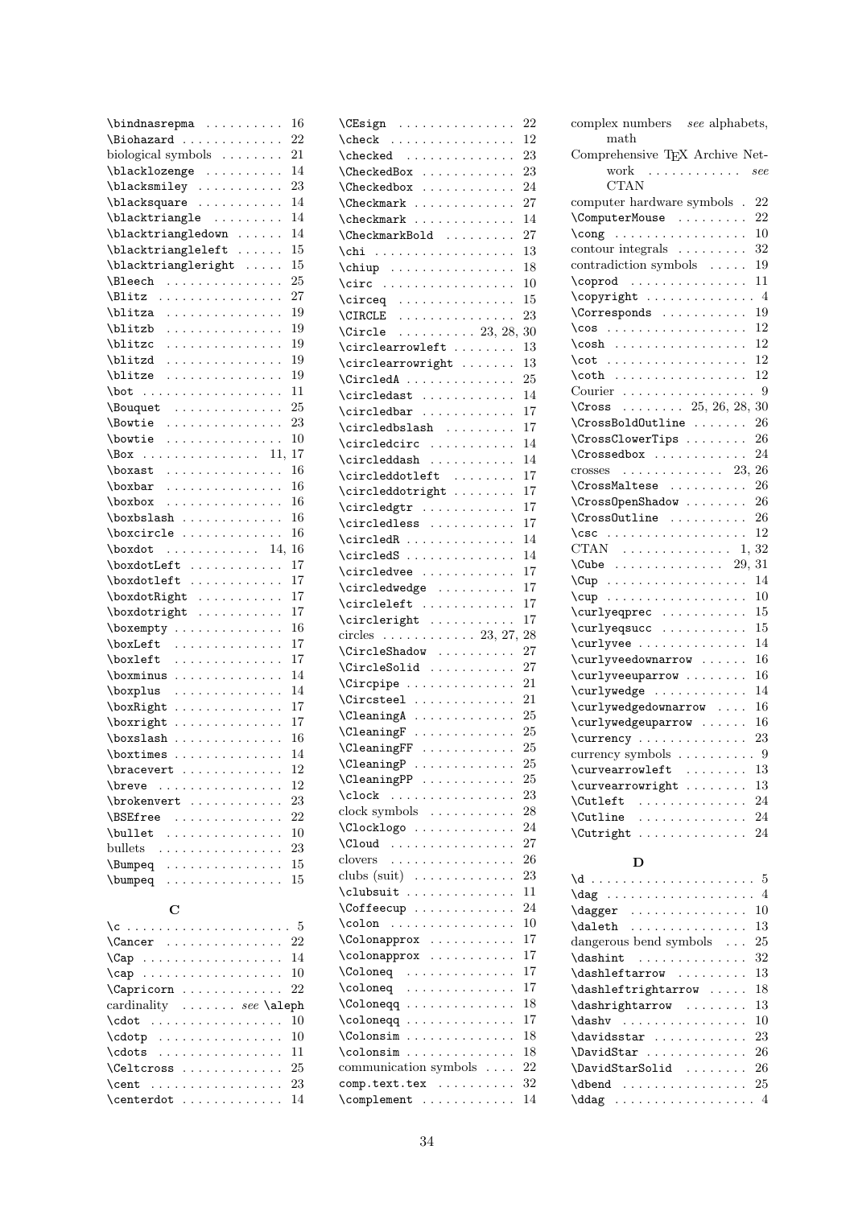\bindnasrepma . . . . . . . . . . 16
\Biohazard . . . . . . . . . . . . . 22
biological symbols . . . . . . . . 21
\blacklozenge . . . . . . . . . . 14
\blacksmiley . . . . . . . . . . . 23
\blacksquare . . . . . . . . . . . 14
\blacktriangle . . . . . . . . . 14
\blacktriangledown . . . . . . 14
\blacktriangleleft . . . . . . 15
\blacktriangleright . . . . . 15
\Bleech . . . . . . . . . . . . . . . 25
\Blitz . . . . . . . . . . . . . . . . 27
\blitza . . . . . . . . . . . . . . . 19
\blitzb . . . . . . . . . . . . . . . 19
\blitzc . . . . . . . . . . . . . . . 19
\blitzd . . . . . . . . . . . . . . . 19
\blitze . . . . . . . . . . . . . . . 19
\bot . . . . . . . . . . . . . . . . . . 11
\Bouquet . . . . . . . . . . . . . . 25
\Bowtie . . . . . . . . . . . . . . . 23
\bowtie . . . . . . . . . . . . . . . 10
\Box . . . . . . . . . . . . . . . 11, 17
\boxast . . . . . . . . . . . . . . . 16
\boxbar . . . . . . . . . . . . . . . 16
\boxbox . . . . . . . . . . . . . . . 16
\boxbslash . . . . . . . . . . . . . 16
\boxcircle . . . . . . . . . . . . . 16
\boxdot . . . . . . . . . . . . 14, 16
\boxdotLeft . . . . . . . . . . . . 17
\boxdotleft . . . . . . . . . . . . 17
\boxdotRight . . . . . . . . . . . 17
\boxdotright . . . . . . . . . . . 17
\boxempty . . . . . . . . . . . . . . 16
\boxLeft . . . . . . . . . . . . . . 17
\boxleft . . . . . . . . . . . . . . 17
\boxminus . . . . . . . . . . . . . . 14
\boxplus . . . . . . . . . . . . . . 14
\boxRight . . . . . . . . . . . . . . 17
\boxright . . . . . . . . . . . . . . 17
\boxslash . . . . . . . . . . . . . . 16
\boxtimes . . . . . . . . . . . . . . 14
\bracevert . . . . . . . . . . . . . 12
\breve . . . . . . . . . . . . . . . . 12
\brokenvert . . . . . . . . . . . . 23
\BSEfree . . . . . . . . . . . . . . 22
\bullet . . . . . . . . . . . . . . . 10
bullets . . . . . . . . . . . . . . . . 23
\Bumpeq . . . . . . . . . . . . . . . 15
\bumpeq . . . . . . . . . . . . . . . 15

### C

\c . . . . . . . . . . . . . . . . . . . . . 5
\Cancer . . . . . . . . . . . . . . . 22
\Cap . . . . . . . . . . . . . . . . . . 14
\cap . . . . . . . . . . . . . . . . . . 10
\Capricorn . . . . . . . . . . . . . 22
cardinality . . . . . . . *see* \aleph
\cdot . . . . . . . . . . . . . . . . . 10
\cdotp . . . . . . . . . . . . . . . . 10
\cdots . . . . . . . . . . . . . . . . 11
\Celtcross . . . . . . . . . . . . . 25
\cent . . . . . . . . . . . . . . . . . 23
\centerdot . . . . . . . . . . . . . 14
\CEsign . . . . . . . . . . . . . . . 22
\check . . . . . . . . . . . . . . . . 12
\checked . . . . . . . . . . . . . . 23
\CheckedBox . . . . . . . . . . . . 23
\Checkedbox . . . . . . . . . . . . 24
\Checkmark . . . . . . . . . . . . . 27
\checkmark . . . . . . . . . . . . . 14
\CheckmarkBold . . . . . . . . . 27
\chi . . . . . . . . . . . . . . . . . . 13
\chiup . . . . . . . . . . . . . . . . 18
\circ . . . . . . . . . . . . . . . . . 10
\circeq . . . . . . . . . . . . . . . 15
\CIRCLE . . . . . . . . . . . . . . . 23
\Circle . . . . . . . . . . 23, 28, 30
\circlearrowleft . . . . . . . . 13
\circlearrowright . . . . . . . 13
\CircledA . . . . . . . . . . . . . . 25
\circledast . . . . . . . . . . . . 14
\circledbar . . . . . . . . . . . . 17
\circledbslash . . . . . . . . . 17
\circledcirc . . . . . . . . . . . 14
\circleddash . . . . . . . . . . . 14
\circleddotleft . . . . . . . . 17
\circleddotright . . . . . . . . 17
\circledgtr . . . . . . . . . . . . 17
\circledless . . . . . . . . . . . 17
\circledR . . . . . . . . . . . . . . 14
\circledS . . . . . . . . . . . . . . 14
\circledvee . . . . . . . . . . . . 17
\circledwedge . . . . . . . . . . 17
\circleleft . . . . . . . . . . . . 17
\circleright . . . . . . . . . . . 17
circles . . . . . . . . . . . . 23, 27, 28
\CircleShadow . . . . . . . . . . 27
\CircleSolid . . . . . . . . . . . 27
\Circpipe . . . . . . . . . . . . . . 21
\Circsteel . . . . . . . . . . . . . 21
\CleaningA . . . . . . . . . . . . . 25
\CleaningF . . . . . . . . . . . . . 25
\CleaningFF . . . . . . . . . . . . 25
\CleaningP . . . . . . . . . . . . . 25
\CleaningPP . . . . . . . . . . . . 25
\clock . . . . . . . . . . . . . . . . 23
clock symbols . . . . . . . . . . . 28
\Clocklogo . . . . . . . . . . . . . 24
\Cloud . . . . . . . . . . . . . . . . 27
clovers . . . . . . . . . . . . . . . . 26
clubs (suit) . . . . . . . . . . . . 23
\clubsuit . . . . . . . . . . . . . . 11
\Coffeecup . . . . . . . . . . . . . 24
\colon . . . . . . . . . . . . . . . . 10
\Colonapprox . . . . . . . . . . . 17
\colonapprox . . . . . . . . . . . 17
\Coloneq . . . . . . . . . . . . . . . 17
\coloneq . . . . . . . . . . . . . . . 17
\Coloneqq . . . . . . . . . . . . . . 18
\coloneqq . . . . . . . . . . . . . . 17
\Colonsim . . . . . . . . . . . . . . 18
\colonsim . . . . . . . . . . . . . . 18
communication symbols . . . . 22
comp.text.tex . . . . . . . . . . 32
\complement . . . . . . . . . . . . 14
complex numbers *see* alphabets, math
Comprehensive TEX Archive Network . . . . . . . . . . . . *see* CTAN
computer hardware symbols . 22
\ComputerMouse . . . . . . . . . 22
\cong . . . . . . . . . . . . . . . . . 10
contour integrals . . . . . . . . 32
contradiction symbols . . . . . 19
\coprod . . . . . . . . . . . . . . . 11
\copyright . . . . . . . . . . . . . . 4
\Corresponds . . . . . . . . . . . 19
\cos . . . . . . . . . . . . . . . . . . 12
\cosh . . . . . . . . . . . . . . . . . 12
\cot . . . . . . . . . . . . . . . . . . 12
\coth . . . . . . . . . . . . . . . . . 12
Courier . . . . . . . . . . . . . . . . . 9
\Cross . . . . . . . . 25, 26, 28, 30
\CrossBoldOutline . . . . . . . 26
\CrossClowerTips . . . . . . . . 26
\Crossedbox . . . . . . . . . . . . 24
crosses . . . . . . . . . . . . . 23, 26
\CrossMaltese . . . . . . . . . . 26
\CrossOpenShadow . . . . . . . . 26
\CrossOutline . . . . . . . . . . 26
\csc . . . . . . . . . . . . . . . . . . 12
CTAN . . . . . . . . . . . . . . . 1, 32
\Cube . . . . . . . . . . . . . . 29, 31
\Cup . . . . . . . . . . . . . . . . . . 14
\cup . . . . . . . . . . . . . . . . . . 10
\curlyeqprec . . . . . . . . . . . 15
\curlyeqsucc . . . . . . . . . . . 15
\curlyvee . . . . . . . . . . . . . . 14
\curlyveedownarrow . . . . . . 16
\curlyveeuparrow . . . . . . . . 16
\curlywedge . . . . . . . . . . . . 14
\curlywedgedownarrow . . . . 16
\curlywedgeuparrow . . . . . . 16
\currency . . . . . . . . . . . . . . 23
currency symbols . . . . . . . . . . 9
\curvearrowleft . . . . . . . . . 13
\curvearrowright . . . . . . . . 13
\Cutleft . . . . . . . . . . . . . . . 24
\Cutline . . . . . . . . . . . . . . . 24
\Cutright . . . . . . . . . . . . . . 24

### D

\d . . . . . . . . . . . . . . . . . . . . . 5
\dag . . . . . . . . . . . . . . . . . . . 4
\dagger . . . . . . . . . . . . . . . 10
\daleth . . . . . . . . . . . . . . . 13
dangerous bend symbols . . . 25
\dashint . . . . . . . . . . . . . . 32
\dashleftarrow . . . . . . . . . 13
\dashleftrightarrow . . . . . 18
\dashrightarrow . . . . . . . . 13
\dashv . . . . . . . . . . . . . . . . 10
\davidsstar . . . . . . . . . . . . 23
\DavidStar . . . . . . . . . . . . . 26
\DavidStarSolid . . . . . . . . 26
\dbend . . . . . . . . . . . . . . . . 25
\ddag . . . . . . . . . . . . . . . . . . 4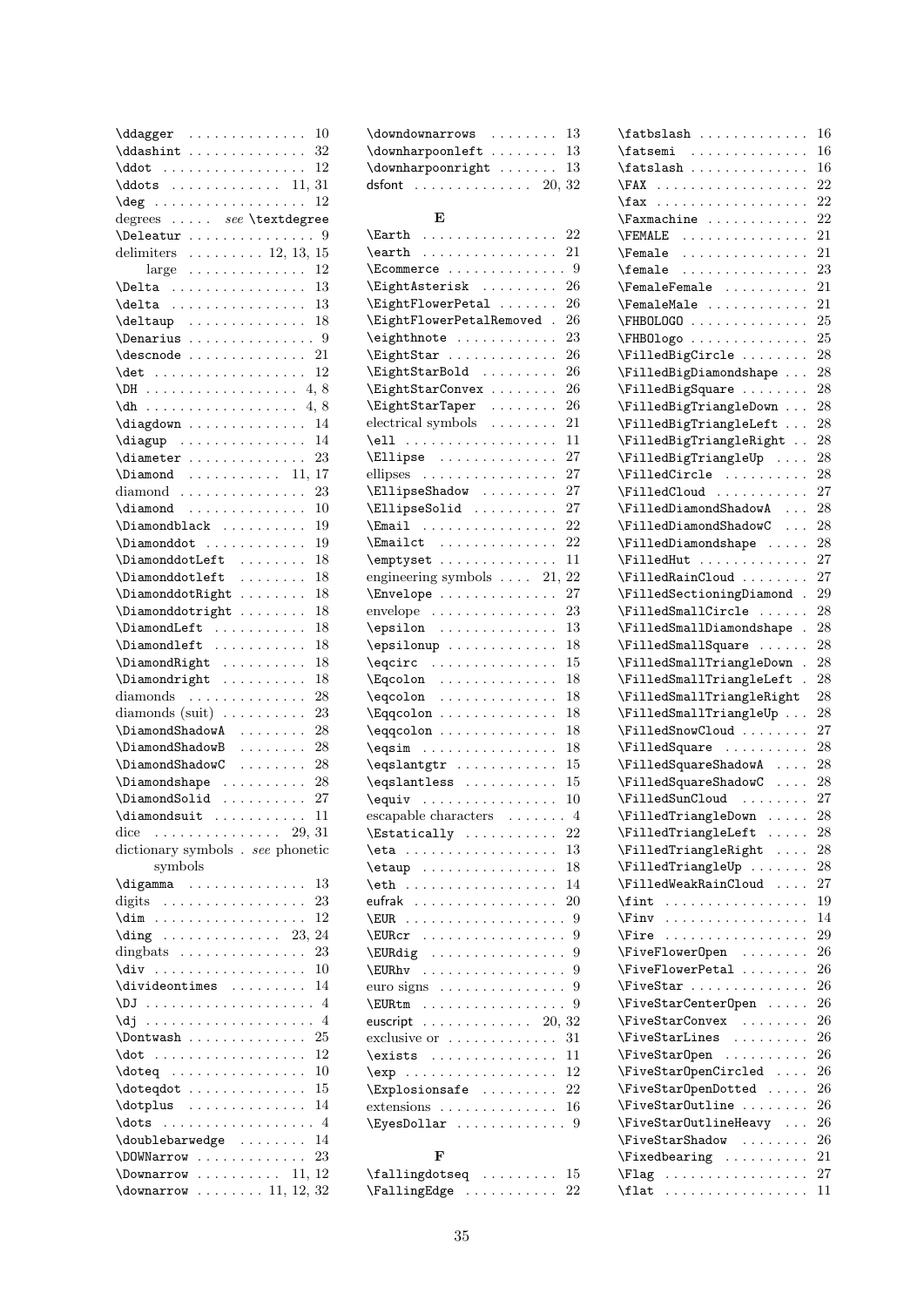\ddagger .............. 10
\ddashint .............. 32
\ddot ................. 12
\ddots ............. 11, 31
\deg .................. 12
degrees ..... *see* \textdegree
\Deleatur ............... 9
delimiters ......... 12, 13, 15
  large ............. 12
\Delta ................ 13
\delta ................ 13
\deltaup .............. 18
\Denarius ............... 9
\descnode .............. 21
\det .................. 12
\DH .................. 4, 8
\dh .................. 4, 8
\diagdown .............. 14
\diagup ............... 14
\diameter .............. 23
\Diamond ........... 11, 17
diamond ............... 23
\diamond .............. 10
\Diamondblack .......... 19
\Diamonddot ............ 19
\DiamonddotLeft ........ 18
\Diamonddotleft ........ 18
\DiamonddotRight ........ 18
\Diamonddotright ........ 18
\DiamondLeft ........... 18
\Diamondleft ........... 18
\DiamondRight .......... 18
\Diamondright .......... 18
diamonds .............. 28
diamonds (suit) .......... 23
\DiamondShadowA ........ 28
\DiamondShadowB ........ 28
\DiamondShadowC ........ 28
\Diamondshape .......... 28
\DiamondSolid .......... 27
\diamondsuit ........... 11
dice ............... 29, 31
dictionary symbols . *see* phonetic symbols
\digamma .............. 13
digits ................ 23
\dim .................. 12
\ding ............. 23, 24
dingbats .............. 23
\div .................. 10
\divideontimes ......... 14
\DJ .................... 4
\dj .................... 4
\Dontwash .............. 25
\dot .................. 12
\doteq ................ 10
\doteqdot .............. 15
\dotplus .............. 14
\dots .................. 4
\doublebarwedge ........ 14
\DOWNarrow ............. 23
\Downarrow .......... 11, 12
\downarrow ........ 11, 12, 32
\downdownarrows ........ 13
\downharpoonleft ........ 13
\downharpoonright ....... 13
dsfont .............. 20, 32

**E**

\Earth ................ 22
\earth ................ 21
\Ecommerce .............. 9
\EightAsterisk ......... 26
\EightFlowerPetal ....... 26
\EightFlowerPetalRemoved . 26
\eighthnote ............ 23
\EightStar ............. 26
\EightStarBold ......... 26
\EightStarConvex ........ 26
\EightStarTaper ........ 26
electrical symbols ........ 21
\ell .................. 11
\Ellipse .............. 27
ellipses ............... 27
\EllipseShadow ......... 27
\EllipseSolid .......... 27
\Email ................ 22
\Emailct .............. 22
\emptyset .............. 11
engineering symbols .... 21, 22
\Envelope .............. 27
envelope ............... 23
\epsilon .............. 13
\epsilonup ............. 18
\eqcirc ............... 15
\Eqcolon .............. 18
\eqcolon .............. 18
\Eqqcolon .............. 18
\eqqcolon .............. 18
\eqsim ................ 18
\eqslantgtr ............ 15
\eqslantless ........... 15
\equiv ................ 10
escapable characters ....... 4
\Estatically ........... 22
\eta .................. 13
\etaup ................ 18
\eth .................. 14
eufrak ................. 20
\EUR ................... 9
\EURcr ................. 9
\EURdig ................ 9
\EURhv ................. 9
euro signs ............... 9
\EURtm ................. 9
euscript ............. 20, 32
exclusive or ............. 31
\exists ............... 11
\exp .................. 12
\Explosionsafe ......... 22
extensions .............. 16
\EyesDollar ............. 9

**F**

\fallingdotseq ......... 15
\FallingEdge ........... 22
\fatbslash ............. 16
\fatsemi .............. 16
\fatslash .............. 16
\FAX .................. 22
\fax .................. 22
\Faxmachine ............ 22
\FEMALE ............... 21
\Female ............... 21
\female ............... 23
\FemaleFemale .......... 21
\FemaleMale ............ 21
\FHBOLOGO .............. 25
\FHBOlogo .............. 25
\FilledBigCircle ........ 28
\FilledBigDiamondshape ... 28
\FilledBigSquare ........ 28
\FilledBigTriangleDown ... 28
\FilledBigTriangleLeft ... 28
\FilledBigTriangleRight .. 28
\FilledBigTriangleUp .... 28
\FilledCircle .......... 28
\FilledCloud ........... 27
\FilledDiamondShadowA ... 28
\FilledDiamondShadowC ... 28
\FilledDiamondshape ..... 28
\FilledHut ............. 27
\FilledRainCloud ........ 27
\FilledSectioningDiamond . 29
\FilledSmallCircle ...... 28
\FilledSmallDiamondshape . 28
\FilledSmallSquare ...... 28
\FilledSmallTriangleDown . 28
\FilledSmallTriangleLeft . 28
\FilledSmallTriangleRight 28
\FilledSmallTriangleUp ... 28
\FilledSnowCloud ........ 27
\FilledSquare .......... 28
\FilledSquareShadowA .... 28
\FilledSquareShadowC .... 28
\FilledSunCloud ........ 27
\FilledTriangleDown ..... 28
\FilledTriangleLeft ..... 28
\FilledTriangleRight .... 28
\FilledTriangleUp ....... 28
\FilledWeakRainCloud .... 27
\fint ................. 19
\Finv ................. 14
\Fire ................. 29
\FiveFlowerOpen ........ 26
\FiveFlowerPetal ........ 26
\FiveStar .............. 26
\FiveStarCenterOpen ..... 26
\FiveStarConvex ........ 26
\FiveStarLines ......... 26
\FiveStarOpen .......... 26
\FiveStarOpenCircled .... 26
\FiveStarOpenDotted ..... 26
\FiveStarOutline ........ 26
\FiveStarOutlineHeavy ... 26
\FiveStarShadow ........ 26
\Fixedbearing .......... 21
\Flag ................. 27
\flat ................. 11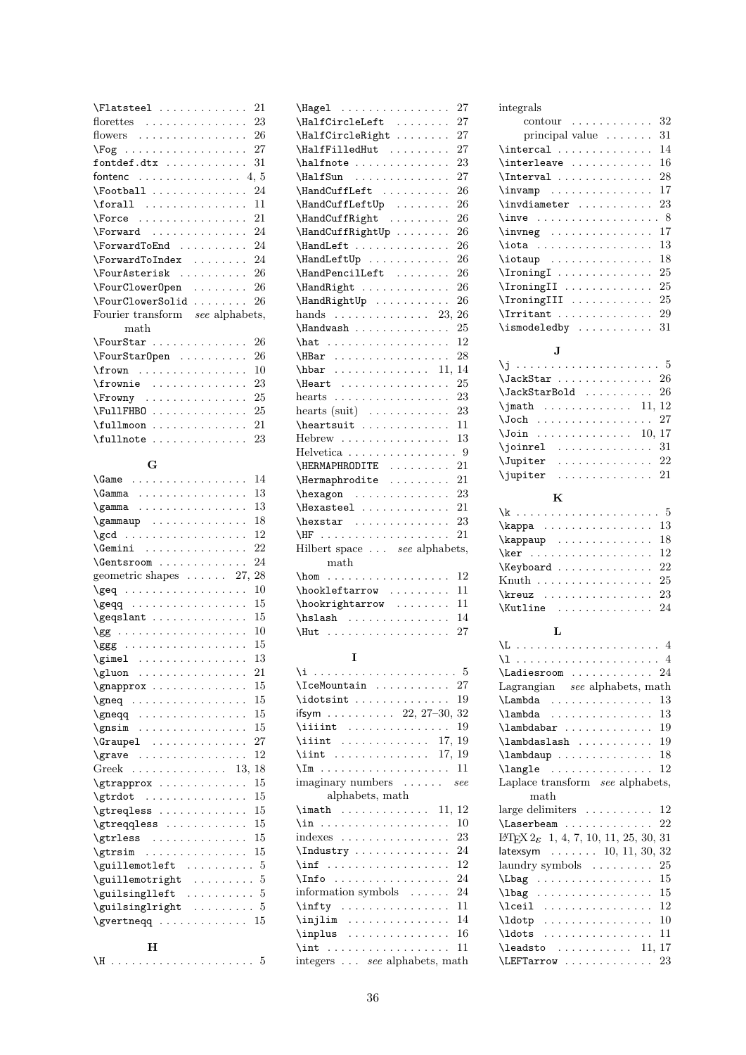\Flatsteel 21
florettes 23
flowers 26
\Fog 27
fontdef.dtx 31
fontenc 4, 5
\Football 24
\forall 11
\Force 21
\Forward 24
\ForwardToEnd 24
\ForwardToIndex 24
\FourAsterisk 26
\FourClowerOpen 26
\FourClowerSolid 26
Fourier transform *see* alphabets, math
\FourStar 26
\FourStarOpen 26
\frown 10
\frownie 23
\Frowny 25
\FullFHBO 25
\fullmoon 21
\fullnote 23

**G**

\Game 14
\Gamma 13
\gamma 13
\gammaup 18
\gcd 12
\Gemini 22
\Gentsroom 24
geometric shapes 27, 28
\geq 10
\geqq 15
\geqslant 15
\gg 10
\ggg 15
\gimel 13
\gluon 21
\gnapprox 15
\gneq 15
\gneqq 15
\gnsim 15
\Graupel 27
\grave 12
Greek 13, 18
\gtrapprox 15
\gtrdot 15
\gtreqless 15
\gtreqqless 15
\gtrless 15
\gtrsim 15
\guillemotleft 5
\guillemotright 5
\guilsinglleft 5
\guilsinglright 5
\gvertneqq 15

**H**

\H 5
\Hagel 27
\HalfCircleLeft 27
\HalfCircleRight 27
\HalfFilledHut 27
\halfnote 23
\HalfSun 27
\HandCuffLeft 26
\HandCuffLeftUp 26
\HandCuffRight 26
\HandCuffRightUp 26
\HandLeft 26
\HandLeftUp 26
\HandPencilLeft 26
\HandRight 26
\HandRightUp 26
hands 23, 26
\Handwash 25
\hat 12
\HBar 28
\hbar 11, 14
\Heart 25
hearts 23
hearts (suit) 23
\heartsuit 11
Hebrew 13
Helvetica 9
\HERMAPHRODITE 21
\Hermaphrodite 21
\hexagon 23
\Hexasteel 21
\hexstar 23
\HF 21
Hilbert space ... *see* alphabets, math
\hom 12
\hookleftarrow 11
\hookrightarrow 11
\hslash 14
\Hut 27

**I**

\i 5
\IceMountain 27
\idotsint 19
ifsym 22, 27–30, 32
\iiiint 19
\iiint 17, 19
\iint 17, 19
\Im 11
imaginary numbers *see* alphabets, math
\imath 11, 12
\in 10
indexes 23
\Industry 24
\inf 12
\Info 24
information symbols 24
\infty 11
\injlim 14
\inplus 16
\int 11
integers ... *see* alphabets, math
integrals
  contour 32
  principal value 31
\intercal 14
\interleave 16
\Interval 28
\invamp 17
\invdiameter 23
\inve 8
\invneg 17
\iota 13
\iotaup 18
\IroningI 25
\IroningII 25
\IroningIII 25
\Irritant 29
\ismodeledby 31

**J**

\j 5
\JackStar 26
\JackStarBold 26
\jmath 11, 12
\Joch 27
\Join 10, 17
\joinrel 31
\Jupiter 22
\jupiter 21

**K**

\k 5
\kappa 13
\kappaup 18
\ker 12
\Keyboard 22
Knuth 25
\kreuz 23
\Kutline 24

**L**

\L 4
\l 4
\Ladiesroom 24
Lagrangian *see* alphabets, math
\Lambda 13
\lambda 13
\lambdabar 19
\lambdaslash 19
\lambdaup 18
\langle 12
Laplace transform *see* alphabets, math
large delimiters 12
\Laserbeam 22
LaTeX 2ε 1, 4, 7, 10, 11, 25, 30, 31
latexsym 10, 11, 30, 32
laundry symbols 25
\Lbag 15
\lbag 15
\lceil 12
\ldotp 10
\ldots 11
\leadsto 11, 17
\LEFTarrow 23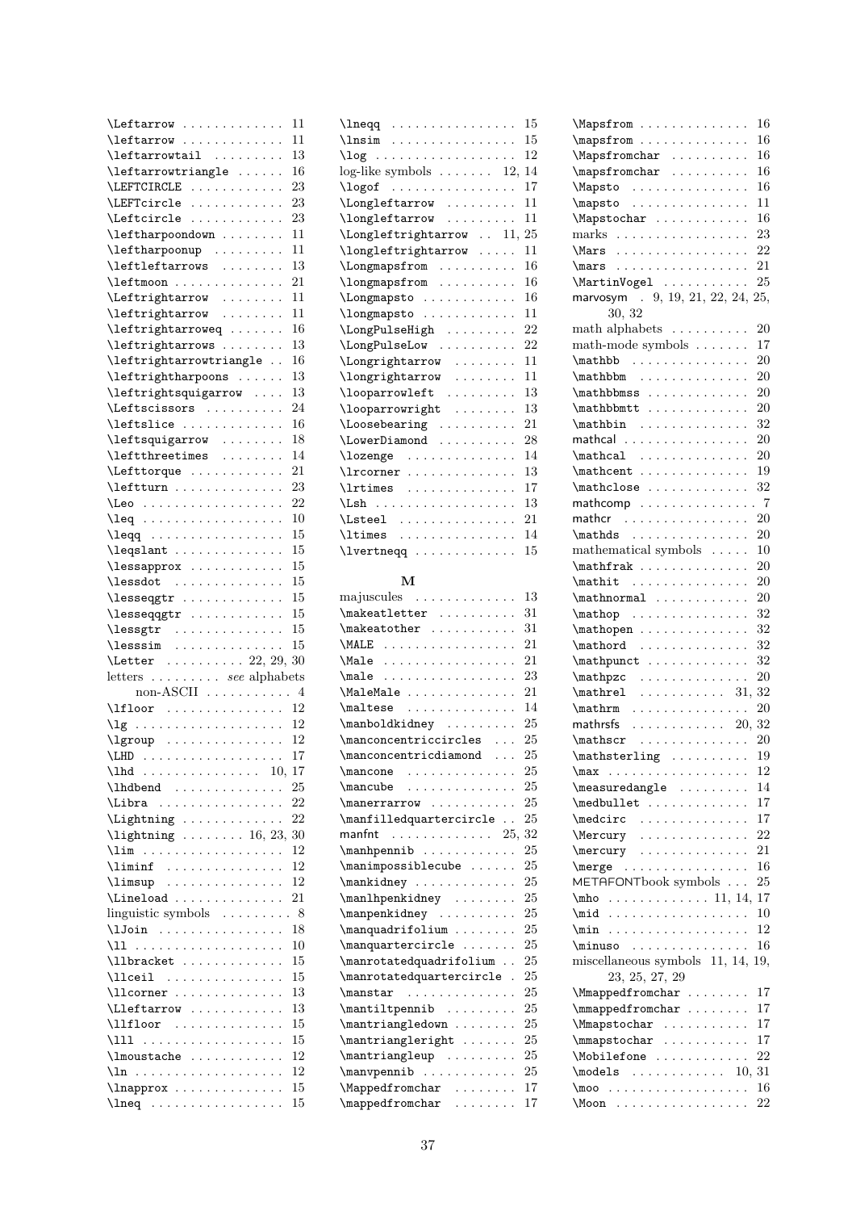\Leftarrow ............. 11
\leftarrow ............. 11
\leftarrowtail ......... 13
\leftarrowtriangle ...... 16
\LEFTCIRCLE ............ 23
\LEFTcircle ............ 23
\Leftcircle ............ 23
\leftharpoondown ........ 11
\leftharpoonup ......... 11
\leftleftarrows ........ 13
\leftmoon .............. 21
\Leftrightarrow ........ 11
\leftrightarrow ........ 11
\leftrightarroweq ....... 16
\leftrightarrows ........ 13
\leftrightarrowtriangle .. 16
\leftrightharpoons ...... 13
\leftrightsquigarrow .... 13
\Leftscissors .......... 24
\leftslice ............. 16
\leftsquigarrow ........ 18
\leftthreetimes ........ 14
\Lefttorque ............ 21
\leftturn .............. 23
\Leo .................. 22
\leq .................. 10
\leqq ................. 15
\leqslant .............. 15
\lessapprox ............ 15
\lessdot .............. 15
\lesseqgtr ............. 15
\lesseqqgtr ............ 15
\lessgtr .............. 15
\lesssim .............. 15
\Letter .......... 22, 29, 30
letters ......... *see* alphabets
 non-ASCII ........... 4
\lfloor ............... 12
\lg ................... 12
\lgroup ............... 12
\LHD .................. 17
\lhd ............... 10, 17
\lhdbend .............. 25
\Libra ................ 22
\Lightning ............. 22
\lightning ........ 16, 23, 30
\lim .................. 12
\liminf ............... 12
\limsup ............... 12
\Lineload .............. 21
linguistic symbols ......... 8
\lJoin ................ 18
\ll ................... 10
\llbracket ............. 15
\llceil ............... 15
\llcorner .............. 13
\Lleftarrow ............ 13
\llfloor .............. 15
\lll .................. 15
\lmoustache ............ 12
\ln ................... 12
\lnapprox .............. 15
\lneq ................. 15
\lneqq ................ 15
\lnsim ................ 15
\log .................. 12
log-like symbols ....... 12, 14
\logof ................ 17
\Longleftarrow ......... 11
\longleftarrow ......... 11
\Longleftrightarrow .. 11, 25
\longleftrightarrow ..... 11
\Longmapsfrom .......... 16
\longmapsfrom .......... 16
\Longmapsto ............ 16
\longmapsto ............ 11
\LongPulseHigh ......... 22
\LongPulseLow .......... 22
\Longrightarrow ........ 11
\longrightarrow ........ 11
\looparrowleft ......... 13
\looparrowright ........ 13
\Loosebearing .......... 21
\LowerDiamond .......... 28
\lozenge .............. 14
\lrcorner .............. 13
\lrtimes .............. 17
\Lsh .................. 13
\Lsteel ............... 21
\ltimes ............... 14
\lvertneqq ............. 15

## M

majuscules ............. 13
\makeatletter .......... 31
\makeatother ........... 31
\MALE ................. 21
\Male ................. 21
\male ................. 23
\MaleMale .............. 21
\maltese .............. 14
\manboldkidney ......... 25
\manconcentriccircles ... 25
\manconcentricdiamond ... 25
\mancone .............. 25
\mancube .............. 25
\manerrarrow ........... 25
\manfilledquartercircle .. 25
manfnt ............. 25, 32
\manhpennib ............ 25
\manimpossiblecube ...... 25
\mankidney ............. 25
\manlhpenkidney ........ 25
\manpenkidney .......... 25
\manquadrifolium ........ 25
\manquartercircle ....... 25
\manrotatedquadrifolium .. 25
\manrotatedquartercircle . 25
\manstar .............. 25
\mantiltpennib ......... 25
\mantriangledown ........ 25
\mantriangleright ....... 25
\mantriangleup ......... 25
\manvpennib ............ 25
\Mappedfromchar ........ 17
\mappedfromchar ........ 17
\Mapsfrom .............. 16
\mapsfrom .............. 16
\Mapsfromchar .......... 16
\mapsfromchar .......... 16
\Mapsto ............... 16
\mapsto ............... 11
\Mapstochar ............ 16
marks ................. 23
\Mars ................. 22
\mars ................. 21
\MartinVogel ........... 25
marvosym . 9, 19, 21, 22, 24, 25, 30, 32
math alphabets .......... 20
math-mode symbols ....... 17
\mathbb ............... 20
\mathbbm .............. 20
\mathbbmss ............. 20
\mathbbmtt ............. 20
\mathbin .............. 32
mathcal ................ 20
\mathcal .............. 20
\mathcent .............. 19
\mathclose ............. 32
mathcomp ............... 7
mathcr ................ 20
\mathds ............... 20
mathematical symbols ..... 10
\mathfrak .............. 20
\mathit ............... 20
\mathnormal ............ 20
\mathop ............... 32
\mathopen .............. 32
\mathord .............. 32
\mathpunct ............. 32
\mathpzc .............. 20
\mathrel ........... 31, 32
\mathrm ............... 20
mathrsfs ............ 20, 32
\mathscr .............. 20
\mathsterling .......... 19
\max .................. 12
\measuredangle ......... 14
\medbullet ............. 17
\medcirc .............. 17
\Mercury .............. 22
\mercury .............. 21
\merge ................ 16
METAFONTbook symbols ... 25
\mho ............ 11, 14, 17
\mid .................. 10
\min .................. 12
\minuso ............... 16
miscellaneous symbols 11, 14, 19, 23, 25, 27, 29
\Mmappedfromchar ........ 17
\mmappedfromchar ........ 17
\Mmapstochar ........... 17
\mmapstochar ........... 17
\Mobilefone ............ 22
\models ............ 10, 31
\moo .................. 16
\Moon ................. 22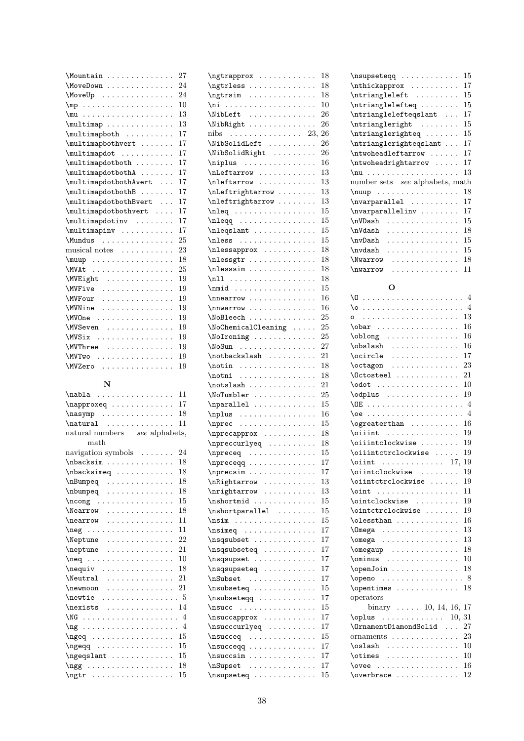\Mountain . . . . . . . . . . . . . . 27
\MoveDown . . . . . . . . . . . . . . 24
\MoveUp . . . . . . . . . . . . . . . 24
\mp . . . . . . . . . . . . . . . . . . 10
\mu . . . . . . . . . . . . . . . . . . 13
\multimap . . . . . . . . . . . . . 13
\multimapboth . . . . . . . . . . 17
\multimapbothvert . . . . . . . 17
\multimapdot . . . . . . . . . . . 17
\multimapdotboth . . . . . . . . 17
\multimapdotbothA . . . . . . . 17
\multimapdotbothAvert . . . 17
\multimapdotbothB . . . . . . . 17
\multimapdotbothBvert . . . 17
\multimapdotbothvert . . . . 17
\multimapdotinv . . . . . . . . 17
\multimapinv . . . . . . . . . . . 17
\Mundus . . . . . . . . . . . . . . . 25
musical notes . . . . . . . . . . . 23
\muup . . . . . . . . . . . . . . . . . 18
\MVAt . . . . . . . . . . . . . . . . . 25
\MVEight . . . . . . . . . . . . . . 19
\MVFive . . . . . . . . . . . . . . . 19
\MVFour . . . . . . . . . . . . . . . 19
\MVNine . . . . . . . . . . . . . . . 19
\MVOne . . . . . . . . . . . . . . . . 19
\MVSeven . . . . . . . . . . . . . . 19
\MVSix . . . . . . . . . . . . . . . . 19
\MVThree . . . . . . . . . . . . . . 19
\MVTwo . . . . . . . . . . . . . . . . 19
\MVZero . . . . . . . . . . . . . . . 19

**N**

\nabla . . . . . . . . . . . . . . . . 11
\napproxeq . . . . . . . . . . . . . 17
\nasymp . . . . . . . . . . . . . . . 18
\natural . . . . . . . . . . . . . . . 11
natural numbers *see* alphabets, math
navigation symbols . . . . . . . 24
\nbacksim . . . . . . . . . . . . . . 18
\nbacksimeq . . . . . . . . . . . . 18
\nBumpeq . . . . . . . . . . . . . . 18
\nbumpeq . . . . . . . . . . . . . . 18
\ncong . . . . . . . . . . . . . . . . 15
\Nearrow . . . . . . . . . . . . . . 18
\nearrow . . . . . . . . . . . . . . 11
\neg . . . . . . . . . . . . . . . . . . 11
\Neptune . . . . . . . . . . . . . . 22
\neptune . . . . . . . . . . . . . . 21
\neq . . . . . . . . . . . . . . . . . . 10
\nequiv . . . . . . . . . . . . . . . 18
\Neutral . . . . . . . . . . . . . . . 21
\newmoon . . . . . . . . . . . . . . 21
\newtie . . . . . . . . . . . . . . . . 5
\nexists . . . . . . . . . . . . . . . 14
\NG . . . . . . . . . . . . . . . . . . . 4
\ng . . . . . . . . . . . . . . . . . . . 4
\ngeq . . . . . . . . . . . . . . . . . 15
\ngeqq . . . . . . . . . . . . . . . . 15
\ngeqslant . . . . . . . . . . . . . 15
\ngg . . . . . . . . . . . . . . . . . . 18
\ngtr . . . . . . . . . . . . . . . . . 15
\ngtrapprox . . . . . . . . . . . . 18
\ngtrless . . . . . . . . . . . . . . 18
\ngtrsim . . . . . . . . . . . . . . 18
\ni . . . . . . . . . . . . . . . . . . . 10
\NibLeft . . . . . . . . . . . . . . 26
\NibRight . . . . . . . . . . . . . . 26
nibs . . . . . . . . . . . . . . . 23, 26
\NibSolidLeft . . . . . . . . . . 26
\NibSolidRight . . . . . . . . . 26
\niplus . . . . . . . . . . . . . . . 16
\nLeftarrow . . . . . . . . . . . . 13
\nleftarrow . . . . . . . . . . . . 13
\nLeftrightarrow . . . . . . . . 13
\nleftrightarrow . . . . . . . . 13
\nleq . . . . . . . . . . . . . . . . . 15
\nleqq . . . . . . . . . . . . . . . . 15
\nleqslant . . . . . . . . . . . . . 15
\nless . . . . . . . . . . . . . . . . 15
\nlessapprox . . . . . . . . . . . 18
\nlessgtr . . . . . . . . . . . . . . 18
\nlesssim . . . . . . . . . . . . . . 18
\nll . . . . . . . . . . . . . . . . . . 18
\nmid . . . . . . . . . . . . . . . . 15
\nnearrow . . . . . . . . . . . . . 16
\nnwarrow . . . . . . . . . . . . . 16
\NoBleech . . . . . . . . . . . . . 25
\NoChemicalCleaning . . . . . 25
\NoIroning . . . . . . . . . . . . . 25
\NoSun . . . . . . . . . . . . . . . . 27
\notbackslash . . . . . . . . . . 21
\notin . . . . . . . . . . . . . . . . 18
\notni . . . . . . . . . . . . . . . . 18
\notslash . . . . . . . . . . . . . . 21
\NoTumbler . . . . . . . . . . . . 25
\nparallel . . . . . . . . . . . . . 15
\nplus . . . . . . . . . . . . . . . . 16
\nprec . . . . . . . . . . . . . . . . 15
\nprecapprox . . . . . . . . . . . 18
\npreccurlyeq . . . . . . . . . . 18
\npreceq . . . . . . . . . . . . . . 15
\npreceqq . . . . . . . . . . . . . 17
\nprecsim . . . . . . . . . . . . . 17
\nRightarrow . . . . . . . . . . . 13
\nrightarrow . . . . . . . . . . . 13
\nshortmid . . . . . . . . . . . . 15
\nshortparallel . . . . . . . . 15
\nsim . . . . . . . . . . . . . . . . . 15
\nsimeq . . . . . . . . . . . . . . . 17
\nsqsubset . . . . . . . . . . . . . 17
\nsqsubseteq . . . . . . . . . . . 17
\nsqsupset . . . . . . . . . . . . . 17
\nsqsupseteq . . . . . . . . . . . 17
\nSubset . . . . . . . . . . . . . . 17
\nsubseteq . . . . . . . . . . . . . 15
\nsubseteqq . . . . . . . . . . . . 17
\nsucc . . . . . . . . . . . . . . . . 15
\nsuccapprox . . . . . . . . . . . 17
\nsucccurlyeq . . . . . . . . . . 17
\nsucceq . . . . . . . . . . . . . . 15
\nsucceqq . . . . . . . . . . . . . 17
\nsuccsim . . . . . . . . . . . . . 17
\nSupset . . . . . . . . . . . . . . 17
\nsupseteq . . . . . . . . . . . . . 15
\nsupseteqq . . . . . . . . . . . . 15
\nthickapprox . . . . . . . . . . 17
\ntriangleleft . . . . . . . . . 15
\ntrianglelefteq . . . . . . . . 15
\ntrianglelefteqslant . . . 17
\ntriangleright . . . . . . . . 15
\ntrianglerighteq . . . . . . . 15
\ntrianglerighteqslant . . . 17
\ntwoheadleftarrow . . . . . . 17
\ntwoheadrightarrow . . . . . 17
\nu . . . . . . . . . . . . . . . . . . . 13
number sets *see* alphabets, math
\nuup . . . . . . . . . . . . . . . . . 18
\nvarparallel . . . . . . . . . . 17
\nvarparallelinv . . . . . . . . 17
\nVDash . . . . . . . . . . . . . . . 15
\nVdash . . . . . . . . . . . . . . . 18
\nvDash . . . . . . . . . . . . . . . 15
\nvdash . . . . . . . . . . . . . . . 15
\Nwarrow . . . . . . . . . . . . . . 18
\nwarrow . . . . . . . . . . . . . . 11

**O**

\O . . . . . . . . . . . . . . . . . . . . 4
\o . . . . . . . . . . . . . . . . . . . . 4
o . . . . . . . . . . . . . . . . . . . . 13
\obar . . . . . . . . . . . . . . . . . 16
\oblong . . . . . . . . . . . . . . . 16
\obslash . . . . . . . . . . . . . . 16
\ocircle . . . . . . . . . . . . . . 17
\octagon . . . . . . . . . . . . . . 23
\Octosteel . . . . . . . . . . . . . 21
\odot . . . . . . . . . . . . . . . . . 10
\odplus . . . . . . . . . . . . . . . 19
\OE . . . . . . . . . . . . . . . . . . . 4
\oe . . . . . . . . . . . . . . . . . . . 4
\ogreaterthan . . . . . . . . . . 16
\oiiint . . . . . . . . . . . . . . . 19
\oiiintclockwise . . . . . . . . 19
\oiiintctrclockwise . . . . . 19
\oiint . . . . . . . . . . . . . 17, 19
\oiintclockwise . . . . . . . . 19
\oiintctrclockwise . . . . . . 19
\oint . . . . . . . . . . . . . . . . . 11
\ointclockwise . . . . . . . . . 19
\ointctrclockwise . . . . . . . 19
\olessthan . . . . . . . . . . . . . 16
\Omega . . . . . . . . . . . . . . . . 13
\omega . . . . . . . . . . . . . . . . 13
\omegaup . . . . . . . . . . . . . . 18
\ominus . . . . . . . . . . . . . . . 10
\openJoin . . . . . . . . . . . . . . 18
\openo . . . . . . . . . . . . . . . . . 8
\opentimes . . . . . . . . . . . . . 18
operators
  binary . . . . . 10, 14, 16, 17
\oplus . . . . . . . . . . . . . 10, 31
\OrnamentDiamondSolid . . . 27
ornaments . . . . . . . . . . . . . 23
\oslash . . . . . . . . . . . . . . . 10
\otimes . . . . . . . . . . . . . . . 10
\ovee . . . . . . . . . . . . . . . . . 16
\overbrace . . . . . . . . . . . . . 12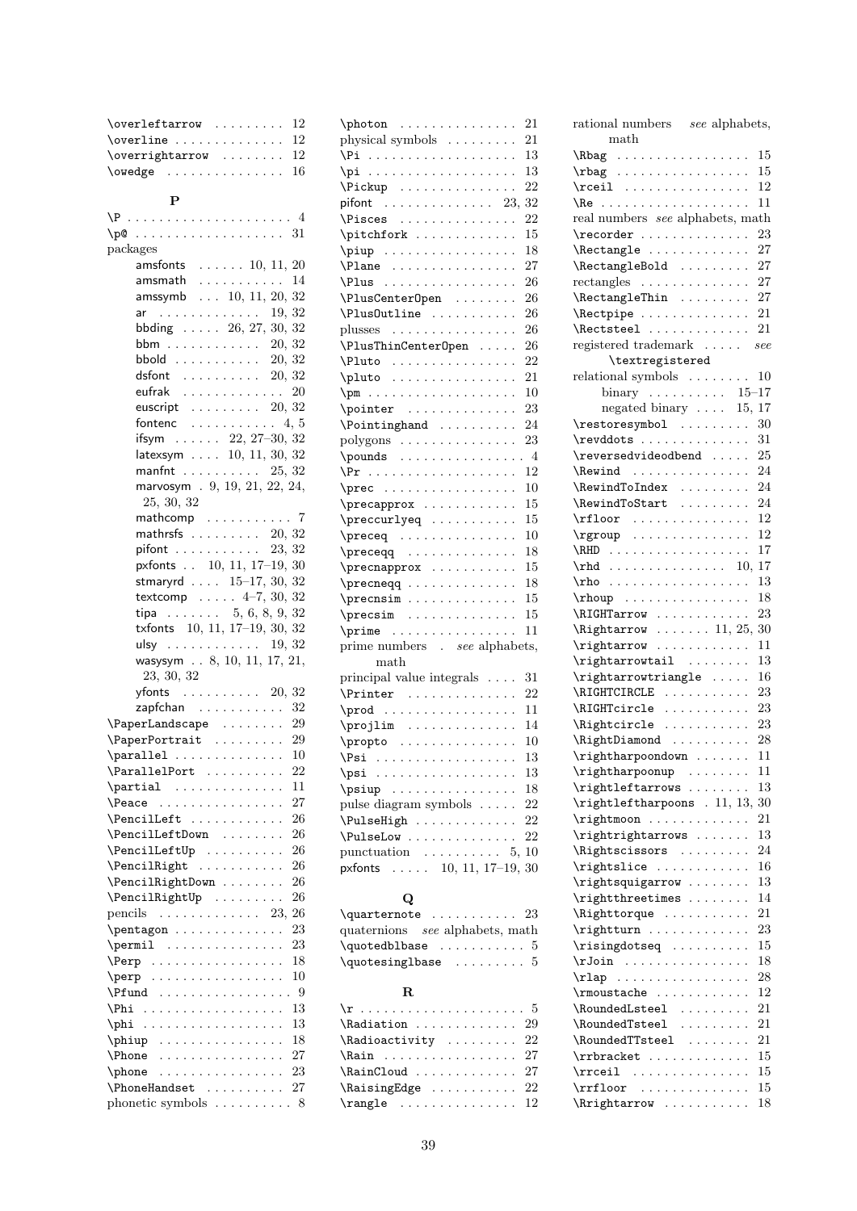\overleftarrow . . . . . . . . . 12
\overline . . . . . . . . . . . . . . 12
\overrightarrow . . . . . . . . 12
\owedge . . . . . . . . . . . . . . . 16

### P

\P . . . . . . . . . . . . . . . . . . . . . 4
\p@ . . . . . . . . . . . . . . . . . . . 31
packages
- amsfonts . . . . . . 10, 11, 20
- amsmath . . . . . . . . . . . 14
- amssymb . . . 10, 11, 20, 32
- ar . . . . . . . . . . . . . 19, 32
- bbding . . . . . 26, 27, 30, 32
- bbm . . . . . . . . . . . . 20, 32
- bbold . . . . . . . . . . . 20, 32
- dsfont . . . . . . . . . . 20, 32
- eufrak . . . . . . . . . . . . . 20
- euscript . . . . . . . . . 20, 32
- fontenc . . . . . . . . . . . 4, 5
- ifsym . . . . . . 22, 27–30, 32
- latexsym . . . . 10, 11, 30, 32
- manfnt . . . . . . . . . . 25, 32
- marvosym . 9, 19, 21, 22, 24, 25, 30, 32
- mathcomp . . . . . . . . . . . 7
- mathrsfs . . . . . . . . . 20, 32
- pifont . . . . . . . . . . . 23, 32
- pxfonts . . 10, 11, 17–19, 30
- stmaryrd . . . . 15–17, 30, 32
- textcomp . . . . . 4–7, 30, 32
- tipa . . . . . . . 5, 6, 8, 9, 32
- txfonts 10, 11, 17–19, 30, 32
- ulsy . . . . . . . . . . . . 19, 32
- wasysym . . 8, 10, 11, 17, 21, 23, 30, 32
- yfonts . . . . . . . . . . 20, 32
- zapfchan . . . . . . . . . . . 32

\PaperLandscape . . . . . . . . 29
\PaperPortrait . . . . . . . . . 29
\parallel . . . . . . . . . . . . . . 10
\ParallelPort . . . . . . . . . . 22
\partial . . . . . . . . . . . . . . 11
\Peace . . . . . . . . . . . . . . . . 27
\PencilLeft . . . . . . . . . . . . 26
\PencilLeftDown . . . . . . . . 26
\PencilLeftUp . . . . . . . . . . 26
\PencilRight . . . . . . . . . . . 26
\PencilRightDown . . . . . . . . 26
\PencilRightUp . . . . . . . . . 26
pencils . . . . . . . . . . . . . 23, 26
\pentagon . . . . . . . . . . . . . . 23
\permil . . . . . . . . . . . . . . . 23
\Perp . . . . . . . . . . . . . . . . . 18
\perp . . . . . . . . . . . . . . . . . 10
\Pfund . . . . . . . . . . . . . . . . . 9
\Phi . . . . . . . . . . . . . . . . . . 13
\phi . . . . . . . . . . . . . . . . . . 13
\phiup . . . . . . . . . . . . . . . . 18
\Phone . . . . . . . . . . . . . . . . 27
\phone . . . . . . . . . . . . . . . . 23
\PhoneHandset . . . . . . . . . . 27
phonetic symbols . . . . . . . . . . 8
\photon . . . . . . . . . . . . . . . 21
physical symbols . . . . . . . . . 21
\Pi . . . . . . . . . . . . . . . . . . . 13
\pi . . . . . . . . . . . . . . . . . . . 13
\Pickup . . . . . . . . . . . . . . . 22
pifont . . . . . . . . . . . . . . 23, 32
\Pisces . . . . . . . . . . . . . . . 22
\pitchfork . . . . . . . . . . . . . 15
\piup . . . . . . . . . . . . . . . . . 18
\Plane . . . . . . . . . . . . . . . . 27
\Plus . . . . . . . . . . . . . . . . . 26
\PlusCenterOpen . . . . . . . . 26
\PlusOutline . . . . . . . . . . . 26
plusses . . . . . . . . . . . . . . . . 26
\PlusThinCenterOpen . . . . . 26
\Pluto . . . . . . . . . . . . . . . . 22
\pluto . . . . . . . . . . . . . . . . 21
\pm . . . . . . . . . . . . . . . . . . . 10
\pointer . . . . . . . . . . . . . . 23
\Pointinghand . . . . . . . . . . 24
polygons . . . . . . . . . . . . . . . 23
\pounds . . . . . . . . . . . . . . . . 4
\Pr . . . . . . . . . . . . . . . . . . . 12
\prec . . . . . . . . . . . . . . . . . 10
\precapprox . . . . . . . . . . . . 15
\preccurlyeq . . . . . . . . . . . 15
\preceq . . . . . . . . . . . . . . . 10
\preceqq . . . . . . . . . . . . . . 18
\precnapprox . . . . . . . . . . . 15
\precneqq . . . . . . . . . . . . . . 18
\precnsim . . . . . . . . . . . . . . 15
\precsim . . . . . . . . . . . . . . 15
\prime . . . . . . . . . . . . . . . . 11
prime numbers . *see* alphabets, math
principal value integrals . . . . 31
\Printer . . . . . . . . . . . . . . 22
\prod . . . . . . . . . . . . . . . . . 11
\projlim . . . . . . . . . . . . . . 14
\propto . . . . . . . . . . . . . . . 10
\Psi . . . . . . . . . . . . . . . . . . 13
\psi . . . . . . . . . . . . . . . . . . 13
\psiup . . . . . . . . . . . . . . . . 18
pulse diagram symbols . . . . . 22
\PulseHigh . . . . . . . . . . . . . 22
\PulseLow . . . . . . . . . . . . . . 22
punctuation . . . . . . . . . . 5, 10
pxfonts . . . . . 10, 11, 17–19, 30

### Q

\quarternote . . . . . . . . . . . 23
quaternions *see* alphabets, math
\quotedblbase . . . . . . . . . . . 5
\quotesinglbase . . . . . . . . . 5

### R

\r . . . . . . . . . . . . . . . . . . . . . 5
\Radiation . . . . . . . . . . . . . 29
\Radioactivity . . . . . . . . . 22
\Rain . . . . . . . . . . . . . . . . . 27
\RainCloud . . . . . . . . . . . . . 27
\RaisingEdge . . . . . . . . . . . 22
\rangle . . . . . . . . . . . . . . . 12
rational numbers *see* alphabets, math
\Rbag . . . . . . . . . . . . . . . . . 15
\rbag . . . . . . . . . . . . . . . . . 15
\rceil . . . . . . . . . . . . . . . . 12
\Re . . . . . . . . . . . . . . . . . . . 11
real numbers *see* alphabets, math
\recorder . . . . . . . . . . . . . . 23
\Rectangle . . . . . . . . . . . . . 27
\RectangleBold . . . . . . . . . 27
rectangles . . . . . . . . . . . . . . 27
\RectangleThin . . . . . . . . . 27
\Rectpipe . . . . . . . . . . . . . . 21
\Rectsteel . . . . . . . . . . . . . 21
registered trademark . . . . . *see* \textregistered
relational symbols . . . . . . . . 10
- binary . . . . . . . . . . 15–17
- negated binary . . . . 15, 17

\restoresymbol . . . . . . . . . 30
\revddots . . . . . . . . . . . . . . 31
\reversedvideodbend . . . . . 25
\Rewind . . . . . . . . . . . . . . . 24
\RewindToIndex . . . . . . . . . 24
\RewindToStart . . . . . . . . . 24
\rfloor . . . . . . . . . . . . . . . 12
\rgroup . . . . . . . . . . . . . . . 12
\RHD . . . . . . . . . . . . . . . . . . 17
\rhd . . . . . . . . . . . . . . . 10, 17
\rho . . . . . . . . . . . . . . . . . . 13
\rhoup . . . . . . . . . . . . . . . . 18
\RIGHTarrow . . . . . . . . . . . . 23
\Rightarrow . . . . . . . 11, 25, 30
\rightarrow . . . . . . . . . . . . 11
\rightarrowtail . . . . . . . . 13
\rightarrowtriangle . . . . . 16
\RIGHTCIRCLE . . . . . . . . . . . 23
\RIGHTcircle . . . . . . . . . . . 23
\Rightcircle . . . . . . . . . . . 23
\RightDiamond . . . . . . . . . . 28
\rightharpoondown . . . . . . . 11
\rightharpoonup . . . . . . . . 11
\rightleftarrows . . . . . . . . 13
\rightleftharpoons . 11, 13, 30
\rightmoon . . . . . . . . . . . . . 21
\rightrightarrows . . . . . . . 13
\Rightscissors . . . . . . . . . 24
\rightslice . . . . . . . . . . . . 16
\rightsquigarrow . . . . . . . . 13
\rightthreetimes . . . . . . . . 14
\Righttorque . . . . . . . . . . . 21
\rightturn . . . . . . . . . . . . . 23
\risingdotseq . . . . . . . . . . 15
\rJoin . . . . . . . . . . . . . . . . 18
\rlap . . . . . . . . . . . . . . . . . 28
\rmoustache . . . . . . . . . . . . 12
\RoundedLsteel . . . . . . . . . 21
\RoundedTsteel . . . . . . . . . 21
\RoundedTTsteel . . . . . . . . 21
\rrbracket . . . . . . . . . . . . . 15
\rrceil . . . . . . . . . . . . . . . 15
\rrfloor . . . . . . . . . . . . . . 15
\Rrightarrow . . . . . . . . . . . 18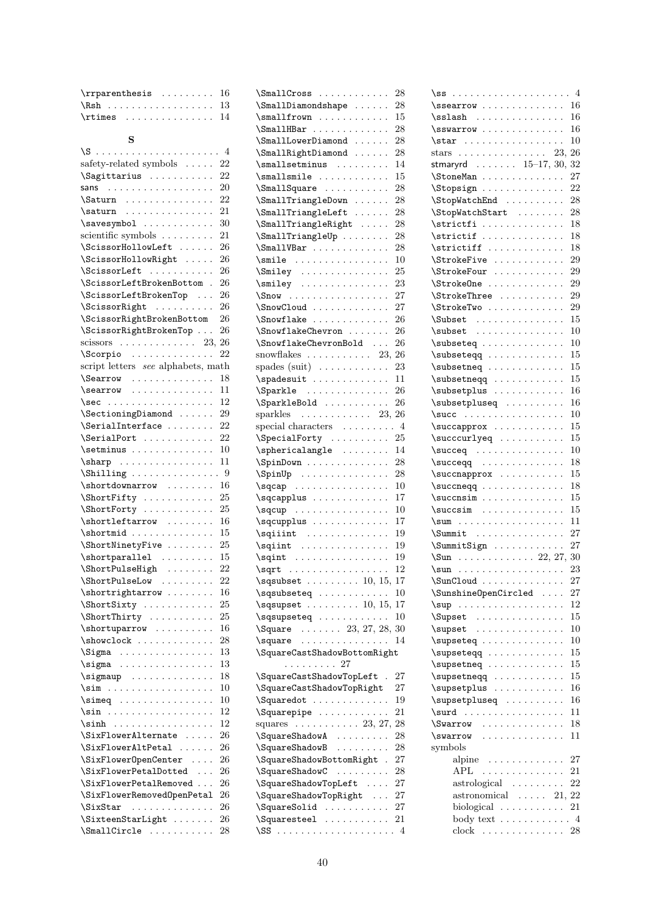\rrparenthesis 16
\Rsh 13
\rtimes 14

**S**

\S 4
safety-related symbols 22
\Sagittarius 22
sans 20
\Saturn 22
\saturn 21
\savesymbol 30
scientific symbols 21
\ScissorHollowLeft 26
\ScissorHollowRight 26
\ScissorLeft 26
\ScissorLeftBrokenBottom 26
\ScissorLeftBrokenTop 26
\ScissorRight 26
\ScissorRightBrokenBottom 26
\ScissorRightBrokenTop 26
scissors 23, 26
\Scorpio 22
script letters *see* alphabets, math
\Searrow 18
\searrow 11
\sec 12
\SectioningDiamond 29
\SerialInterface 22
\SerialPort 22
\setminus 10
\sharp 11
\Shilling 9
\shortdownarrow 16
\ShortFifty 25
\ShortForty 25
\shortleftarrow 16
\shortmid 15
\ShortNinetyFive 25
\shortparallel 15
\ShortPulseHigh 22
\ShortPulseLow 22
\shortrightarrow 16
\ShortSixty 25
\ShortThirty 25
\shortuparrow 16
\showclock 28
\Sigma 13
\sigma 13
\sigmaup 18
\sim 10
\simeq 10
\sin 12
\sinh 12
\SixFlowerAlternate 26
\SixFlowerAltPetal 26
\SixFlowerOpenCenter 26
\SixFlowerPetalDotted 26
\SixFlowerPetalRemoved 26
\SixFlowerRemovedOpenPetal 26
\SixStar 26
\SixteenStarLight 26
\SmallCircle 28
\SmallCross 28
\SmallDiamondshape 28
\smallfrown 15
\SmallHBar 28
\SmallLowerDiamond 28
\SmallRightDiamond 28
\smallsetminus 14
\smallsmile 15
\SmallSquare 28
\SmallTriangleDown 28
\SmallTriangleLeft 28
\SmallTriangleRight 28
\SmallTriangleUp 28
\SmallVBar 28
\smile 10
\Smiley 25
\smiley 23
\Snow 27
\SnowCloud 27
\Snowflake 26
\SnowflakeChevron 26
\SnowflakeChevronBold 26
snowflakes 23, 26
spades (suit) 23
\spadesuit 11
\Sparkle 26
\SparkleBold 26
sparkles 23, 26
special characters 4
\SpecialForty 25
\sphericalangle 14
\SpinDown 28
\SpinUp 28
\sqcap 10
\sqcapplus 17
\sqcup 10
\sqcupplus 17
\sqiiint 19
\sqiint 19
\sqint 19
\sqrt 12
\sqsubset 10, 15, 17
\sqsubseteq 10
\sqsupset 10, 15, 17
\sqsupseteq 10
\Square 23, 27, 28, 30
\square 14
\SquareCastShadowBottomRight 27
\SquareCastShadowTopLeft 27
\SquareCastShadowTopRight 27
\Squaredot 19
\Squarepipe 21
squares 23, 27, 28
\SquareShadowA 28
\SquareShadowB 28
\SquareShadowBottomRight 27
\SquareShadowC 28
\SquareShadowTopLeft 27
\SquareShadowTopRight 27
\SquareSolid 27
\Squaresteel 21
\SS 4
\ss 4
\ssearrow 16
\sslash 16
\sswarrow 16
\star 10
stars 23, 26
stmaryrd 15–17, 30, 32
\StoneMan 27
\Stopsign 22
\StopWatchEnd 28
\StopWatchStart 28
\strictfi 18
\strictif 18
\strictiff 18
\StrokeFive 29
\StrokeFour 29
\StrokeOne 29
\StrokeThree 29
\StrokeTwo 29
\Subset 15
\subset 10
\subseteq 10
\subseteqq 15
\subsetneq 15
\subsetneqq 15
\subsetplus 16
\subsetpluseq 16
\succ 10
\succapprox 15
\succcurlyeq 15
\succeq 10
\succeqq 18
\succnapprox 15
\succneqq 18
\succnsim 15
\succsim 15
\sum 11
\Summit 27
\SummitSign 27
\Sun 22, 27, 30
\sun 23
\SunCloud 27
\SunshineOpenCircled 27
\sup 12
\Supset 15
\supset 10
\supseteq 10
\supseteqq 15
\supsetneq 15
\supsetneqq 15
\supsetplus 16
\supsetpluseq 16
\surd 11
\Swarrow 18
\swarrow 11
symbols
- alpine 27
- APL 21
- astrological 22
- astronomical 21, 22
- biological 21
- body text 4
- clock 28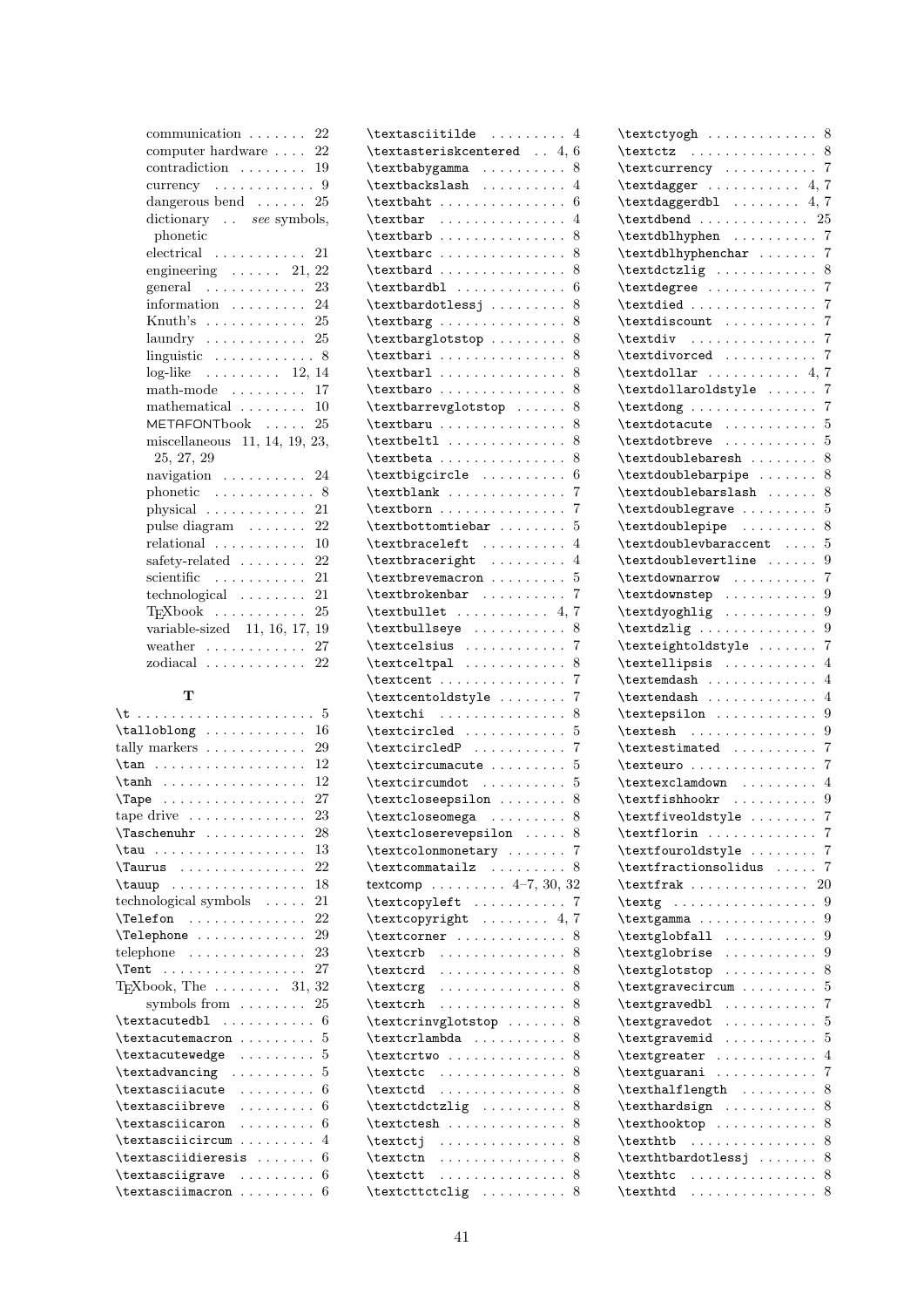communication . . . . . . . 22
computer hardware . . . . 22
contradiction . . . . . . . . 19
currency . . . . . . . . . . . . 9
dangerous bend . . . . . . 25
dictionary . . *see* symbols, phonetic
electrical . . . . . . . . . . . 21
engineering . . . . . . 21, 22
general . . . . . . . . . . . . 23
information . . . . . . . . . 24
Knuth's . . . . . . . . . . . . 25
laundry . . . . . . . . . . . . 25
linguistic . . . . . . . . . . . . 8
log-like . . . . . . . . . 12, 14
math-mode . . . . . . . . . 17
mathematical . . . . . . . . 10
METAFONTbook . . . . . 25
miscellaneous 11, 14, 19, 23, 25, 27, 29
navigation . . . . . . . . . . 24
phonetic . . . . . . . . . . . . 8
physical . . . . . . . . . . . . 21
pulse diagram . . . . . . . 22
relational . . . . . . . . . . . 10
safety-related . . . . . . . . 22
scientific . . . . . . . . . . . 21
technological . . . . . . . . 21
TEXbook . . . . . . . . . . . 25
variable-sized 11, 16, 17, 19
weather . . . . . . . . . . . . 27
zodiacal . . . . . . . . . . . . 22

**T**

\t . . . . . . . . . . . . . . . . . . . . . 5
\talloblong . . . . . . . . . . . . 16
tally markers . . . . . . . . . . . . 29
\tan . . . . . . . . . . . . . . . . . . 12
\tanh . . . . . . . . . . . . . . . . . 12
\Tape . . . . . . . . . . . . . . . . . 27
tape drive . . . . . . . . . . . . . . 23
\Taschenuhr . . . . . . . . . . . . 28
\tau . . . . . . . . . . . . . . . . . . 13
\Taurus . . . . . . . . . . . . . . . 22
\tauup . . . . . . . . . . . . . . . . 18
technological symbols . . . . . 21
\Telefon . . . . . . . . . . . . . . 22
\Telephone . . . . . . . . . . . . . 29
telephone . . . . . . . . . . . . . . 23
\Tent . . . . . . . . . . . . . . . . . 27
TEXbook, The . . . . . . . . 31, 32
symbols from . . . . . . . . 25
\textacutedbl . . . . . . . . . . . 6
\textacutemacron . . . . . . . . . 5
\textacutewedge . . . . . . . . . 5
\textadvancing . . . . . . . . . . 5
\textasciiacute . . . . . . . . . 6
\textasciibreve . . . . . . . . . 6
\textasciicaron . . . . . . . . . 6
\textasciicircum . . . . . . . . . 4
\textasciidieresis . . . . . . . 6
\textasciigrave . . . . . . . . . 6
\textasciimacron . . . . . . . . . 6
\textasciitilde . . . . . . . . . 4
\textasteriskcentered . . 4, 6
\textbabygamma . . . . . . . . . . 8
\textbackslash . . . . . . . . . . 4
\textbaht . . . . . . . . . . . . . . . 6
\textbar . . . . . . . . . . . . . . . 4
\textbarb . . . . . . . . . . . . . . . 8
\textbarc . . . . . . . . . . . . . . . 8
\textbard . . . . . . . . . . . . . . . 8
\textbardbl . . . . . . . . . . . . . 6
\textbardotlessj . . . . . . . . . 8
\textbarg . . . . . . . . . . . . . . . 8
\textbarglotstop . . . . . . . . . 8
\textbari . . . . . . . . . . . . . . . 8
\textbarl . . . . . . . . . . . . . . . 8
\textbaro . . . . . . . . . . . . . . . 8
\textbarrevglotstop . . . . . . 8
\textbaru . . . . . . . . . . . . . . . 8
\textbeltl . . . . . . . . . . . . . . 8
\textbeta . . . . . . . . . . . . . . . 8
\textbigcircle . . . . . . . . . . 6
\textblank . . . . . . . . . . . . . 7
\textborn . . . . . . . . . . . . . . . 7
\textbottomtiebar . . . . . . . . 5
\textbraceleft . . . . . . . . . . 4
\textbraceright . . . . . . . . . 4
\textbrevemacron . . . . . . . . . 5
\textbrokenbar . . . . . . . . . . 7
\textbullet . . . . . . . . . . . 4, 7
\textbullseye . . . . . . . . . . . 8
\textcelsius . . . . . . . . . . . . 7
\textceltpal . . . . . . . . . . . . 8
\textcent . . . . . . . . . . . . . . . 7
\textcentoldstyle . . . . . . . . 7
\textchi . . . . . . . . . . . . . . . 8
\textcircled . . . . . . . . . . . . 5
\textcircledP . . . . . . . . . . . 7
\textcircumacute . . . . . . . . . 5
\textcircumdot . . . . . . . . . . 5
\textcloseepsilon . . . . . . . . 8
\textcloseomega . . . . . . . . . 8
\textcloserevepsilon . . . . . 8
\textcolonmonetary . . . . . . . 7
\textcommatailz . . . . . . . . . 8
textcomp . . . . . . . . . 4–7, 30, 32
\textcopyleft . . . . . . . . . . . 7
\textcopyright . . . . . . . . 4, 7
\textcorner . . . . . . . . . . . . . 8
\textcrb . . . . . . . . . . . . . . . 8
\textcrd . . . . . . . . . . . . . . . 8
\textcrg . . . . . . . . . . . . . . . 8
\textcrh . . . . . . . . . . . . . . . 8
\textcrinvglotstop . . . . . . . 8
\textcrlambda . . . . . . . . . . . 8
\textcrtwo . . . . . . . . . . . . . . 8
\textctc . . . . . . . . . . . . . . . 8
\textctd . . . . . . . . . . . . . . . 8
\textctdctzlig . . . . . . . . . . 8
\textctesh . . . . . . . . . . . . . . 8
\textctj . . . . . . . . . . . . . . . 8
\textctn . . . . . . . . . . . . . . . 8
\textctt . . . . . . . . . . . . . . . 8
\textcttctclig . . . . . . . . . . 8
\textctyogh . . . . . . . . . . . . . 8
\textctz . . . . . . . . . . . . . . . 8
\textcurrency . . . . . . . . . . . 7
\textdagger . . . . . . . . . . . 4, 7
\textdaggerdbl . . . . . . . . 4, 7
\textdbend . . . . . . . . . . . . . 25
\textdblhyphen . . . . . . . . . . 7
\textdblhyphenchar . . . . . . . 7
\textdctzlig . . . . . . . . . . . . 8
\textdegree . . . . . . . . . . . . . 7
\textdied . . . . . . . . . . . . . . . 7
\textdiscount . . . . . . . . . . . 7
\textdiv . . . . . . . . . . . . . . . 7
\textdivorced . . . . . . . . . . . 7
\textdollar . . . . . . . . . . . 4, 7
\textdollaroldstyle . . . . . . 7
\textdong . . . . . . . . . . . . . . . 7
\textdotacute . . . . . . . . . . . 5
\textdotbreve . . . . . . . . . . . 5
\textdoublebaresh . . . . . . . . 8
\textdoublebarpipe . . . . . . . 8
\textdoublebarslash . . . . . . 8
\textdoublegrave . . . . . . . . . 5
\textdoublepipe . . . . . . . . . 8
\textdoublevbaraccent . . . . 5
\textdoublevertline . . . . . . 9
\textdownarrow . . . . . . . . . . 7
\textdownstep . . . . . . . . . . . 9
\textdyoghlig . . . . . . . . . . . 9
\textdzlig . . . . . . . . . . . . . . 9
\texteightoldstyle . . . . . . . 7
\textellipsis . . . . . . . . . . . 4
\textemdash . . . . . . . . . . . . . 4
\textendash . . . . . . . . . . . . . 4
\textepsilon . . . . . . . . . . . . 9
\textesh . . . . . . . . . . . . . . . 9
\textestimated . . . . . . . . . . 7
\texteuro . . . . . . . . . . . . . . . 7
\textexclamdown . . . . . . . . . 4
\textfishhookr . . . . . . . . . . 9
\textfiveoldstyle . . . . . . . . 7
\textflorin . . . . . . . . . . . . . 7
\textfouroldstyle . . . . . . . . 7
\textfractionsolidus . . . . . 7
\textfrak . . . . . . . . . . . . . . 20
\textg . . . . . . . . . . . . . . . . . 9
\textgamma . . . . . . . . . . . . . . 9
\textglobfall . . . . . . . . . . . 9
\textglobrise . . . . . . . . . . . 9
\textglotstop . . . . . . . . . . . 8
\textgravecircum . . . . . . . . . 5
\textgravedbl . . . . . . . . . . . 7
\textgravedot . . . . . . . . . . . 5
\textgravemid . . . . . . . . . . . 5
\textgreater . . . . . . . . . . . . 4
\textguarani . . . . . . . . . . . . 7
\texthalflength . . . . . . . . . 8
\texthardsign . . . . . . . . . . . 8
\texthooktop . . . . . . . . . . . . 8
\texthtb . . . . . . . . . . . . . . . 8
\texthtbardotlessj . . . . . . . 8
\texthtc . . . . . . . . . . . . . . . 8
\texthtd . . . . . . . . . . . . . . . 8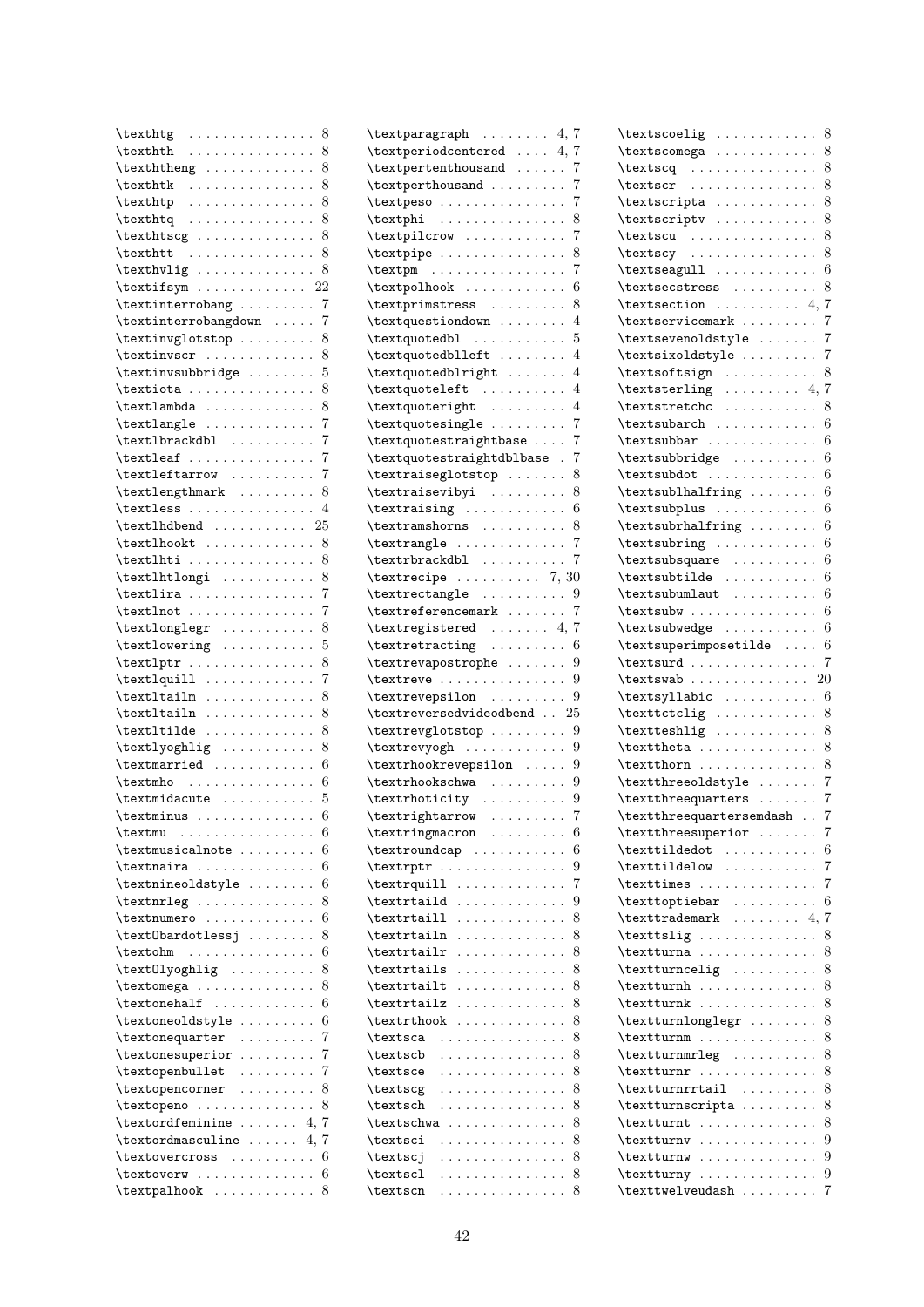\texthtg . . . . . . . . . . . . . . . 8
\texthth . . . . . . . . . . . . . . . 8
\texththeng . . . . . . . . . . . . . 8
\texthtk . . . . . . . . . . . . . . . 8
\texthtp . . . . . . . . . . . . . . . 8
\texthtq . . . . . . . . . . . . . . . 8
\texthtscg . . . . . . . . . . . . . . 8
\texthtt . . . . . . . . . . . . . . . 8
\texthvlig . . . . . . . . . . . . . . 8
\textifsym . . . . . . . . . . . . . 22
\textinterrobang . . . . . . . . . 7
\textinterrobangdown . . . . . 7
\textinvglotstop . . . . . . . . . 8
\textinvscr . . . . . . . . . . . . . 8
\textinvsubbridge . . . . . . . . 5
\textiota . . . . . . . . . . . . . . . 8
\textlambda . . . . . . . . . . . . . 8
\textlangle . . . . . . . . . . . . . 7
\textlbrackdbl . . . . . . . . . . 7
\textleaf . . . . . . . . . . . . . . . 7
\textleftarrow . . . . . . . . . . 7
\textlengthmark . . . . . . . . . 8
\textless . . . . . . . . . . . . . . . 4
\textlhdbend . . . . . . . . . . . 25
\textlhookt . . . . . . . . . . . . . 8
\textlhti . . . . . . . . . . . . . . . 8
\textlhtlongi . . . . . . . . . . . 8
\textlira . . . . . . . . . . . . . . . 7
\textlnot . . . . . . . . . . . . . . . 7
\textlonglegr . . . . . . . . . . . 8
\textlowering . . . . . . . . . . . 5
\textlptr . . . . . . . . . . . . . . . 8
\textlquill . . . . . . . . . . . . . 7
\textltailm . . . . . . . . . . . . . 8
\textltailn . . . . . . . . . . . . . 8
\textltilde . . . . . . . . . . . . . 8
\textlyoghlig . . . . . . . . . . . 8
\textmarried . . . . . . . . . . . . 6
\textmho . . . . . . . . . . . . . . . 6
\textmidacute . . . . . . . . . . . 5
\textminus . . . . . . . . . . . . . . 6
\textmu . . . . . . . . . . . . . . . . 6
\textmusicalnote . . . . . . . . . 6
\textnaira . . . . . . . . . . . . . . 6
\textnineoldstyle . . . . . . . . 6
\textnrleg . . . . . . . . . . . . . . 8
\textnumero . . . . . . . . . . . . . 6
\textObardotlessj . . . . . . . . 8
\textohm . . . . . . . . . . . . . . . 6
\textOlyoghlig . . . . . . . . . . 8
\textomega . . . . . . . . . . . . . . 8
\textonehalf . . . . . . . . . . . . 6
\textoneoldstyle . . . . . . . . . 6
\textonequarter . . . . . . . . . 7
\textonesuperior . . . . . . . . . 7
\textopenbullet . . . . . . . . . 7
\textopencorner . . . . . . . . . 8
\textopeno . . . . . . . . . . . . . . 8
\textordfeminine . . . . . . . 4, 7
\textordmasculine . . . . . . 4, 7
\textovercross . . . . . . . . . . 6
\textoverw . . . . . . . . . . . . . . 6
\textpalhook . . . . . . . . . . . . 8
\textparagraph . . . . . . . . 4, 7
\textperiodcentered . . . . 4, 7
\textpertenthousand . . . . . . 7
\textperthousand . . . . . . . . . 7
\textpeso . . . . . . . . . . . . . . . 7
\textphi . . . . . . . . . . . . . . . 8
\textpilcrow . . . . . . . . . . . . 7
\textpipe . . . . . . . . . . . . . . . 8
\textpm . . . . . . . . . . . . . . . . 7
\textpolhook . . . . . . . . . . . . 6
\textprimstress . . . . . . . . . 8
\textquestiondown . . . . . . . . 4
\textquotedbl . . . . . . . . . . . 5
\textquotedblleft . . . . . . . . 4
\textquotedblright . . . . . . . 4
\textquoteleft . . . . . . . . . . 4
\textquoteright . . . . . . . . . 4
\textquotesingle . . . . . . . . . 7
\textquotestraightbase . . . . 7
\textquotestraightdblbase . 7
\textraiseglotstop . . . . . . . 8
\textraisevibyi . . . . . . . . . 8
\textraising . . . . . . . . . . . . 6
\textramshorns . . . . . . . . . . 8
\textrangle . . . . . . . . . . . . . 7
\textrbrackdbl . . . . . . . . . . 7
\textrecipe . . . . . . . . . . 7, 30
\textrectangle . . . . . . . . . . 9
\textreferencemark . . . . . . . 7
\textregistered . . . . . . . 4, 7
\textretracting . . . . . . . . . 6
\textrevapostrophe . . . . . . . 9
\textreve . . . . . . . . . . . . . . . 9
\textrevepsilon . . . . . . . . . 9
\textreversedvideodbend . . 25
\textrevglotstop . . . . . . . . . 9
\textrevyogh . . . . . . . . . . . . 9
\textrhookrevepsilon . . . . . 9
\textrhookschwa . . . . . . . . . 9
\textrhoticity . . . . . . . . . . 9
\textrightarrow . . . . . . . . . 7
\textringmacron . . . . . . . . . 6
\textroundcap . . . . . . . . . . . 6
\textrptr . . . . . . . . . . . . . . . 9
\textrquill . . . . . . . . . . . . . 7
\textrtaild . . . . . . . . . . . . . 9
\textrtaill . . . . . . . . . . . . . 8
\textrtailn . . . . . . . . . . . . . 8
\textrtailr . . . . . . . . . . . . . 8
\textrtails . . . . . . . . . . . . . 8
\textrtailt . . . . . . . . . . . . . 8
\textrtailz . . . . . . . . . . . . . 8
\textrthook . . . . . . . . . . . . . 8
\textsca . . . . . . . . . . . . . . . 8
\textscb . . . . . . . . . . . . . . . 8
\textsce . . . . . . . . . . . . . . . 8
\textscg . . . . . . . . . . . . . . . 8
\textsch . . . . . . . . . . . . . . . 8
\textschwa . . . . . . . . . . . . . . 8
\textsci . . . . . . . . . . . . . . . 8
\textscj . . . . . . . . . . . . . . . 8
\textscl . . . . . . . . . . . . . . . 8
\textscn . . . . . . . . . . . . . . . 8
\textscoelig . . . . . . . . . . . . 8
\textscomega . . . . . . . . . . . . 8
\textscq . . . . . . . . . . . . . . . 8
\textscr . . . . . . . . . . . . . . . 8
\textscripta . . . . . . . . . . . . 8
\textscriptv . . . . . . . . . . . . 8
\textscu . . . . . . . . . . . . . . . 8
\textscy . . . . . . . . . . . . . . . 8
\textseagull . . . . . . . . . . . . 6
\textsecstress . . . . . . . . . . 8
\textsection . . . . . . . . . . 4, 7
\textservicemark . . . . . . . . . 7
\textsevenoldstyle . . . . . . . 7
\textsixoldstyle . . . . . . . . . 7
\textsoftsign . . . . . . . . . . . 8
\textsterling . . . . . . . . . 4, 7
\textstretchc . . . . . . . . . . . 8
\textsubarch . . . . . . . . . . . . 6
\textsubbar . . . . . . . . . . . . . 6
\textsubbridge . . . . . . . . . . 6
\textsubdot . . . . . . . . . . . . . 6
\textsublhalfring . . . . . . . . 6
\textsubplus . . . . . . . . . . . . 6
\textsubrhalfring . . . . . . . . 6
\textsubring . . . . . . . . . . . . 6
\textsubsquare . . . . . . . . . . 6
\textsubtilde . . . . . . . . . . . 6
\textsubumlaut . . . . . . . . . . 6
\textsubw . . . . . . . . . . . . . . . 6
\textsubwedge . . . . . . . . . . . 6
\textsuperimposetilde . . . . 6
\textsurd . . . . . . . . . . . . . . . 7
\textswab . . . . . . . . . . . . . . 20
\textsyllabic . . . . . . . . . . . 6
\texttctclig . . . . . . . . . . . . 8
\textteshlig . . . . . . . . . . . . 8
\texttheta . . . . . . . . . . . . . . 8
\textthorn . . . . . . . . . . . . . . 8
\textthreeoldstyle . . . . . . . 7
\textthreequarters . . . . . . . 7
\textthreequartersemdash . . 7
\textthreesuperior . . . . . . . 7
\texttildedot . . . . . . . . . . . 6
\texttildelow . . . . . . . . . . . 7
\texttimes . . . . . . . . . . . . . . 7
\texttoptiebar . . . . . . . . . . 6
\texttrademark . . . . . . . . 4, 7
\texttslig . . . . . . . . . . . . . . 8
\textturna . . . . . . . . . . . . . . 8
\textturncelig . . . . . . . . . . 8
\textturnh . . . . . . . . . . . . . . 8
\textturnk . . . . . . . . . . . . . . 8
\textturnlonglegr . . . . . . . . 8
\textturnm . . . . . . . . . . . . . . 8
\textturnmrleg . . . . . . . . . . 8
\textturnr . . . . . . . . . . . . . . 8
\textturnrrtail . . . . . . . . . 8
\textturnscripta . . . . . . . . . 8
\textturnt . . . . . . . . . . . . . . 8
\textturnv . . . . . . . . . . . . . . 9
\textturnw . . . . . . . . . . . . . . 9
\textturny . . . . . . . . . . . . . . 9
\texttwelveudash . . . . . . . . . 7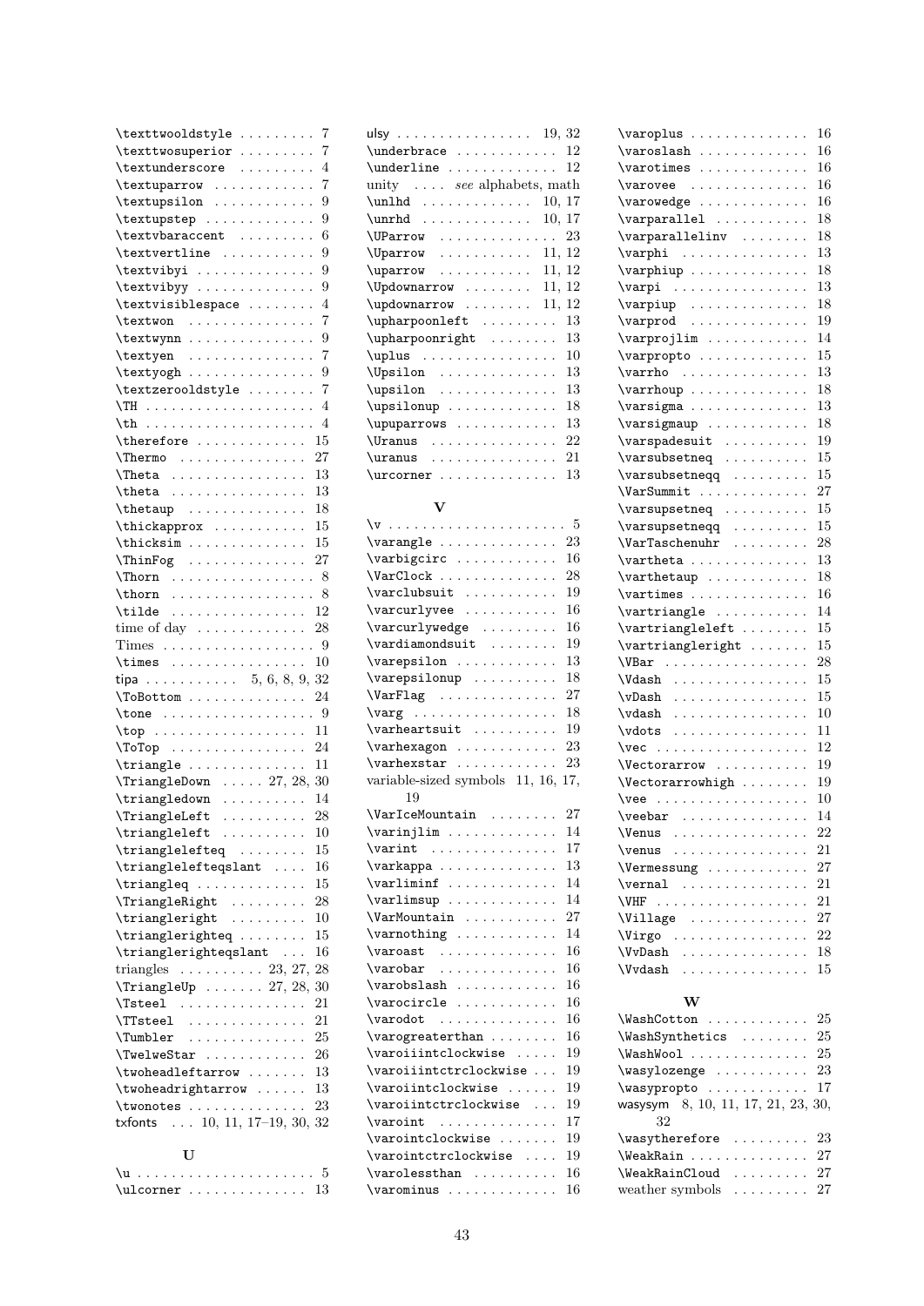\texttwooldstyle . . . . . . . . . 7
\texttwosuperior . . . . . . . . . 7
\textunderscore . . . . . . . . . 4
\textuparrow . . . . . . . . . . . . 7
\textupsilon . . . . . . . . . . . . 9
\textupstep . . . . . . . . . . . . . 9
\textvbaraccent . . . . . . . . . 6
\textvertline . . . . . . . . . . . 9
\textvibyi . . . . . . . . . . . . . . 9
\textvibyy . . . . . . . . . . . . . . 9
\textvisiblespace . . . . . . . . 4
\textwon . . . . . . . . . . . . . . . 7
\textwynn . . . . . . . . . . . . . . . 9
\textyen . . . . . . . . . . . . . . . 7
\textyogh . . . . . . . . . . . . . . . 9
\textzerooldstyle . . . . . . . . 7
\TH . . . . . . . . . . . . . . . . . . . . 4
\th . . . . . . . . . . . . . . . . . . . . 4
\therefore . . . . . . . . . . . . . 15
\Thermo . . . . . . . . . . . . . . . 27
\Theta . . . . . . . . . . . . . . . . 13
\theta . . . . . . . . . . . . . . . . 13
\thetaup . . . . . . . . . . . . . . 18
\thickapprox . . . . . . . . . . . 15
\thicksim . . . . . . . . . . . . . . 15
\ThinFog . . . . . . . . . . . . . . 27
\Thorn . . . . . . . . . . . . . . . . . 8
\thorn . . . . . . . . . . . . . . . . . 8
\tilde . . . . . . . . . . . . . . . . 12
time of day . . . . . . . . . . . . 28
Times . . . . . . . . . . . . . . . . . . 9
\times . . . . . . . . . . . . . . . . 10
tipa . . . . . . . . . . . 5, 6, 8, 9, 32
\ToBottom . . . . . . . . . . . . . . 24
\tone . . . . . . . . . . . . . . . . . . 9
\top . . . . . . . . . . . . . . . . . . 11
\ToTop . . . . . . . . . . . . . . . . 24
\triangle . . . . . . . . . . . . . . 11
\TriangleDown . . . . . 27, 28, 30
\triangledown . . . . . . . . . . 14
\TriangleLeft . . . . . . . . . . 28
\triangleleft . . . . . . . . . . 10
\trianglelefteq . . . . . . . . 15
\trianglelefteqslant . . . . 16
\triangleq . . . . . . . . . . . . . 15
\TriangleRight . . . . . . . . . 28
\triangleright . . . . . . . . . 10
\trianglerighteq . . . . . . . . 15
\trianglerighteqslant . . . 16
triangles . . . . . . . . . . 23, 27, 28
\TriangleUp . . . . . . . 27, 28, 30
\Tsteel . . . . . . . . . . . . . . . 21
\TTsteel . . . . . . . . . . . . . . 21
\Tumbler . . . . . . . . . . . . . . 25
\TwelweStar . . . . . . . . . . . . 26
\twoheadleftarrow . . . . . . . 13
\twoheadrightarrow . . . . . . 13
\twonotes . . . . . . . . . . . . . . 23
txfonts . . . 10, 11, 17–19, 30, 32

### U

\u . . . . . . . . . . . . . . . . . . . . . 5
\ulcorner . . . . . . . . . . . . . . 13
ulsy . . . . . . . . . . . . . . . . 19, 32
\underbrace . . . . . . . . . . . . 12
\underline . . . . . . . . . . . . . 12
unity . . . . *see* alphabets, math
\unlhd . . . . . . . . . . . . . 10, 17
\unrhd . . . . . . . . . . . . . 10, 17
\UParrow . . . . . . . . . . . . . . 23
\Uparrow . . . . . . . . . . . 11, 12
\uparrow . . . . . . . . . . . 11, 12
\Updownarrow . . . . . . . . 11, 12
\updownarrow . . . . . . . . 11, 12
\upharpoonleft . . . . . . . . . 13
\upharpoonright . . . . . . . . 13
\uplus . . . . . . . . . . . . . . . . 10
\Upsilon . . . . . . . . . . . . . . 13
\upsilon . . . . . . . . . . . . . . 13
\upsilonup . . . . . . . . . . . . . 18
\upuparrows . . . . . . . . . . . . 13
\Uranus . . . . . . . . . . . . . . . 22
\uranus . . . . . . . . . . . . . . . 21
\urcorner . . . . . . . . . . . . . . 13

### V

\v . . . . . . . . . . . . . . . . . . . . . 5
\varangle . . . . . . . . . . . . . . 23
\varbigcirc . . . . . . . . . . . . 16
\VarClock . . . . . . . . . . . . . . 28
\varclubsuit . . . . . . . . . . . 19
\varcurlyvee . . . . . . . . . . . 16
\varcurlywedge . . . . . . . . . 16
\vardiamondsuit . . . . . . . . 19
\varepsilon . . . . . . . . . . . . 13
\varepsilonup . . . . . . . . . . 18
\VarFlag . . . . . . . . . . . . . . 27
\varg . . . . . . . . . . . . . . . . . 18
\varheartsuit . . . . . . . . . . 19
\varhexagon . . . . . . . . . . . . 23
\varhexstar . . . . . . . . . . . . 23
variable-sized symbols 11, 16, 17, 19
\VarIceMountain . . . . . . . . 27
\varinjlim . . . . . . . . . . . . . 14
\varint . . . . . . . . . . . . . . . 17
\varkappa . . . . . . . . . . . . . . 13
\varliminf . . . . . . . . . . . . . 14
\varlimsup . . . . . . . . . . . . . 14
\VarMountain . . . . . . . . . . . 27
\varnothing . . . . . . . . . . . . 14
\varoast . . . . . . . . . . . . . . 16
\varobar . . . . . . . . . . . . . . 16
\varobslash . . . . . . . . . . . . 16
\varocircle . . . . . . . . . . . . 16
\varodot . . . . . . . . . . . . . . 16
\varogreaterthan . . . . . . . . 16
\varoiiintclockwise . . . . . 19
\varoiiintctrclockwise . . . 19
\varoiintclockwise . . . . . . 19
\varoiintctrclockwise . . . 19
\varoint . . . . . . . . . . . . . . 17
\varointclockwise . . . . . . . 19
\varointctrclockwise . . . . 19
\varolessthan . . . . . . . . . . 16
\varominus . . . . . . . . . . . . . 16
\varoplus . . . . . . . . . . . . . . 16
\varoslash . . . . . . . . . . . . . 16
\varotimes . . . . . . . . . . . . . 16
\varovee . . . . . . . . . . . . . . 16
\varowedge . . . . . . . . . . . . . 16
\varparallel . . . . . . . . . . . 18
\varparallelinv . . . . . . . . 18
\varphi . . . . . . . . . . . . . . . 13
\varphiup . . . . . . . . . . . . . . 18
\varpi . . . . . . . . . . . . . . . . 13
\varpiup . . . . . . . . . . . . . . 18
\varprod . . . . . . . . . . . . . . 19
\varprojlim . . . . . . . . . . . . 14
\varpropto . . . . . . . . . . . . . 15
\varrho . . . . . . . . . . . . . . . 13
\varrhoup . . . . . . . . . . . . . . 18
\varsigma . . . . . . . . . . . . . . 13
\varsigmaup . . . . . . . . . . . . 18
\varspadesuit . . . . . . . . . . 19
\varsubsetneq . . . . . . . . . . 15
\varsubsetneqq . . . . . . . . . 15
\VarSummit . . . . . . . . . . . . . 27
\varsupsetneq . . . . . . . . . . 15
\varsupsetneqq . . . . . . . . . 15
\VarTaschenuhr . . . . . . . . . 28
\vartheta . . . . . . . . . . . . . . 13
\varthetaup . . . . . . . . . . . . 18
\vartimes . . . . . . . . . . . . . . 16
\vartriangle . . . . . . . . . . . 14
\vartriangleleft . . . . . . . . 15
\vartriangleright . . . . . . . 15
\VBar . . . . . . . . . . . . . . . . . 28
\Vdash . . . . . . . . . . . . . . . . 15
\vDash . . . . . . . . . . . . . . . . 15
\vdash . . . . . . . . . . . . . . . . 10
\vdots . . . . . . . . . . . . . . . . 11
\vec . . . . . . . . . . . . . . . . . . 12
\Vectorarrow . . . . . . . . . . . 19
\Vectorarrowhigh . . . . . . . . 19
\vee . . . . . . . . . . . . . . . . . . 10
\veebar . . . . . . . . . . . . . . . 14
\Venus . . . . . . . . . . . . . . . . 22
\venus . . . . . . . . . . . . . . . . 21
\Vermessung . . . . . . . . . . . . 27
\vernal . . . . . . . . . . . . . . . 21
\VHF . . . . . . . . . . . . . . . . . . 21
\Village . . . . . . . . . . . . . . 27
\Virgo . . . . . . . . . . . . . . . . 22
\VvDash . . . . . . . . . . . . . . . 18
\Vvdash . . . . . . . . . . . . . . . 15

### W

\WashCotton . . . . . . . . . . . . 25
\WashSynthetics . . . . . . . . 25
\WashWool . . . . . . . . . . . . . . 25
\wasylozenge . . . . . . . . . . . 23
\wasypropto . . . . . . . . . . . . 17
wasysym 8, 10, 11, 17, 21, 23, 30, 32
\wasytherefore . . . . . . . . . 23
\WeakRain . . . . . . . . . . . . . . 27
\WeakRainCloud . . . . . . . . . 27
weather symbols . . . . . . . . . 27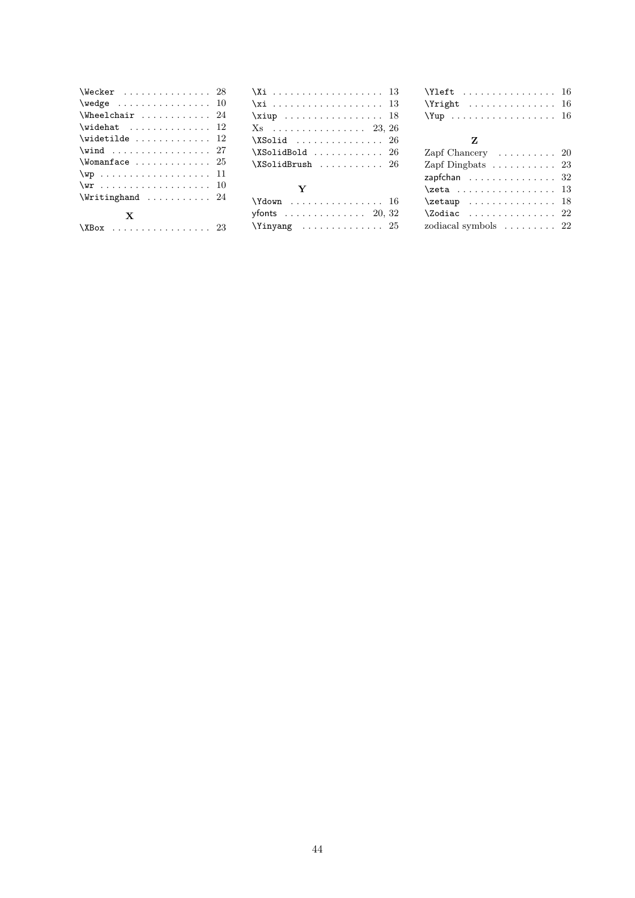\Wecker . . . . . . . . . . . . . . . 28
\wedge . . . . . . . . . . . . . . . . 10
\Wheelchair . . . . . . . . . . . . 24
\widehat . . . . . . . . . . . . . . 12
\widetilde . . . . . . . . . . . . . 12
\wind . . . . . . . . . . . . . . . . . 27
\Womanface . . . . . . . . . . . . . 25
\wp . . . . . . . . . . . . . . . . . . . 11
\wr . . . . . . . . . . . . . . . . . . . 10
\Writinghand . . . . . . . . . . . 24

**X**

\XBox . . . . . . . . . . . . . . . . . 23
\Xi . . . . . . . . . . . . . . . . . . . 13
\xi . . . . . . . . . . . . . . . . . . . 13
\xiup . . . . . . . . . . . . . . . . . 18
Xs . . . . . . . . . . . . . . . . 23, 26
\XSolid . . . . . . . . . . . . . . . 26
\XSolidBold . . . . . . . . . . . . 26
\XSolidBrush . . . . . . . . . . . 26

**Y**

\Ydown . . . . . . . . . . . . . . . . 16
yfonts . . . . . . . . . . . . . . 20, 32
\Yinyang . . . . . . . . . . . . . . 25
\Yleft . . . . . . . . . . . . . . . . 16
\Yright . . . . . . . . . . . . . . . 16
\Yup . . . . . . . . . . . . . . . . . . 16

**Z**

Zapf Chancery . . . . . . . . . . 20
Zapf Dingbats . . . . . . . . . . . 23
zapfchan . . . . . . . . . . . . . . . 32
\zeta . . . . . . . . . . . . . . . . . 13
\zetaup . . . . . . . . . . . . . . . 18
\Zodiac . . . . . . . . . . . . . . . 22
zodiacal symbols . . . . . . . . . 22